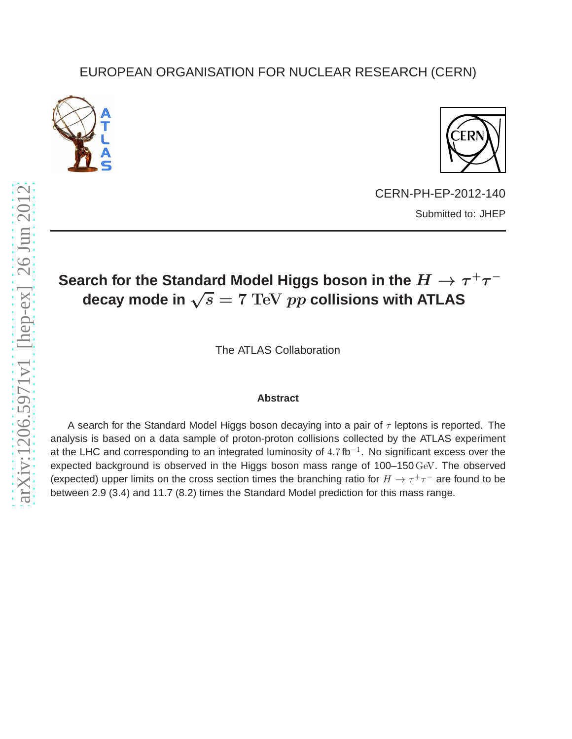EUROPEAN ORGANISATION FOR NUCLEAR RESEARCH (CERN)

CERN-PH-EP-2012-140

Submitted to: JHEP

# Search for the Standard Model Higgs boson in the $H \to \tau^+\tau^-$ decay mode in $\sqrt{s} = 7$ TeV $pp$ collisions with ATLAS

The ATLAS Collaboration

## Abstract

A search for the Standard Model Higgs boson decaying into a pair of $\tau$ leptons is reported. The analysis is based on a data sample of proton-proton collisions collected by the ATLAS experiment at the LHC and corresponding to an integrated luminosity of $4.7\,\mathrm{fb}^{-1}$. No significant excess over the expected background is observed in the Higgs boson mass range of 100–150 GeV. The observed (expected) upper limits on the cross section times the branching ratio for $H \to \tau^+\tau^-$ are found to be between 2.9 (3.4) and 11.7 (8.2) times the Standard Model prediction for this mass range.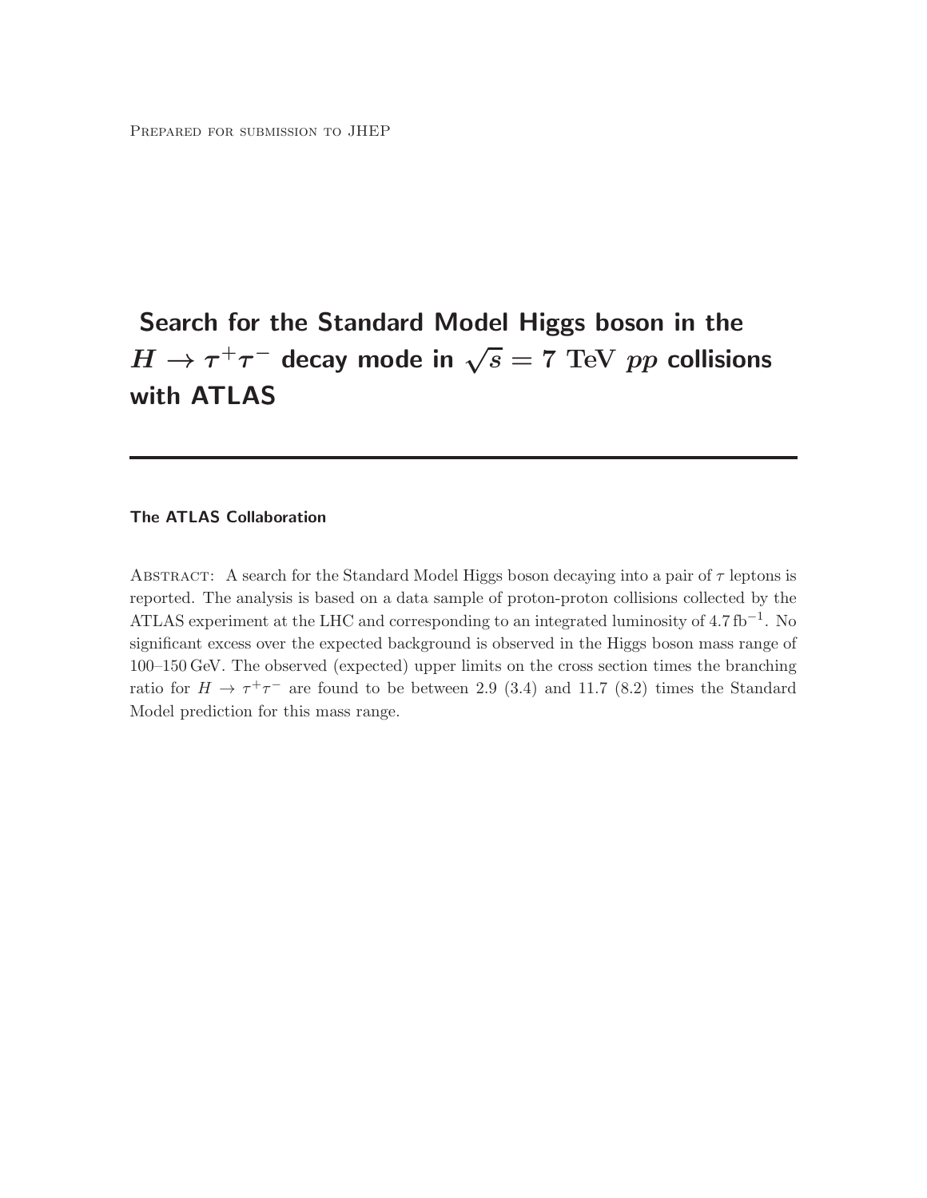Prepared for submission to JHEP

# Search for the Standard Model Higgs boson in the $H \to \tau^+\tau^-$ decay mode in $\sqrt{s} = 7$ TeV $pp$ collisions with ATLAS

**The ATLAS Collaboration**

Abstract: A search for the Standard Model Higgs boson decaying into a pair of $\tau$ leptons is reported. The analysis is based on a data sample of proton-proton collisions collected by the ATLAS experiment at the LHC and corresponding to an integrated luminosity of $4.7\,\text{fb}^{-1}$. No significant excess over the expected background is observed in the Higgs boson mass range of 100–150 GeV. The observed (expected) upper limits on the cross section times the branching ratio for $H \to \tau^+\tau^-$ are found to be between 2.9 (3.4) and 11.7 (8.2) times the Standard Model prediction for this mass range.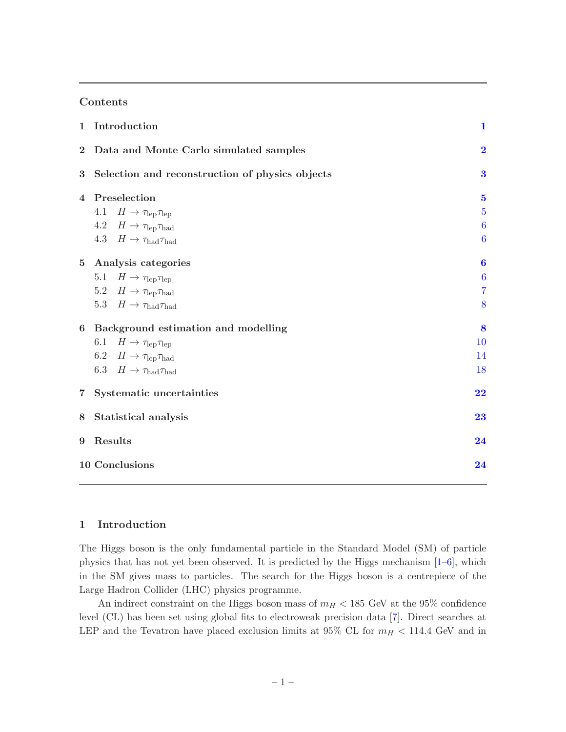## Contents

| | | |
|---|---|---|
| **1** | **Introduction** | **1** |
| **2** | **Data and Monte Carlo simulated samples** | **2** |
| **3** | **Selection and reconstruction of physics objects** | **3** |
| **4** | **Preselection** | **5** |
| | 4.1 $H \to \tau_{\rm lep}\tau_{\rm lep}$ | 5 |
| | 4.2 $H \to \tau_{\rm lep}\tau_{\rm had}$ | 6 |
| | 4.3 $H \to \tau_{\rm had}\tau_{\rm had}$ | 6 |
| **5** | **Analysis categories** | **6** |
| | 5.1 $H \to \tau_{\rm lep}\tau_{\rm lep}$ | 6 |
| | 5.2 $H \to \tau_{\rm lep}\tau_{\rm had}$ | 7 |
| | 5.3 $H \to \tau_{\rm had}\tau_{\rm had}$ | 8 |
| **6** | **Background estimation and modelling** | **8** |
| | 6.1 $H \to \tau_{\rm lep}\tau_{\rm lep}$ | 10 |
| | 6.2 $H \to \tau_{\rm lep}\tau_{\rm had}$ | 14 |
| | 6.3 $H \to \tau_{\rm had}\tau_{\rm had}$ | 18 |
| **7** | **Systematic uncertainties** | **22** |
| **8** | **Statistical analysis** | **23** |
| **9** | **Results** | **24** |
| **10** | **Conclusions** | **24** |

## 1 Introduction

The Higgs boson is the only fundamental particle in the Standard Model (SM) of particle physics that has not yet been observed. It is predicted by the Higgs mechanism [1–6], which in the SM gives mass to particles. The search for the Higgs boson is a centrepiece of the Large Hadron Collider (LHC) physics programme.

An indirect constraint on the Higgs boson mass of $m_H < 185$ GeV at the 95% confidence level (CL) has been set using global fits to electroweak precision data [7]. Direct searches at LEP and the Tevatron have placed exclusion limits at 95% CL for $m_H < 114.4$ GeV and in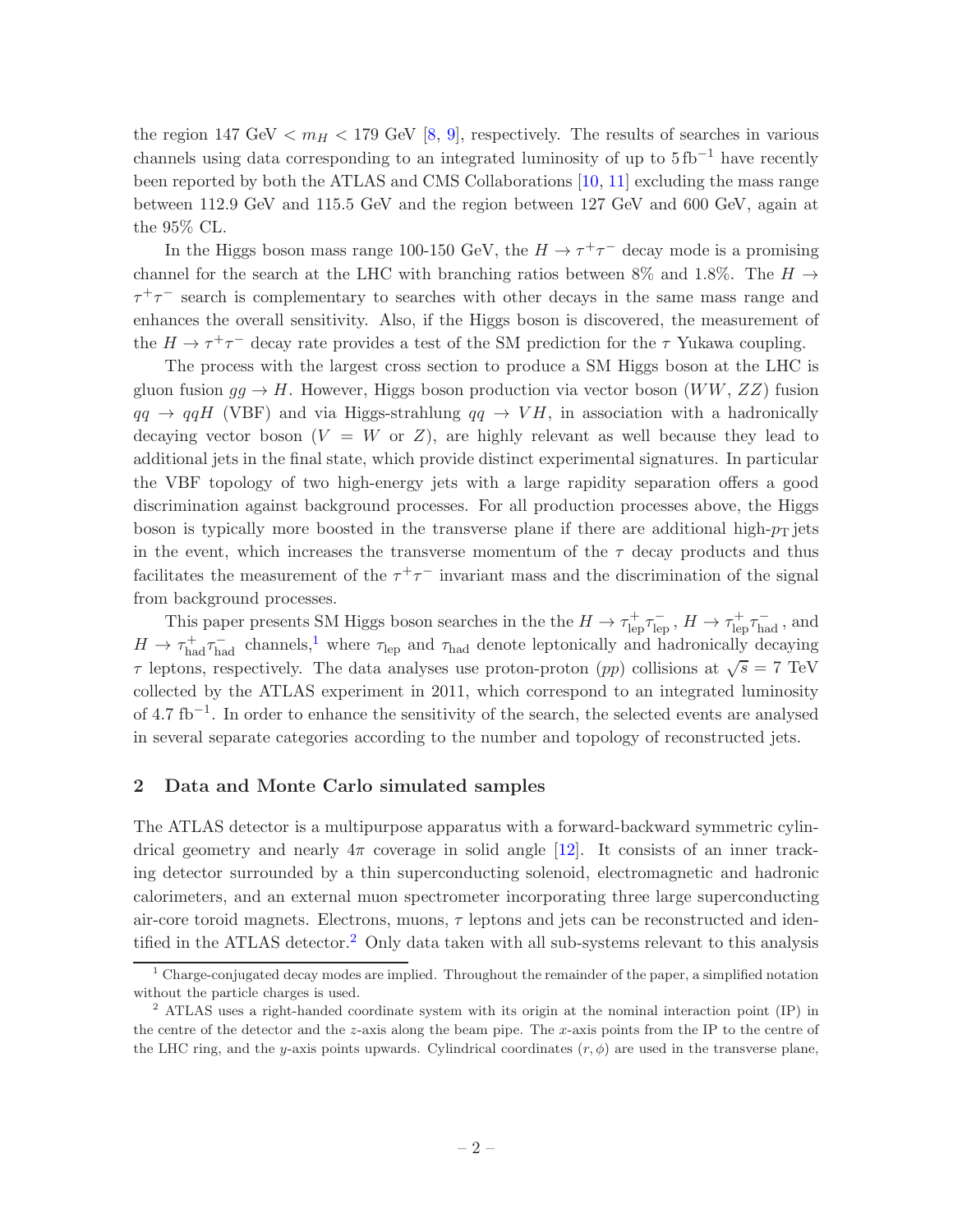the region 147 GeV $< m_H <$ 179 GeV [8, 9], respectively. The results of searches in various channels using data corresponding to an integrated luminosity of up to $5\,\text{fb}^{-1}$ have recently been reported by both the ATLAS and CMS Collaborations [10, 11] excluding the mass range between 112.9 GeV and 115.5 GeV and the region between 127 GeV and 600 GeV, again at the 95% CL.

In the Higgs boson mass range 100-150 GeV, the $H \to \tau^+\tau^-$ decay mode is a promising channel for the search at the LHC with branching ratios between 8% and 1.8%. The $H \to \tau^+\tau^-$ search is complementary to searches with other decays in the same mass range and enhances the overall sensitivity. Also, if the Higgs boson is discovered, the measurement of the $H \to \tau^+\tau^-$ decay rate provides a test of the SM prediction for the $\tau$ Yukawa coupling.

The process with the largest cross section to produce a SM Higgs boson at the LHC is gluon fusion $gg \to H$. However, Higgs boson production via vector boson ($WW$, $ZZ$) fusion $qq \to qqH$ (VBF) and via Higgs-strahlung $qq \to VH$, in association with a hadronically decaying vector boson ($V$ = $W$ or $Z$), are highly relevant as well because they lead to additional jets in the final state, which provide distinct experimental signatures. In particular the VBF topology of two high-energy jets with a large rapidity separation offers a good discrimination against background processes. For all production processes above, the Higgs boson is typically more boosted in the transverse plane if there are additional high-$p_{\mathrm{T}}$ jets in the event, which increases the transverse momentum of the $\tau$ decay products and thus facilitates the measurement of the $\tau^+\tau^-$ invariant mass and the discrimination of the signal from background processes.

This paper presents SM Higgs boson searches in the the $H \to \tau^+_{\text{lep}}\tau^-_{\text{lep}}$, $H \to \tau^+_{\text{lep}}\tau^-_{\text{had}}$, and $H \to \tau^+_{\text{had}}\tau^-_{\text{had}}$ channels,[1] where $\tau_{\text{lep}}$ and $\tau_{\text{had}}$ denote leptonically and hadronically decaying $\tau$ leptons, respectively. The data analyses use proton-proton ($pp$) collisions at $\sqrt{s}$ = 7 TeV collected by the ATLAS experiment in 2011, which correspond to an integrated luminosity of 4.7 fb$^{-1}$. In order to enhance the sensitivity of the search, the selected events are analysed in several separate categories according to the number and topology of reconstructed jets.

## 2 Data and Monte Carlo simulated samples

The ATLAS detector is a multipurpose apparatus with a forward-backward symmetric cylindrical geometry and nearly $4\pi$ coverage in solid angle [12]. It consists of an inner tracking detector surrounded by a thin superconducting solenoid, electromagnetic and hadronic calorimeters, and an external muon spectrometer incorporating three large superconducting air-core toroid magnets. Electrons, muons, $\tau$ leptons and jets can be reconstructed and identified in the ATLAS detector.[2] Only data taken with all sub-systems relevant to this analysis

[1] Charge-conjugated decay modes are implied. Throughout the remainder of the paper, a simplified notation without the particle charges is used.

[2] ATLAS uses a right-handed coordinate system with its origin at the nominal interaction point (IP) in the centre of the detector and the $z$-axis along the beam pipe. The $x$-axis points from the IP to the centre of the LHC ring, and the $y$-axis points upwards. Cylindrical coordinates $(r, \phi)$ are used in the transverse plane,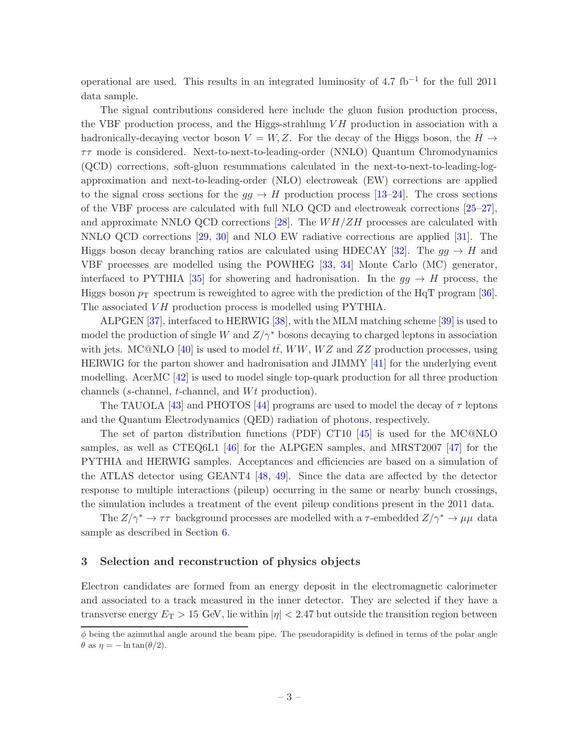operational are used. This results in an integrated luminosity of 4.7 fb$^{-1}$ for the full 2011 data sample.

The signal contributions considered here include the gluon fusion production process, the VBF production process, and the Higgs-strahlung $VH$ production in association with a hadronically-decaying vector boson $V = W, Z$. For the decay of the Higgs boson, the $H \to \tau\tau$ mode is considered. Next-to-next-to-leading-order (NNLO) Quantum Chromodynamics (QCD) corrections, soft-gluon resummations calculated in the next-to-next-to-leading-log-approximation and next-to-leading-order (NLO) electroweak (EW) corrections are applied to the signal cross sections for the $gg \to H$ production process [13–24]. The cross sections of the VBF process are calculated with full NLO QCD and electroweak corrections [25–27], and approximate NNLO QCD corrections [28]. The $WH/ZH$ processes are calculated with NNLO QCD corrections [29, 30] and NLO EW radiative corrections are applied [31]. The Higgs boson decay branching ratios are calculated using HDECAY [32]. The $gg \to H$ and VBF processes are modelled using the POWHEG [33, 34] Monte Carlo (MC) generator, interfaced to PYTHIA [35] for showering and hadronisation. In the $gg \to H$ process, the Higgs boson $p_{\mathrm{T}}$ spectrum is reweighted to agree with the prediction of the HqT program [36]. The associated $VH$ production process is modelled using PYTHIA.

ALPGEN [37], interfaced to HERWIG [38], with the MLM matching scheme [39] is used to model the production of single $W$ and $Z/\gamma^*$ bosons decaying to charged leptons in association with jets. MC@NLO [40] is used to model $t\bar{t}$, $WW$, $WZ$ and $ZZ$ production processes, using HERWIG for the parton shower and hadronisation and JIMMY [41] for the underlying event modelling. AcerMC [42] is used to model single top-quark production for all three production channels ($s$-channel, $t$-channel, and $Wt$ production).

The TAUOLA [43] and PHOTOS [44] programs are used to model the decay of $\tau$ leptons and the Quantum Electrodynamics (QED) radiation of photons, respectively.

The set of parton distribution functions (PDF) CT10 [45] is used for the MC@NLO samples, as well as CTEQ6L1 [46] for the ALPGEN samples, and MRST2007 [47] for the PYTHIA and HERWIG samples. Acceptances and efficiencies are based on a simulation of the ATLAS detector using GEANT4 [48, 49]. Since the data are affected by the detector response to multiple interactions (pileup) occurring in the same or nearby bunch crossings, the simulation includes a treatment of the event pileup conditions present in the 2011 data.

The $Z/\gamma^* \to \tau\tau$ background processes are modelled with a $\tau$-embedded $Z/\gamma^* \to \mu\mu$ data sample as described in Section 6.

## 3 Selection and reconstruction of physics objects

Electron candidates are formed from an energy deposit in the electromagnetic calorimeter and associated to a track measured in the inner detector. They are selected if they have a transverse energy $E_{\mathrm{T}} > 15$ GeV, lie within $|\eta| < 2.47$ but outside the transition region between

$\phi$ being the azimuthal angle around the beam pipe. The pseudorapidity is defined in terms of the polar angle $\theta$ as $\eta = -\ln\tan(\theta/2)$.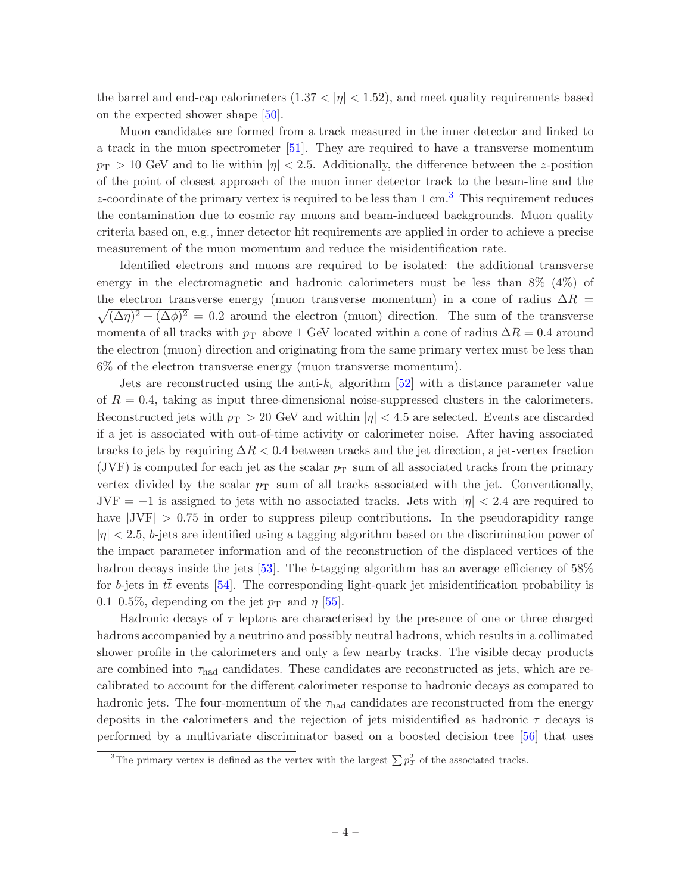the barrel and end-cap calorimeters ($1.37 < |\eta| < 1.52$), and meet quality requirements based on the expected shower shape [50].

Muon candidates are formed from a track measured in the inner detector and linked to a track in the muon spectrometer [51]. They are required to have a transverse momentum $p_{\mathrm{T}} > 10$ GeV and to lie within $|\eta| < 2.5$. Additionally, the difference between the $z$-position of the point of closest approach of the muon inner detector track to the beam-line and the $z$-coordinate of the primary vertex is required to be less than 1 cm.[3] This requirement reduces the contamination due to cosmic ray muons and beam-induced backgrounds. Muon quality criteria based on, e.g., inner detector hit requirements are applied in order to achieve a precise measurement of the muon momentum and reduce the misidentification rate.

Identified electrons and muons are required to be isolated: the additional transverse energy in the electromagnetic and hadronic calorimeters must be less than 8% (4%) of the electron transverse energy (muon transverse momentum) in a cone of radius $\Delta R = \sqrt{(\Delta\eta)^2 + (\Delta\phi)^2} = 0.2$ around the electron (muon) direction. The sum of the transverse momenta of all tracks with $p_{\mathrm{T}}$ above 1 GeV located within a cone of radius $\Delta R = 0.4$ around the electron (muon) direction and originating from the same primary vertex must be less than 6% of the electron transverse energy (muon transverse momentum).

Jets are reconstructed using the anti-$k_{\mathrm{t}}$ algorithm [52] with a distance parameter value of $R = 0.4$, taking as input three-dimensional noise-suppressed clusters in the calorimeters. Reconstructed jets with $p_{\mathrm{T}} > 20$ GeV and within $|\eta| < 4.5$ are selected. Events are discarded if a jet is associated with out-of-time activity or calorimeter noise. After having associated tracks to jets by requiring $\Delta R < 0.4$ between tracks and the jet direction, a jet-vertex fraction (JVF) is computed for each jet as the scalar $p_{\mathrm{T}}$ sum of all associated tracks from the primary vertex divided by the scalar $p_{\mathrm{T}}$ sum of all tracks associated with the jet. Conventionally, JVF $= -1$ is assigned to jets with no associated tracks. Jets with $|\eta| < 2.4$ are required to have $|\mathrm{JVF}| > 0.75$ in order to suppress pileup contributions. In the pseudorapidity range $|\eta| < 2.5$, $b$-jets are identified using a tagging algorithm based on the discrimination power of the impact parameter information and of the reconstruction of the displaced vertices of the hadron decays inside the jets [53]. The $b$-tagging algorithm has an average efficiency of 58% for $b$-jets in $t\bar{t}$ events [54]. The corresponding light-quark jet misidentification probability is 0.1–0.5%, depending on the jet $p_{\mathrm{T}}$ and $\eta$ [55].

Hadronic decays of $\tau$ leptons are characterised by the presence of one or three charged hadrons accompanied by a neutrino and possibly neutral hadrons, which results in a collimated shower profile in the calorimeters and only a few nearby tracks. The visible decay products are combined into $\tau_{\mathrm{had}}$ candidates. These candidates are reconstructed as jets, which are re-calibrated to account for the different calorimeter response to hadronic decays as compared to hadronic jets. The four-momentum of the $\tau_{\mathrm{had}}$ candidates are reconstructed from the energy deposits in the calorimeters and the rejection of jets misidentified as hadronic $\tau$ decays is performed by a multivariate discriminator based on a boosted decision tree [56] that uses

[3] The primary vertex is defined as the vertex with the largest $\sum p_T^2$ of the associated tracks.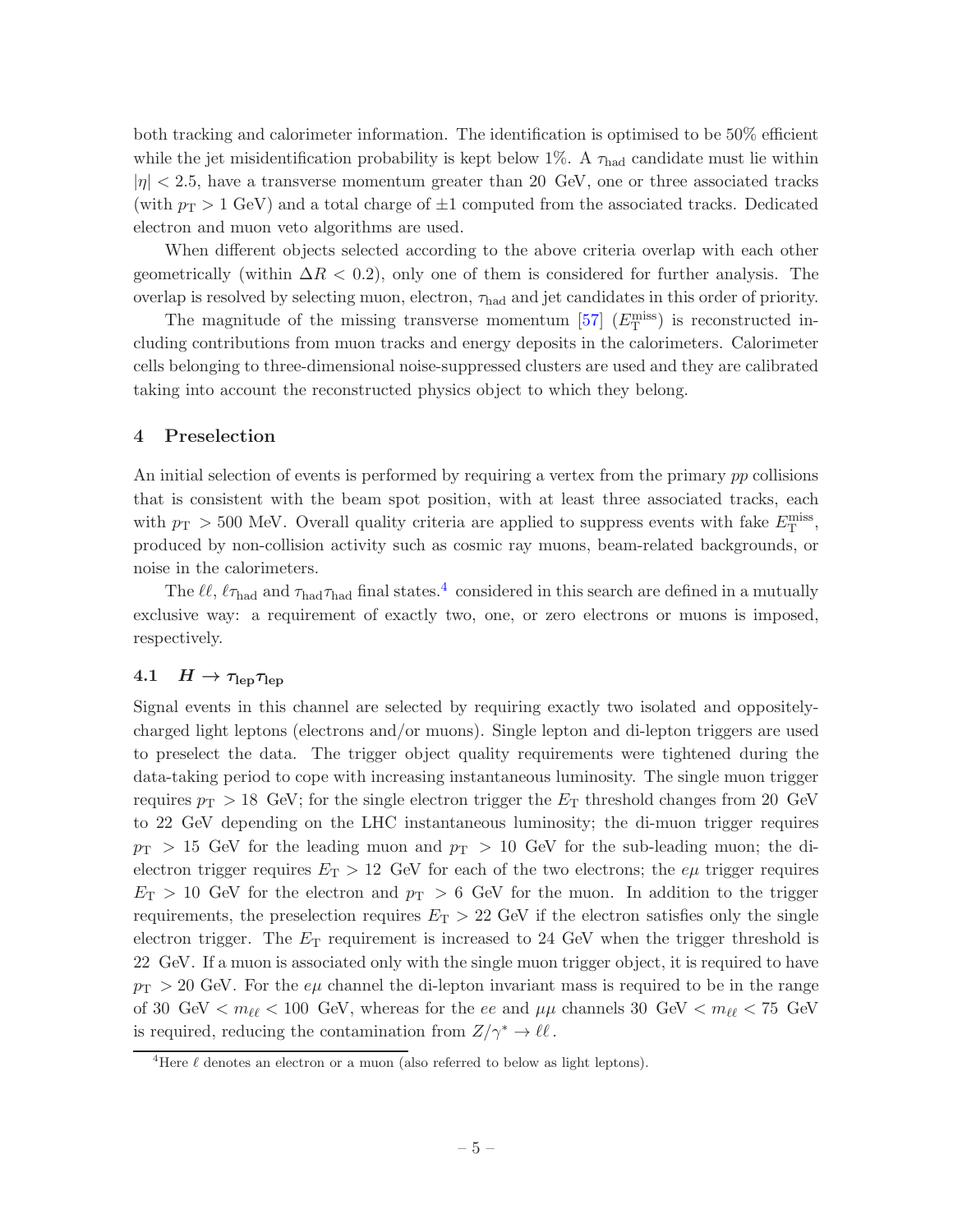both tracking and calorimeter information. The identification is optimised to be 50% efficient while the jet misidentification probability is kept below 1%. A $\tau_{\rm had}$ candidate must lie within $|\eta| < 2.5$, have a transverse momentum greater than 20 GeV, one or three associated tracks (with $p_{\rm T} > 1$ GeV) and a total charge of $\pm 1$ computed from the associated tracks. Dedicated electron and muon veto algorithms are used.

When different objects selected according to the above criteria overlap with each other geometrically (within $\Delta R < 0.2$), only one of them is considered for further analysis. The overlap is resolved by selecting muon, electron, $\tau_{\rm had}$ and jet candidates in this order of priority.

The magnitude of the missing transverse momentum [57] ($E_{\rm T}^{\rm miss}$) is reconstructed including contributions from muon tracks and energy deposits in the calorimeters. Calorimeter cells belonging to three-dimensional noise-suppressed clusters are used and they are calibrated taking into account the reconstructed physics object to which they belong.

## 4 Preselection

An initial selection of events is performed by requiring a vertex from the primary *pp* collisions that is consistent with the beam spot position, with at least three associated tracks, each with $p_{\rm T} > 500$ MeV. Overall quality criteria are applied to suppress events with fake $E_{\rm T}^{\rm miss}$, produced by non-collision activity such as cosmic ray muons, beam-related backgrounds, or noise in the calorimeters.

The $\ell\ell$, $\ell\tau_{\rm had}$ and $\tau_{\rm had}\tau_{\rm had}$ final states.[4] considered in this search are defined in a mutually exclusive way: a requirement of exactly two, one, or zero electrons or muons is imposed, respectively.

### 4.1 $H \rightarrow \tau_{\rm lep}\tau_{\rm lep}$

Signal events in this channel are selected by requiring exactly two isolated and oppositely-charged light leptons (electrons and/or muons). Single lepton and di-lepton triggers are used to preselect the data. The trigger object quality requirements were tightened during the data-taking period to cope with increasing instantaneous luminosity. The single muon trigger requires $p_{\rm T} > 18$ GeV; for the single electron trigger the $E_{\rm T}$ threshold changes from 20 GeV to 22 GeV depending on the LHC instantaneous luminosity; the di-muon trigger requires $p_{\rm T} > 15$ GeV for the leading muon and $p_{\rm T} > 10$ GeV for the sub-leading muon; the di-electron trigger requires $E_{\rm T} > 12$ GeV for each of the two electrons; the $e\mu$ trigger requires $E_{\rm T} > 10$ GeV for the electron and $p_{\rm T} > 6$ GeV for the muon. In addition to the trigger requirements, the preselection requires $E_{\rm T} > 22$ GeV if the electron satisfies only the single electron trigger. The $E_{\rm T}$ requirement is increased to 24 GeV when the trigger threshold is 22 GeV. If a muon is associated only with the single muon trigger object, it is required to have $p_{\rm T} > 20$ GeV. For the $e\mu$ channel the di-lepton invariant mass is required to be in the range of 30 GeV $< m_{\ell\ell} <$ 100 GeV, whereas for the $ee$ and $\mu\mu$ channels 30 GeV $< m_{\ell\ell} <$ 75 GeV is required, reducing the contamination from $Z/\gamma^* \rightarrow \ell\ell$.

[4] Here $\ell$ denotes an electron or a muon (also referred to below as light leptons).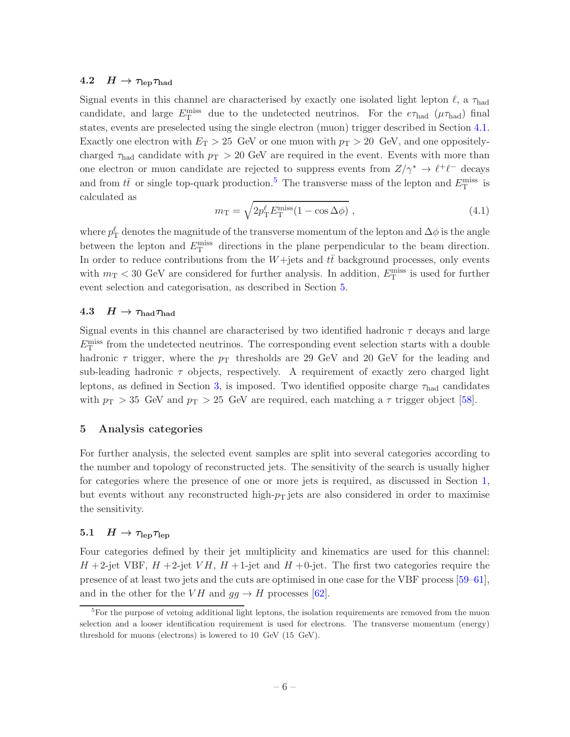### 4.2 $H \to \tau_{\rm lep}\tau_{\rm had}$

Signal events in this channel are characterised by exactly one isolated light lepton $\ell$, a $\tau_{\rm had}$ candidate, and large $E_{\rm T}^{\rm miss}$ due to the undetected neutrinos. For the $e\tau_{\rm had}$ ($\mu\tau_{\rm had}$) final states, events are preselected using the single electron (muon) trigger described in Section 4.1. Exactly one electron with $E_{\rm T} > 25$ GeV or one muon with $p_{\rm T} > 20$ GeV, and one oppositely-charged $\tau_{\rm had}$ candidate with $p_{\rm T} > 20$ GeV are required in the event. Events with more than one electron or muon candidate are rejected to suppress events from $Z/\gamma^* \to \ell^+\ell^-$ decays and from $t\bar{t}$ or single top-quark production.[5] The transverse mass of the lepton and $E_{\rm T}^{\rm miss}$ is calculated as

$$m_{\rm T} = \sqrt{2p_{\rm T}^{\ell} E_{\rm T}^{\rm miss}(1 - \cos\Delta\phi)}\ , \tag{4.1}$$

where $p_{\rm T}^{\ell}$ denotes the magnitude of the transverse momentum of the lepton and $\Delta\phi$ is the angle between the lepton and $E_{\rm T}^{\rm miss}$ directions in the plane perpendicular to the beam direction. In order to reduce contributions from the $W$+jets and $t\bar{t}$ background processes, only events with $m_{\rm T} < 30$ GeV are considered for further analysis. In addition, $E_{\rm T}^{\rm miss}$ is used for further event selection and categorisation, as described in Section 5.

### 4.3 $H \to \tau_{\rm had}\tau_{\rm had}$

Signal events in this channel are characterised by two identified hadronic $\tau$ decays and large $E_{\rm T}^{\rm miss}$ from the undetected neutrinos. The corresponding event selection starts with a double hadronic $\tau$ trigger, where the $p_{\rm T}$ thresholds are 29 GeV and 20 GeV for the leading and sub-leading hadronic $\tau$ objects, respectively. A requirement of exactly zero charged light leptons, as defined in Section 3, is imposed. Two identified opposite charge $\tau_{\rm had}$ candidates with $p_{\rm T} > 35$ GeV and $p_{\rm T} > 25$ GeV are required, each matching a $\tau$ trigger object [58].

## 5 Analysis categories

For further analysis, the selected event samples are split into several categories according to the number and topology of reconstructed jets. The sensitivity of the search is usually higher for categories where the presence of one or more jets is required, as discussed in Section 1, but events without any reconstructed high-$p_{\rm T}$ jets are also considered in order to maximise the sensitivity.

### 5.1 $H \to \tau_{\rm lep}\tau_{\rm lep}$

Four categories defined by their jet multiplicity and kinematics are used for this channel: $H$ +2-jet VBF, $H$ +2-jet $VH$, $H$ +1-jet and $H$ +0-jet. The first two categories require the presence of at least two jets and the cuts are optimised in one case for the VBF process [59–61], and in the other for the $VH$ and $gg \to H$ processes [62].

[5] For the purpose of vetoing additional light leptons, the isolation requirements are removed from the muon selection and a looser identification requirement is used for electrons. The transverse momentum (energy) threshold for muons (electrons) is lowered to 10 GeV (15 GeV).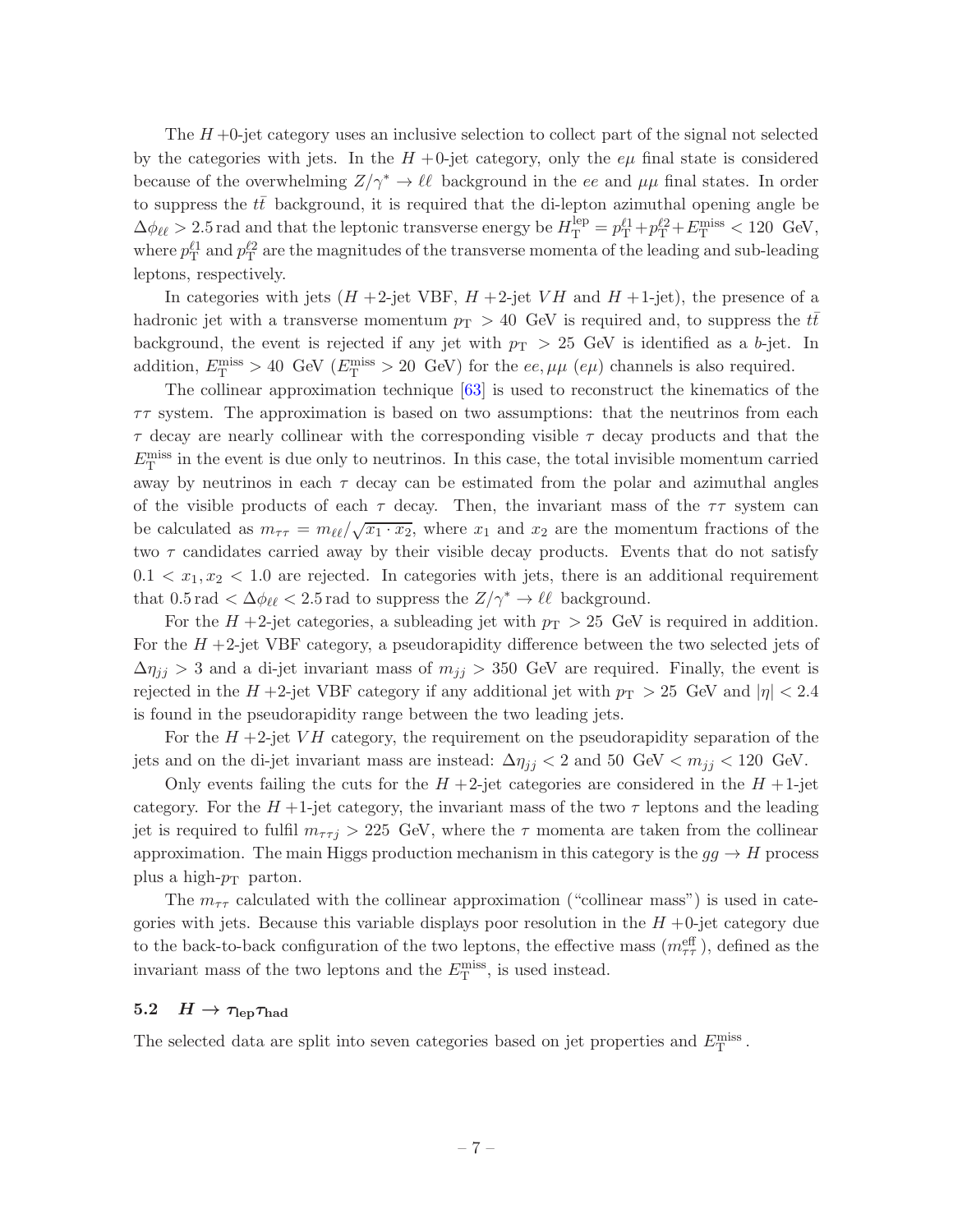The $H$ +0-jet category uses an inclusive selection to collect part of the signal not selected by the categories with jets. In the $H$ +0-jet category, only the $e\mu$ final state is considered because of the overwhelming $Z/\gamma^* \to \ell\ell$ background in the $ee$ and $\mu\mu$ final states. In order to suppress the $t\bar{t}$ background, it is required that the di-lepton azimuthal opening angle be $\Delta\phi_{\ell\ell} > 2.5$ rad and that the leptonic transverse energy be $H_{\mathrm{T}}^{\mathrm{lep}} = p_{\mathrm{T}}^{\ell 1} + p_{\mathrm{T}}^{\ell 2} + E_{\mathrm{T}}^{\mathrm{miss}} < 120$ GeV, where $p_{\mathrm{T}}^{\ell 1}$ and $p_{\mathrm{T}}^{\ell 2}$ are the magnitudes of the transverse momenta of the leading and sub-leading leptons, respectively.

In categories with jets ($H$ +2-jet VBF, $H$ +2-jet $VH$ and $H$ +1-jet), the presence of a hadronic jet with a transverse momentum $p_{\mathrm{T}} > 40$ GeV is required and, to suppress the $t\bar{t}$ background, the event is rejected if any jet with $p_{\mathrm{T}} > 25$ GeV is identified as a $b$-jet. In addition, $E_{\mathrm{T}}^{\mathrm{miss}} > 40$ GeV ($E_{\mathrm{T}}^{\mathrm{miss}} > 20$ GeV) for the $ee, \mu\mu$ ($e\mu$) channels is also required.

The collinear approximation technique [63] is used to reconstruct the kinematics of the $\tau\tau$ system. The approximation is based on two assumptions: that the neutrinos from each $\tau$ decay are nearly collinear with the corresponding visible $\tau$ decay products and that the $E_{\mathrm{T}}^{\mathrm{miss}}$ in the event is due only to neutrinos. In this case, the total invisible momentum carried away by neutrinos in each $\tau$ decay can be estimated from the polar and azimuthal angles of the visible products of each $\tau$ decay. Then, the invariant mass of the $\tau\tau$ system can be calculated as $m_{\tau\tau} = m_{\ell\ell}/\sqrt{x_1 \cdot x_2}$, where $x_1$ and $x_2$ are the momentum fractions of the two $\tau$ candidates carried away by their visible decay products. Events that do not satisfy $0.1 < x_1, x_2 < 1.0$ are rejected. In categories with jets, there is an additional requirement that $0.5\,\mathrm{rad} < \Delta\phi_{\ell\ell} < 2.5\,\mathrm{rad}$ to suppress the $Z/\gamma^* \to \ell\ell$ background.

For the $H$ +2-jet categories, a subleading jet with $p_{\mathrm{T}} > 25$ GeV is required in addition. For the $H$ +2-jet VBF category, a pseudorapidity difference between the two selected jets of $\Delta\eta_{jj} > 3$ and a di-jet invariant mass of $m_{jj} > 350$ GeV are required. Finally, the event is rejected in the $H$ +2-jet VBF category if any additional jet with $p_{\mathrm{T}} > 25$ GeV and $|\eta| < 2.4$ is found in the pseudorapidity range between the two leading jets.

For the $H$ +2-jet $VH$ category, the requirement on the pseudorapidity separation of the jets and on the di-jet invariant mass are instead: $\Delta\eta_{jj} < 2$ and 50 GeV $< m_{jj} <$ 120 GeV.

Only events failing the cuts for the $H$ +2-jet categories are considered in the $H$ +1-jet category. For the $H$ +1-jet category, the invariant mass of the two $\tau$ leptons and the leading jet is required to fulfil $m_{\tau\tau j} > 225$ GeV, where the $\tau$ momenta are taken from the collinear approximation. The main Higgs production mechanism in this category is the $gg \to H$ process plus a high-$p_{\mathrm{T}}$ parton.

The $m_{\tau\tau}$ calculated with the collinear approximation ("collinear mass") is used in categories with jets. Because this variable displays poor resolution in the $H$ +0-jet category due to the back-to-back configuration of the two leptons, the effective mass ($m_{\tau\tau}^{\mathrm{eff}}$), defined as the invariant mass of the two leptons and the $E_{\mathrm{T}}^{\mathrm{miss}}$, is used instead.

## 5.2 $H \to \tau_{\mathrm{lep}}\tau_{\mathrm{had}}$

The selected data are split into seven categories based on jet properties and $E_{\mathrm{T}}^{\mathrm{miss}}$.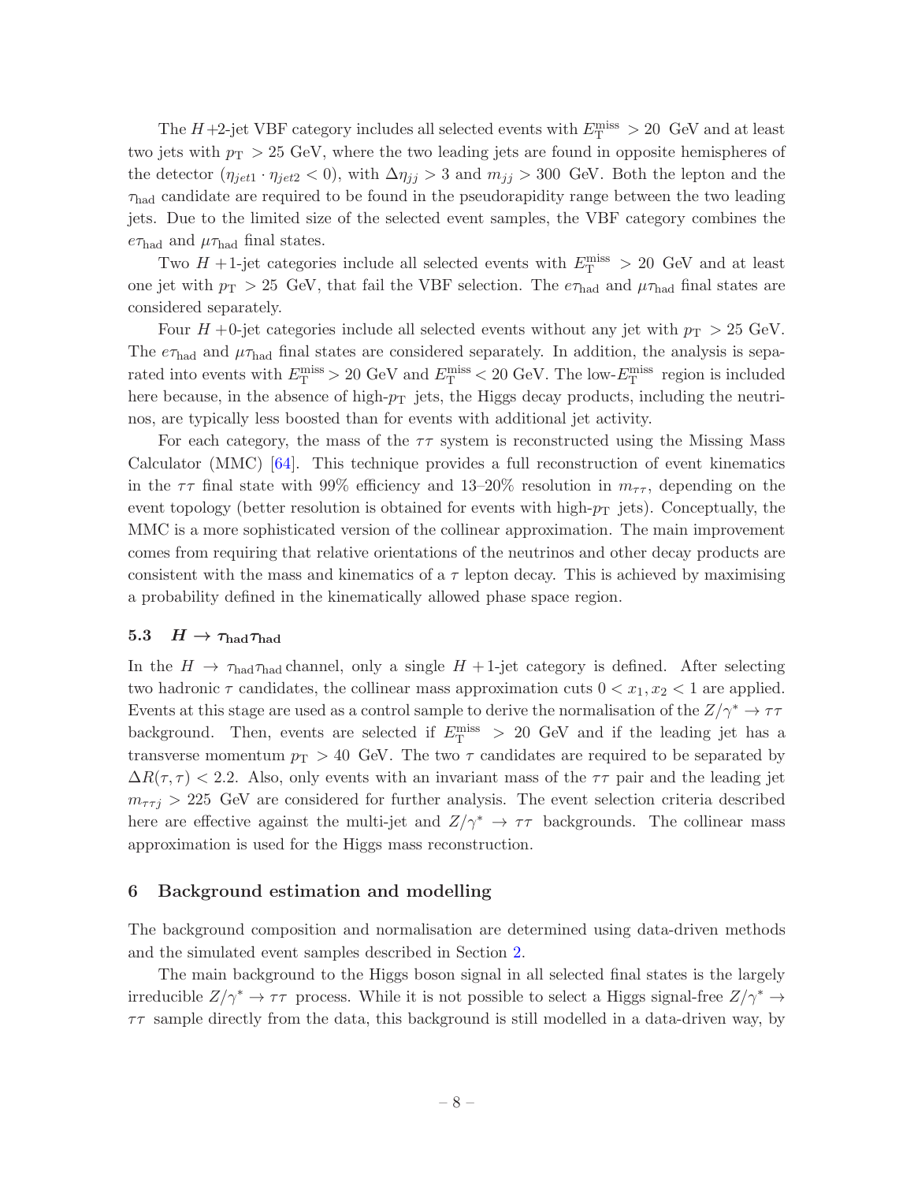The $H$+2-jet VBF category includes all selected events with $E_{\mathrm{T}}^{\mathrm{miss}} > 20$ GeV and at least two jets with $p_{\mathrm{T}} > 25$ GeV, where the two leading jets are found in opposite hemispheres of the detector ($\eta_{jet1} \cdot \eta_{jet2} < 0$), with $\Delta\eta_{jj} > 3$ and $m_{jj} > 300$ GeV. Both the lepton and the $\tau_{\mathrm{had}}$ candidate are required to be found in the pseudorapidity range between the two leading jets. Due to the limited size of the selected event samples, the VBF category combines the $e\tau_{\mathrm{had}}$ and $\mu\tau_{\mathrm{had}}$ final states.

Two $H$ +1-jet categories include all selected events with $E_{\mathrm{T}}^{\mathrm{miss}} > 20$ GeV and at least one jet with $p_{\mathrm{T}} > 25$ GeV, that fail the VBF selection. The $e\tau_{\mathrm{had}}$ and $\mu\tau_{\mathrm{had}}$ final states are considered separately.

Four $H$ +0-jet categories include all selected events without any jet with $p_{\mathrm{T}} > 25$ GeV. The $e\tau_{\mathrm{had}}$ and $\mu\tau_{\mathrm{had}}$ final states are considered separately. In addition, the analysis is separated into events with $E_{\mathrm{T}}^{\mathrm{miss}} > 20$ GeV and $E_{\mathrm{T}}^{\mathrm{miss}} < 20$ GeV. The low-$E_{\mathrm{T}}^{\mathrm{miss}}$ region is included here because, in the absence of high-$p_{\mathrm{T}}$ jets, the Higgs decay products, including the neutrinos, are typically less boosted than for events with additional jet activity.

For each category, the mass of the $\tau\tau$ system is reconstructed using the Missing Mass Calculator (MMC) [64]. This technique provides a full reconstruction of event kinematics in the $\tau\tau$ final state with 99% efficiency and 13–20% resolution in $m_{\tau\tau}$, depending on the event topology (better resolution is obtained for events with high-$p_{\mathrm{T}}$ jets). Conceptually, the MMC is a more sophisticated version of the collinear approximation. The main improvement comes from requiring that relative orientations of the neutrinos and other decay products are consistent with the mass and kinematics of a $\tau$ lepton decay. This is achieved by maximising a probability defined in the kinematically allowed phase space region.

### 5.3 $H \to \tau_{\mathrm{had}}\tau_{\mathrm{had}}$

In the $H \to \tau_{\mathrm{had}}\tau_{\mathrm{had}}$ channel, only a single $H$ +1-jet category is defined. After selecting two hadronic $\tau$ candidates, the collinear mass approximation cuts $0 < x_1, x_2 < 1$ are applied. Events at this stage are used as a control sample to derive the normalisation of the $Z/\gamma^* \to \tau\tau$ background. Then, events are selected if $E_{\mathrm{T}}^{\mathrm{miss}} > 20$ GeV and if the leading jet has a transverse momentum $p_{\mathrm{T}} > 40$ GeV. The two $\tau$ candidates are required to be separated by $\Delta R(\tau, \tau) < 2.2$. Also, only events with an invariant mass of the $\tau\tau$ pair and the leading jet $m_{\tau\tau j} > 225$ GeV are considered for further analysis. The event selection criteria described here are effective against the multi-jet and $Z/\gamma^* \to \tau\tau$ backgrounds. The collinear mass approximation is used for the Higgs mass reconstruction.

## 6 Background estimation and modelling

The background composition and normalisation are determined using data-driven methods and the simulated event samples described in Section 2.

The main background to the Higgs boson signal in all selected final states is the largely irreducible $Z/\gamma^* \to \tau\tau$ process. While it is not possible to select a Higgs signal-free $Z/\gamma^* \to \tau\tau$ sample directly from the data, this background is still modelled in a data-driven way, by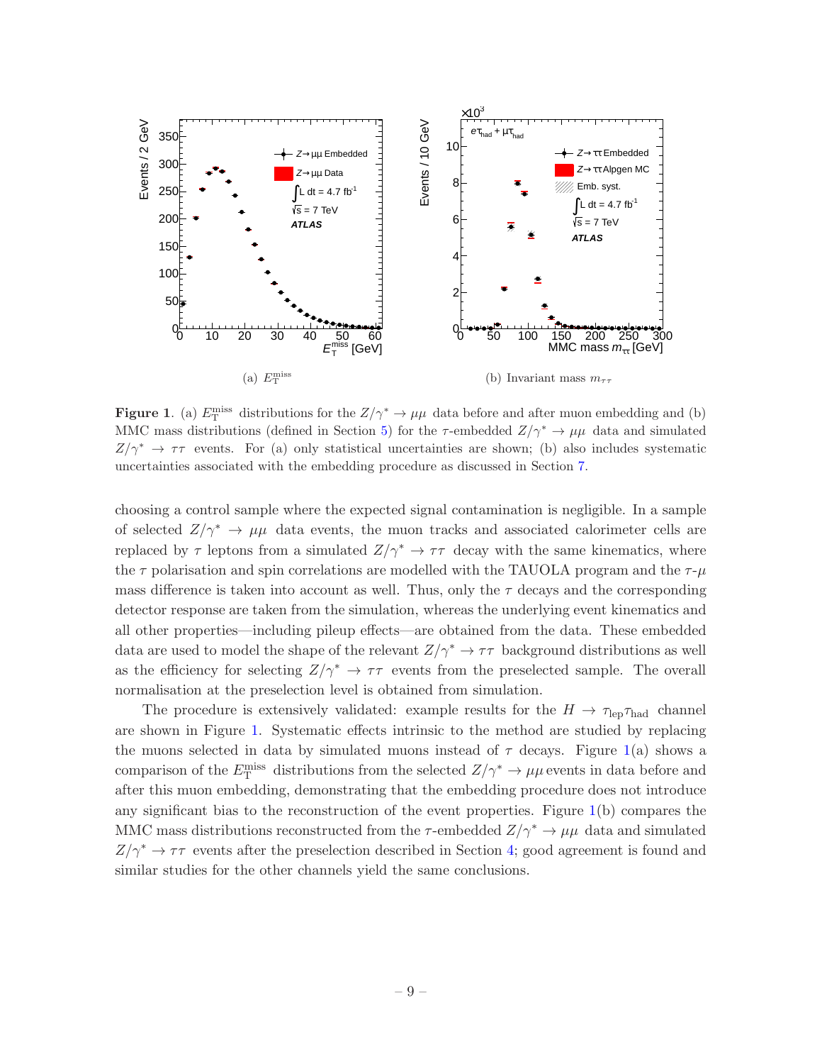(a) $E_{\mathrm{T}}^{\mathrm{miss}}$

(b) Invariant mass $m_{\tau\tau}$

**Figure 1**. (a) $E_{\mathrm{T}}^{\mathrm{miss}}$ distributions for the $Z/\gamma^* \to \mu\mu$ data before and after muon embedding and (b) MMC mass distributions (defined in Section 5) for the $\tau$-embedded $Z/\gamma^* \to \mu\mu$ data and simulated $Z/\gamma^* \to \tau\tau$ events. For (a) only statistical uncertainties are shown; (b) also includes systematic uncertainties associated with the embedding procedure as discussed in Section 7.

choosing a control sample where the expected signal contamination is negligible. In a sample of selected $Z/\gamma^* \to \mu\mu$ data events, the muon tracks and associated calorimeter cells are replaced by $\tau$ leptons from a simulated $Z/\gamma^* \to \tau\tau$ decay with the same kinematics, where the $\tau$ polarisation and spin correlations are modelled with the TAUOLA program and the $\tau$-$\mu$ mass difference is taken into account as well. Thus, only the $\tau$ decays and the corresponding detector response are taken from the simulation, whereas the underlying event kinematics and all other properties—including pileup effects—are obtained from the data. These embedded data are used to model the shape of the relevant $Z/\gamma^* \to \tau\tau$ background distributions as well as the efficiency for selecting $Z/\gamma^* \to \tau\tau$ events from the preselected sample. The overall normalisation at the preselection level is obtained from simulation.

The procedure is extensively validated: example results for the $H \to \tau_{\mathrm{lep}}\tau_{\mathrm{had}}$ channel are shown in Figure 1. Systematic effects intrinsic to the method are studied by replacing the muons selected in data by simulated muons instead of $\tau$ decays. Figure 1(a) shows a comparison of the $E_{\mathrm{T}}^{\mathrm{miss}}$ distributions from the selected $Z/\gamma^* \to \mu\mu$ events in data before and after this muon embedding, demonstrating that the embedding procedure does not introduce any significant bias to the reconstruction of the event properties. Figure 1(b) compares the MMC mass distributions reconstructed from the $\tau$-embedded $Z/\gamma^* \to \mu\mu$ data and simulated $Z/\gamma^* \to \tau\tau$ events after the preselection described in Section 4; good agreement is found and similar studies for the other channels yield the same conclusions.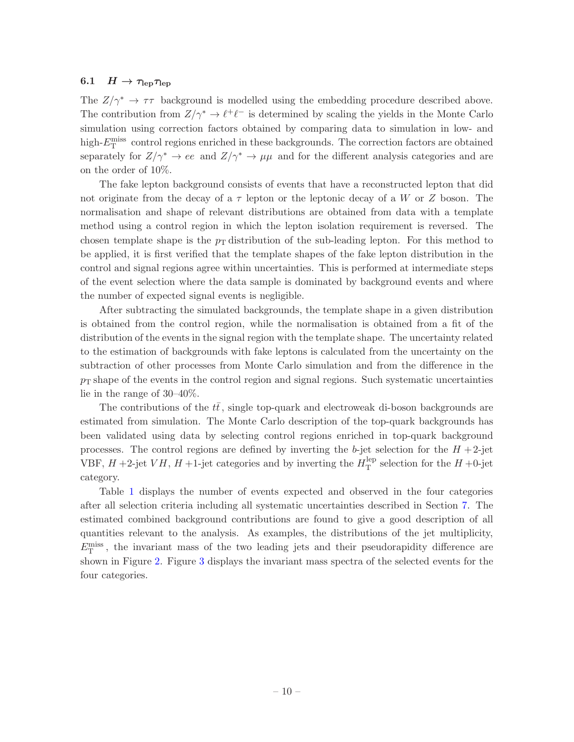### 6.1 $H \to \tau_{\rm lep}\tau_{\rm lep}$

The $Z/\gamma^* \to \tau\tau$ background is modelled using the embedding procedure described above. The contribution from $Z/\gamma^* \to \ell^+\ell^-$ is determined by scaling the yields in the Monte Carlo simulation using correction factors obtained by comparing data to simulation in low- and high-$E_{\rm T}^{\rm miss}$ control regions enriched in these backgrounds. The correction factors are obtained separately for $Z/\gamma^* \to ee$ and $Z/\gamma^* \to \mu\mu$ and for the different analysis categories and are on the order of 10%.

The fake lepton background consists of events that have a reconstructed lepton that did not originate from the decay of a $\tau$ lepton or the leptonic decay of a $W$ or $Z$ boson. The normalisation and shape of relevant distributions are obtained from data with a template method using a control region in which the lepton isolation requirement is reversed. The chosen template shape is the $p_{\rm T}$ distribution of the sub-leading lepton. For this method to be applied, it is first verified that the template shapes of the fake lepton distribution in the control and signal regions agree within uncertainties. This is performed at intermediate steps of the event selection where the data sample is dominated by background events and where the number of expected signal events is negligible.

After subtracting the simulated backgrounds, the template shape in a given distribution is obtained from the control region, while the normalisation is obtained from a fit of the distribution of the events in the signal region with the template shape. The uncertainty related to the estimation of backgrounds with fake leptons is calculated from the uncertainty on the subtraction of other processes from Monte Carlo simulation and from the difference in the $p_{\rm T}$ shape of the events in the control region and signal regions. Such systematic uncertainties lie in the range of 30–40%.

The contributions of the $t\bar{t}$, single top-quark and electroweak di-boson backgrounds are estimated from simulation. The Monte Carlo description of the top-quark backgrounds has been validated using data by selecting control regions enriched in top-quark background processes. The control regions are defined by inverting the $b$-jet selection for the $H$ +2-jet VBF, $H$ +2-jet $VH$, $H$ +1-jet categories and by inverting the $H_{\rm T}^{\rm lep}$ selection for the $H$ +0-jet category.

Table 1 displays the number of events expected and observed in the four categories after all selection criteria including all systematic uncertainties described in Section 7. The estimated combined background contributions are found to give a good description of all quantities relevant to the analysis. As examples, the distributions of the jet multiplicity, $E_{\rm T}^{\rm miss}$, the invariant mass of the two leading jets and their pseudorapidity difference are shown in Figure 2. Figure 3 displays the invariant mass spectra of the selected events for the four categories.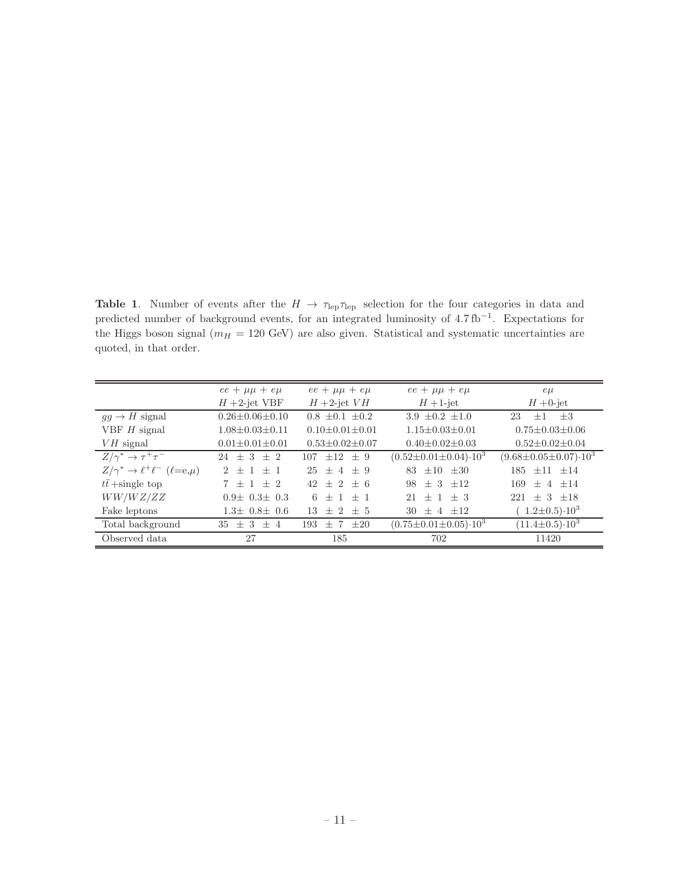**Table 1**. Number of events after the $H \to \tau_{\rm lep}\tau_{\rm lep}$ selection for the four categories in data and predicted number of background events, for an integrated luminosity of 4.7 fb$^{-1}$. Expectations for the Higgs boson signal ($m_H$ = 120 GeV) are also given. Statistical and systematic uncertainties are quoted, in that order.

| | $ee$ + $\mu\mu$ + $e\mu$<br>$H$ +2-jet VBF | $ee$ + $\mu\mu$ + $e\mu$<br>$H$ +2-jet $VH$ | $ee$ + $\mu\mu$ + $e\mu$<br>$H$ +1-jet | $e\mu$<br>$H$ +0-jet |
|---|---|---|---|---|
| $gg \to H$ signal | 0.26±0.06±0.10 | 0.8 ±0.1 ±0.2 | 3.9 ±0.2 ±1.0 | 23 ±1 ±3 |
| VBF $H$ signal | 1.08±0.03±0.11 | 0.10±0.01±0.01 | 1.15±0.03±0.01 | 0.75±0.03±0.06 |
| $VH$ signal | 0.01±0.01±0.01 | 0.53±0.02±0.07 | 0.40±0.02±0.03 | 0.52±0.02±0.04 |
| $Z/\gamma^* \to \tau^+\tau^-$ | 24 ± 3 ± 2 | 107 ±12 ± 9 | $(0.52\pm0.01\pm0.04)\cdot 10^3$ | $(9.68\pm0.05\pm0.07)\cdot 10^3$ |
| $Z/\gamma^* \to \ell^+\ell^-$ ($\ell$=e,$\mu$) | 2 ± 1 ± 1 | 25 ± 4 ± 9 | 83 ±10 ±30 | 185 ±11 ±14 |
| $t\bar{t}$+single top | 7 ± 1 ± 2 | 42 ± 2 ± 6 | 98 ± 3 ±12 | 169 ± 4 ±14 |
| $WW/WZ/ZZ$ | 0.9± 0.3± 0.3 | 6 ± 1 ± 1 | 21 ± 1 ± 3 | 221 ± 3 ±18 |
| Fake leptons | 1.3± 0.8± 0.6 | 13 ± 2 ± 5 | 30 ± 4 ±12 | $(1.2\pm0.5)\cdot 10^3$ |
| Total background | 35 ± 3 ± 4 | 193 ± 7 ±20 | $(0.75\pm0.01\pm0.05)\cdot 10^3$ | $(11.4\pm0.5)\cdot 10^3$ |
| Observed data | 27 | 185 | 702 | 11420 |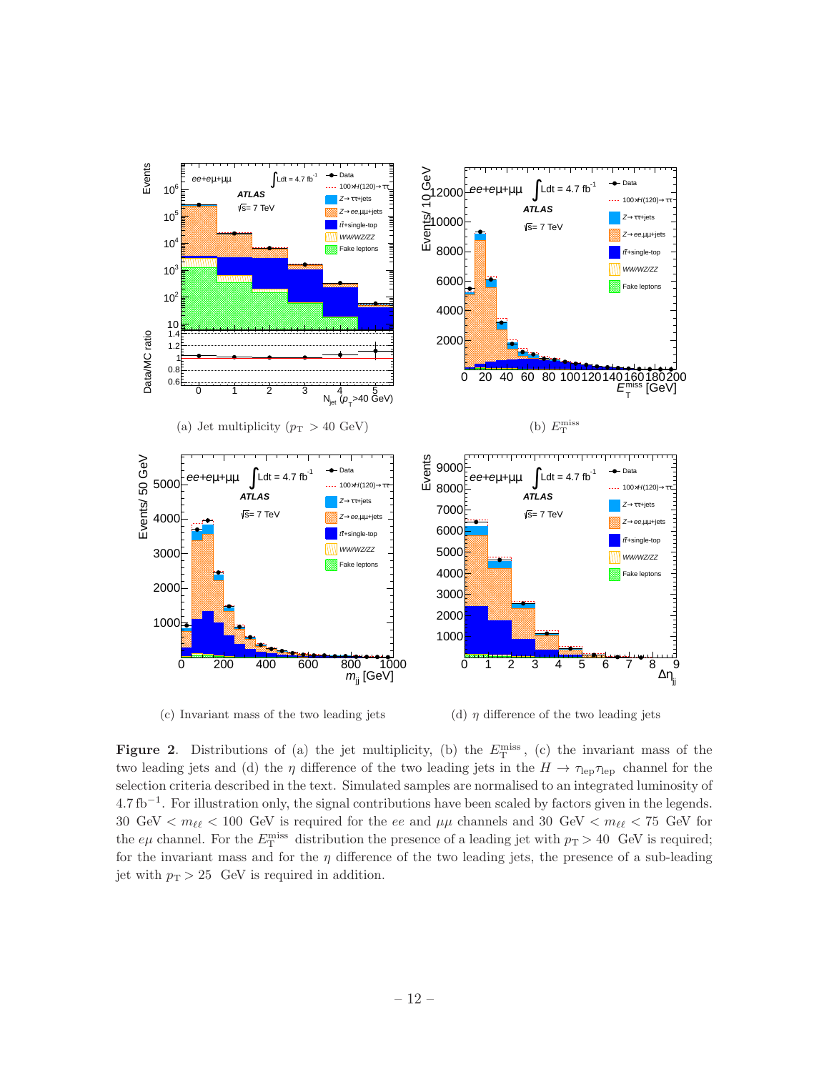(a) Jet multiplicity ($p_{\rm T} > 40$ GeV)

(b) $E_{\rm T}^{\rm miss}$

(c) Invariant mass of the two leading jets

(d) $\eta$ difference of the two leading jets

**Figure 2**. Distributions of (a) the jet multiplicity, (b) the $E_{\rm T}^{\rm miss}$, (c) the invariant mass of the two leading jets and (d) the $\eta$ difference of the two leading jets in the $H \to \tau_{\rm lep}\tau_{\rm lep}$ channel for the selection criteria described in the text. Simulated samples are normalised to an integrated luminosity of $4.7\,{\rm fb}^{-1}$. For illustration only, the signal contributions have been scaled by factors given in the legends. 30 GeV $< m_{\ell\ell} <$ 100 GeV is required for the $ee$ and $\mu\mu$ channels and 30 GeV $< m_{\ell\ell} <$ 75 GeV for the $e\mu$ channel. For the $E_{\rm T}^{\rm miss}$ distribution the presence of a leading jet with $p_{\rm T} > 40$ GeV is required; for the invariant mass and for the $\eta$ difference of the two leading jets, the presence of a sub-leading jet with $p_{\rm T} > 25$ GeV is required in addition.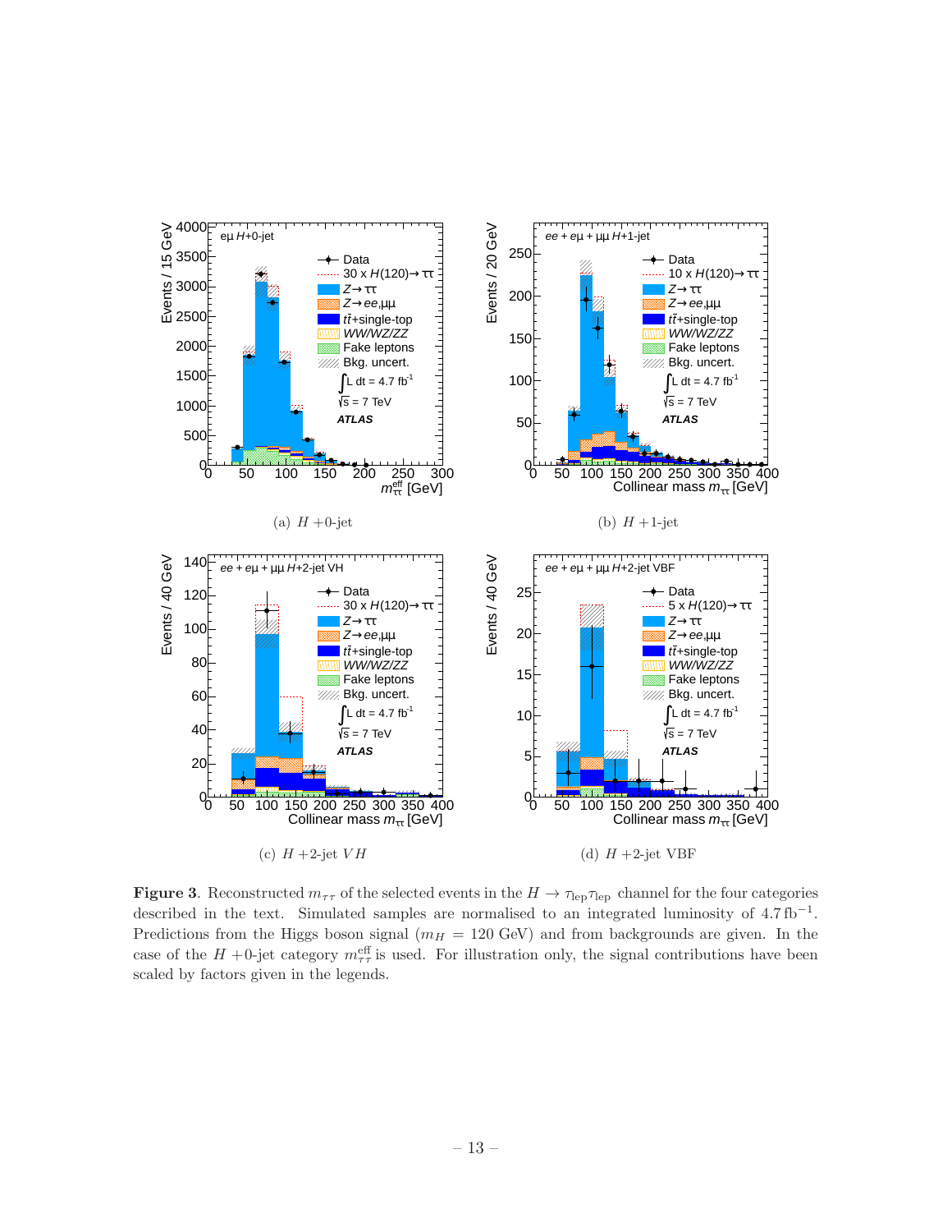(a) $H$ +0-jet

(b) $H$ +1-jet

(c) $H$ +2-jet $VH$

(d) $H$ +2-jet VBF

**Figure 3**. Reconstructed $m_{\tau\tau}$ of the selected events in the $H \to \tau_{\rm lep}\tau_{\rm lep}$ channel for the four categories described in the text. Simulated samples are normalised to an integrated luminosity of $4.7\,{\rm fb}^{-1}$. Predictions from the Higgs boson signal ($m_H$ = 120 GeV) and from backgrounds are given. In the case of the $H$ +0-jet category $m_{\tau\tau}^{\rm eff}$ is used. For illustration only, the signal contributions have been scaled by factors given in the legends.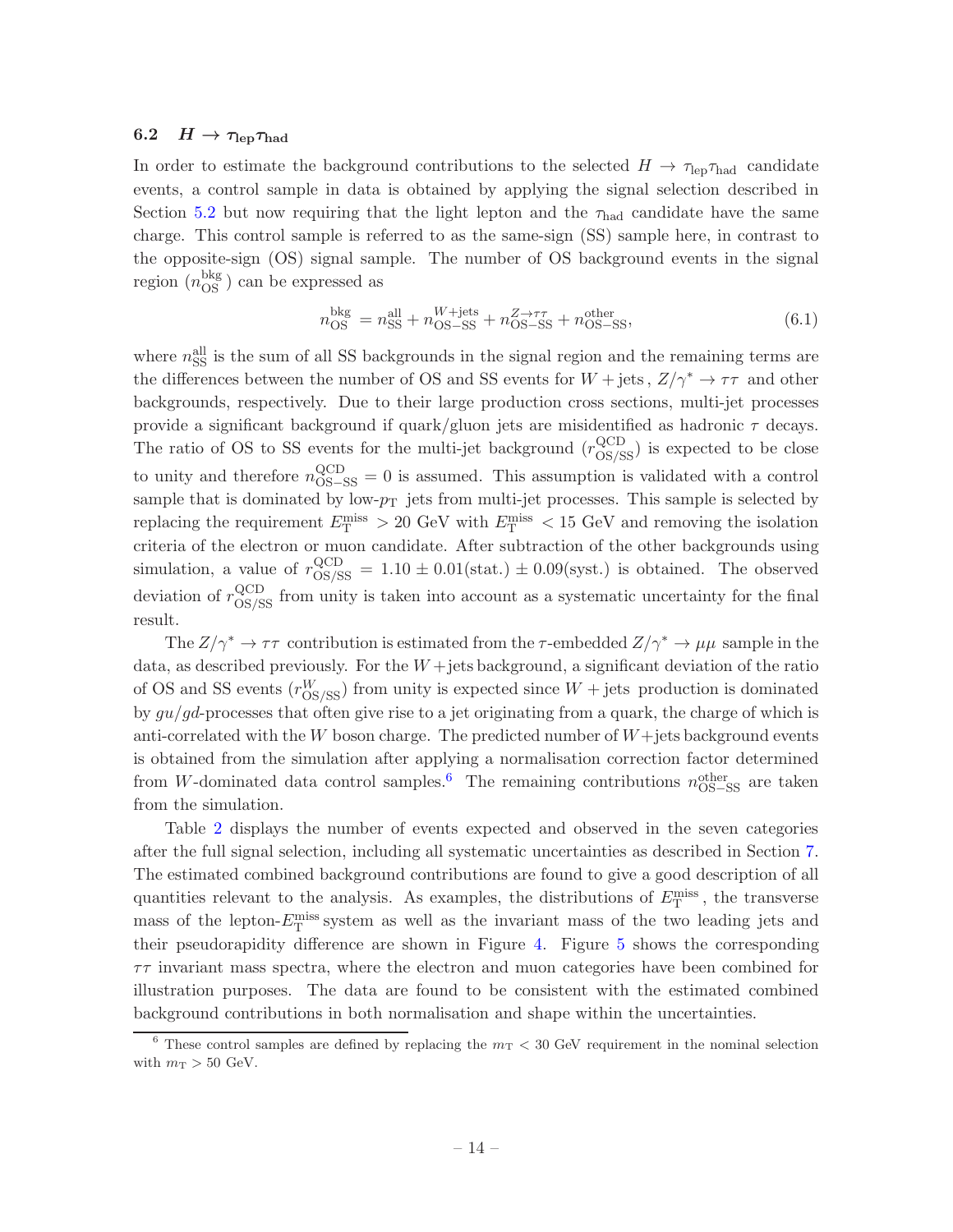### 6.2 $H \to \tau_{\rm lep}\tau_{\rm had}$

In order to estimate the background contributions to the selected $H \to \tau_{\rm lep}\tau_{\rm had}$ candidate events, a control sample in data is obtained by applying the signal selection described in Section 5.2 but now requiring that the light lepton and the $\tau_{\rm had}$ candidate have the same charge. This control sample is referred to as the same-sign (SS) sample here, in contrast to the opposite-sign (OS) signal sample. The number of OS background events in the signal region ($n_{\rm OS}^{\rm bkg}$) can be expressed as

$$n_{\rm OS}^{\rm bkg} = n_{\rm SS}^{\rm all} + n_{\rm OS-SS}^{W+{\rm jets}} + n_{\rm OS-SS}^{Z\to\tau\tau} + n_{\rm OS-SS}^{\rm other}, \tag{6.1}$$

where $n_{\rm SS}^{\rm all}$ is the sum of all SS backgrounds in the signal region and the remaining terms are the differences between the number of OS and SS events for $W+$jets, $Z/\gamma^* \to \tau\tau$ and other backgrounds, respectively. Due to their large production cross sections, multi-jet processes provide a significant background if quark/gluon jets are misidentified as hadronic $\tau$ decays. The ratio of OS to SS events for the multi-jet background ($r_{\rm OS/SS}^{\rm QCD}$) is expected to be close to unity and therefore $n_{\rm OS-SS}^{\rm QCD} = 0$ is assumed. This assumption is validated with a control sample that is dominated by low-$p_{\rm T}$ jets from multi-jet processes. This sample is selected by replacing the requirement $E_{\rm T}^{\rm miss} > 20$ GeV with $E_{\rm T}^{\rm miss} < 15$ GeV and removing the isolation criteria of the electron or muon candidate. After subtraction of the other backgrounds using simulation, a value of $r_{\rm OS/SS}^{\rm QCD} = 1.10 \pm 0.01({\rm stat.}) \pm 0.09({\rm syst.})$ is obtained. The observed deviation of $r_{\rm OS/SS}^{\rm QCD}$ from unity is taken into account as a systematic uncertainty for the final result.

The $Z/\gamma^* \to \tau\tau$ contribution is estimated from the $\tau$-embedded $Z/\gamma^* \to \mu\mu$ sample in the data, as described previously. For the $W+$jets background, a significant deviation of the ratio of OS and SS events ($r_{\rm OS/SS}^{W}$) from unity is expected since $W+$jets production is dominated by $gu/gd$-processes that often give rise to a jet originating from a quark, the charge of which is anti-correlated with the $W$ boson charge. The predicted number of $W+$jets background events is obtained from the simulation after applying a normalisation correction factor determined from $W$-dominated data control samples.[6] The remaining contributions $n_{\rm OS-SS}^{\rm other}$ are taken from the simulation.

Table 2 displays the number of events expected and observed in the seven categories after the full signal selection, including all systematic uncertainties as described in Section 7. The estimated combined background contributions are found to give a good description of all quantities relevant to the analysis. As examples, the distributions of $E_{\rm T}^{\rm miss}$, the transverse mass of the lepton-$E_{\rm T}^{\rm miss}$ system as well as the invariant mass of the two leading jets and their pseudorapidity difference are shown in Figure 4. Figure 5 shows the corresponding $\tau\tau$ invariant mass spectra, where the electron and muon categories have been combined for illustration purposes. The data are found to be consistent with the estimated combined background contributions in both normalisation and shape within the uncertainties.

[6] These control samples are defined by replacing the $m_{\rm T} < 30$ GeV requirement in the nominal selection with $m_{\rm T} > 50$ GeV.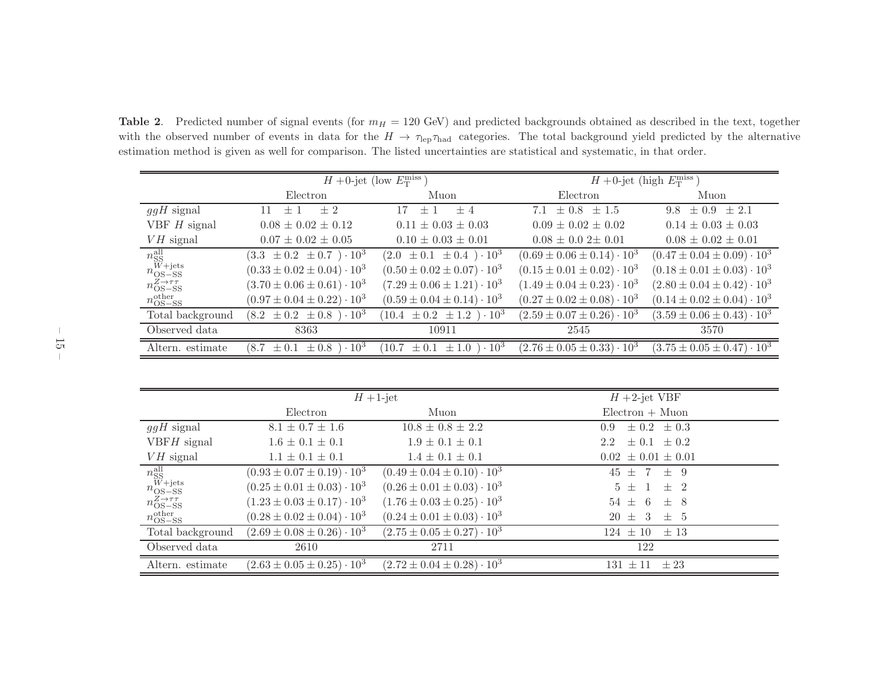**Table 2**. Predicted number of signal events (for $m_H = 120$ GeV) and predicted backgrounds obtained as described in the text, together with the observed number of events in data for the $H \to \tau_{\rm lep}\tau_{\rm had}$ categories. The total background yield predicted by the alternative estimation method is given as well for comparison. The listed uncertainties are statistical and systematic, in that order.

| | $H$ +0-jet (low $E_{\rm T}^{\rm miss}$) | | $H$ +0-jet (high $E_{\rm T}^{\rm miss}$) | |
|---|---|---|---|---|
| | Electron | Muon | Electron | Muon |
| $ggH$ signal | $11 \pm 1 \pm 2$ | $17 \pm 1 \pm 4$ | $7.1 \pm 0.8 \pm 1.5$ | $9.8 \pm 0.9 \pm 2.1$ |
| VBF $H$ signal | $0.08 \pm 0.02 \pm 0.12$ | $0.11 \pm 0.03 \pm 0.03$ | $0.09 \pm 0.02 \pm 0.02$ | $0.14 \pm 0.03 \pm 0.03$ |
| $VH$ signal | $0.07 \pm 0.02 \pm 0.05$ | $0.10 \pm 0.03 \pm 0.01$ | $0.08 \pm 0.0\ 2 \pm 0.01$ | $0.08 \pm 0.02 \pm 0.01$ |
| $n_{\rm SS}^{\rm all}$ | $(3.3 \pm 0.2 \pm 0.7) \cdot 10^3$ | $(2.0 \pm 0.1 \pm 0.4) \cdot 10^3$ | $(0.69 \pm 0.06 \pm 0.14) \cdot 10^3$ | $(0.47 \pm 0.04 \pm 0.09) \cdot 10^3$ |
| $n_{\rm OS-SS}^{W+\rm jets}$ | $(0.33 \pm 0.02 \pm 0.04) \cdot 10^3$ | $(0.50 \pm 0.02 \pm 0.07) \cdot 10^3$ | $(0.15 \pm 0.01 \pm 0.02) \cdot 10^3$ | $(0.18 \pm 0.01 \pm 0.03) \cdot 10^3$ |
| $n_{\rm OS-SS}^{Z\to\tau\tau}$ | $(3.70 \pm 0.06 \pm 0.61) \cdot 10^3$ | $(7.29 \pm 0.06 \pm 1.21) \cdot 10^3$ | $(1.49 \pm 0.04 \pm 0.23) \cdot 10^3$ | $(2.80 \pm 0.04 \pm 0.42) \cdot 10^3$ |
| $n_{\rm OS-SS}^{\rm other}$ | $(0.97 \pm 0.04 \pm 0.22) \cdot 10^3$ | $(0.59 \pm 0.04 \pm 0.14) \cdot 10^3$ | $(0.27 \pm 0.02 \pm 0.08) \cdot 10^3$ | $(0.14 \pm 0.02 \pm 0.04) \cdot 10^3$ |
| Total background | $(8.2 \pm 0.2 \pm 0.8) \cdot 10^3$ | $(10.4 \pm 0.2 \pm 1.2) \cdot 10^3$ | $(2.59 \pm 0.07 \pm 0.26) \cdot 10^3$ | $(3.59 \pm 0.06 \pm 0.43) \cdot 10^3$ |
| Observed data | 8363 | 10911 | 2545 | 3570 |
| Altern. estimate | $(8.7 \pm 0.1 \pm 0.8) \cdot 10^3$ | $(10.7 \pm 0.1 \pm 1.0) \cdot 10^3$ | $(2.76 \pm 0.05 \pm 0.33) \cdot 10^3$ | $(3.75 \pm 0.05 \pm 0.47) \cdot 10^3$ |

| | $H$ +1-jet | | $H$ +2-jet VBF |
|---|---|---|---|
| | Electron | Muon | Electron + Muon |
| $ggH$ signal | $8.1 \pm 0.7 \pm 1.6$ | $10.8 \pm 0.8 \pm 2.2$ | $0.9 \pm 0.2 \pm 0.3$ |
| VBF$H$ signal | $1.6 \pm 0.1 \pm 0.1$ | $1.9 \pm 0.1 \pm 0.1$ | $2.2 \pm 0.1 \pm 0.2$ |
| $VH$ signal | $1.1 \pm 0.1 \pm 0.1$ | $1.4 \pm 0.1 \pm 0.1$ | $0.02 \pm 0.01 \pm 0.01$ |
| $n_{\rm SS}^{\rm all}$ | $(0.93 \pm 0.07 \pm 0.19) \cdot 10^3$ | $(0.49 \pm 0.04 \pm 0.10) \cdot 10^3$ | $45 \pm 7 \pm 9$ |
| $n_{\rm OS-SS}^{W+\rm jets}$ | $(0.25 \pm 0.01 \pm 0.03) \cdot 10^3$ | $(0.26 \pm 0.01 \pm 0.03) \cdot 10^3$ | $5 \pm 1 \pm 2$ |
| $n_{\rm OS-SS}^{Z\to\tau\tau}$ | $(1.23 \pm 0.03 \pm 0.17) \cdot 10^3$ | $(1.76 \pm 0.03 \pm 0.25) \cdot 10^3$ | $54 \pm 6 \pm 8$ |
| $n_{\rm OS-SS}^{\rm other}$ | $(0.28 \pm 0.02 \pm 0.04) \cdot 10^3$ | $(0.24 \pm 0.01 \pm 0.03) \cdot 10^3$ | $20 \pm 3 \pm 5$ |
| Total background | $(2.69 \pm 0.08 \pm 0.26) \cdot 10^3$ | $(2.75 \pm 0.05 \pm 0.27) \cdot 10^3$ | $124 \pm 10 \pm 13$ |
| Observed data | 2610 | 2711 | 122 |
| Altern. estimate | $(2.63 \pm 0.05 \pm 0.25) \cdot 10^3$ | $(2.72 \pm 0.04 \pm 0.28) \cdot 10^3$ | $131 \pm 11 \pm 23$ |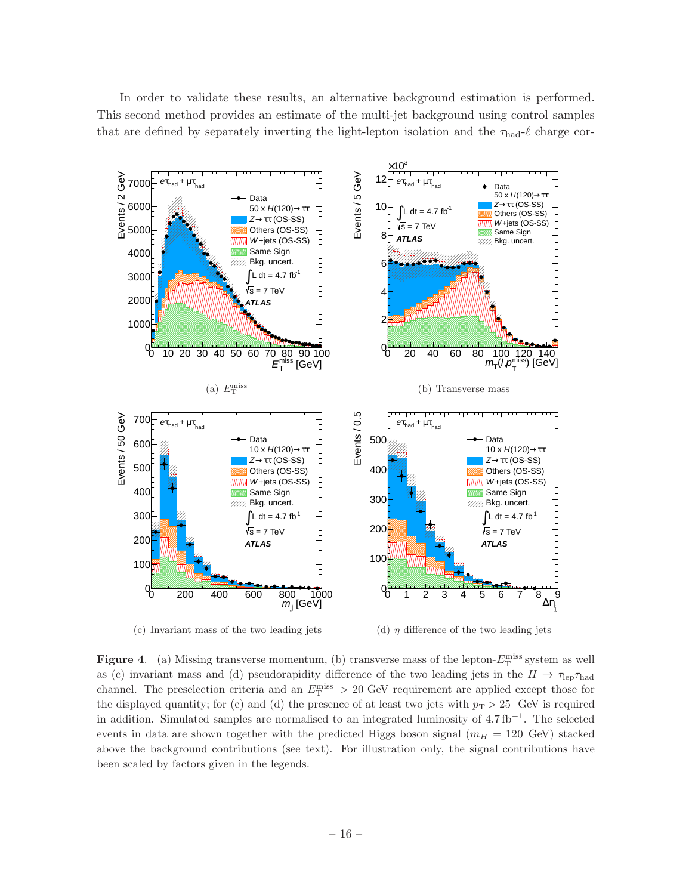In order to validate these results, an alternative background estimation is performed. This second method provides an estimate of the multi-jet background using control samples that are defined by separately inverting the light-lepton isolation and the $\tau_{\rm had}$-$\ell$ charge cor-

(a) $E_{\rm T}^{\rm miss}$

(b) Transverse mass

(c) Invariant mass of the two leading jets

(d) $\eta$ difference of the two leading jets

**Figure 4**. (a) Missing transverse momentum, (b) transverse mass of the lepton-$E_{\rm T}^{\rm miss}$ system as well as (c) invariant mass and (d) pseudorapidity difference of the two leading jets in the $H \to \tau_{\rm lep}\tau_{\rm had}$ channel. The preselection criteria and an $E_{\rm T}^{\rm miss} > 20$ GeV requirement are applied except those for the displayed quantity; for (c) and (d) the presence of at least two jets with $p_{\rm T} > 25$ GeV is required in addition. Simulated samples are normalised to an integrated luminosity of 4.7 fb$^{-1}$. The selected events in data are shown together with the predicted Higgs boson signal ($m_H = 120$ GeV) stacked above the background contributions (see text). For illustration only, the signal contributions have been scaled by factors given in the legends.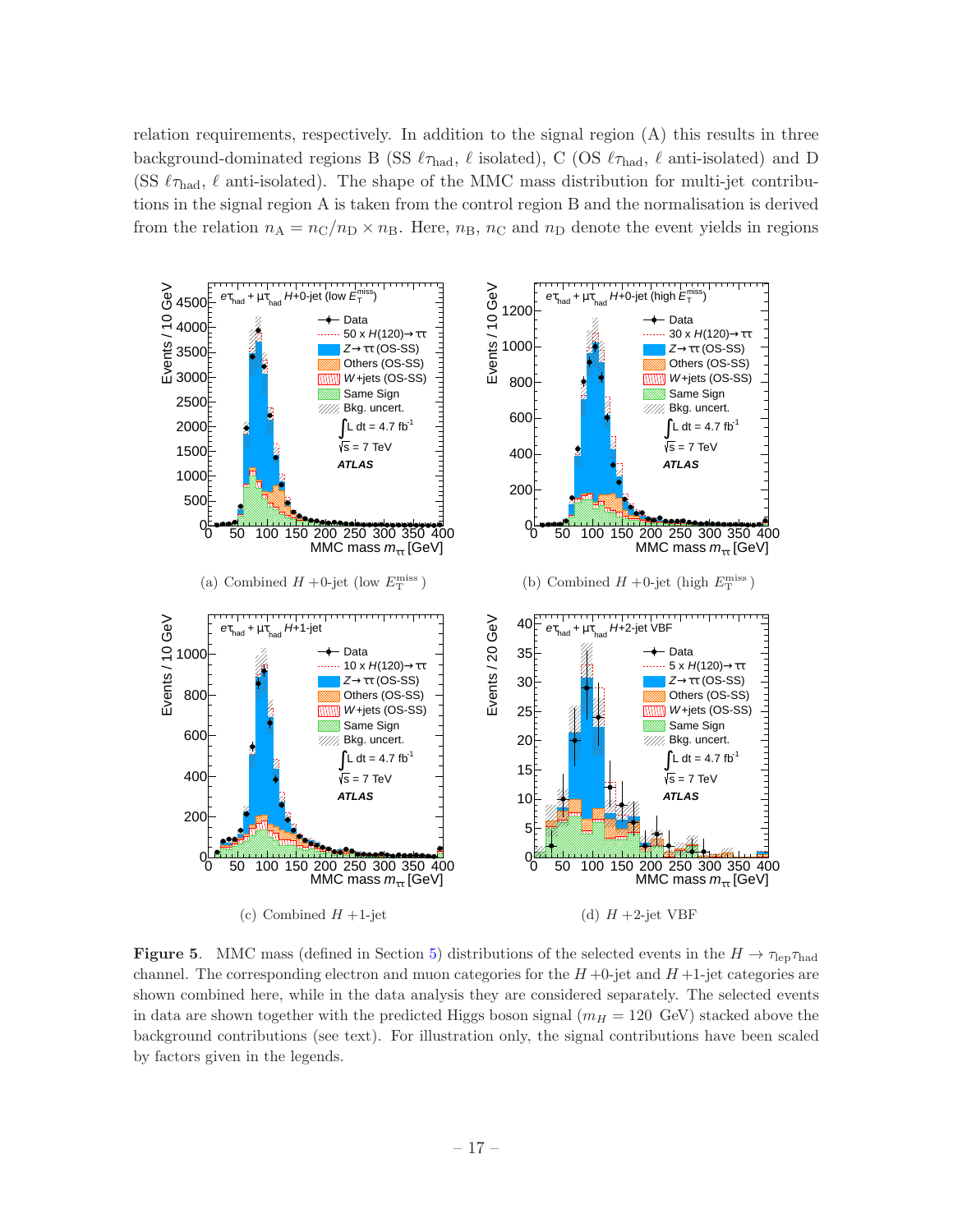relation requirements, respectively. In addition to the signal region (A) this results in three background-dominated regions B (SS $\ell\tau_{\rm had}$, $\ell$ isolated), C (OS $\ell\tau_{\rm had}$, $\ell$ anti-isolated) and D (SS $\ell\tau_{\rm had}$, $\ell$ anti-isolated). The shape of the MMC mass distribution for multi-jet contributions in the signal region A is taken from the control region B and the normalisation is derived from the relation $n_{\rm A} = n_{\rm C}/n_{\rm D} \times n_{\rm B}$. Here, $n_{\rm B}$, $n_{\rm C}$ and $n_{\rm D}$ denote the event yields in regions

(a) Combined $H$ +0-jet (low $E_{\rm T}^{\rm miss}$)

(b) Combined $H$ +0-jet (high $E_{\rm T}^{\rm miss}$)

(c) Combined $H$ +1-jet

(d) $H$ +2-jet VBF

**Figure 5**. MMC mass (defined in Section 5) distributions of the selected events in the $H \to \tau_{\rm lep}\tau_{\rm had}$ channel. The corresponding electron and muon categories for the $H$ +0-jet and $H$ +1-jet categories are shown combined here, while in the data analysis they are considered separately. The selected events in data are shown together with the predicted Higgs boson signal ($m_H = 120$ GeV) stacked above the background contributions (see text). For illustration only, the signal contributions have been scaled by factors given in the legends.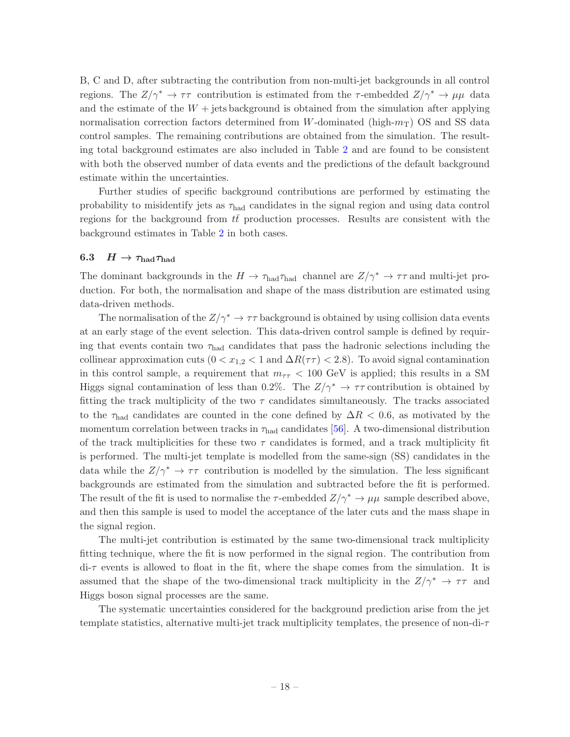B, C and D, after subtracting the contribution from non-multi-jet backgrounds in all control regions. The $Z/\gamma^* \rightarrow \tau\tau$ contribution is estimated from the $\tau$-embedded $Z/\gamma^* \rightarrow \mu\mu$ data and the estimate of the $W +$ jets background is obtained from the simulation after applying normalisation correction factors determined from $W$-dominated (high-$m_{\mathrm{T}}$) OS and SS data control samples. The remaining contributions are obtained from the simulation. The resulting total background estimates are also included in Table 2 and are found to be consistent with both the observed number of data events and the predictions of the default background estimate within the uncertainties.

Further studies of specific background contributions are performed by estimating the probability to misidentify jets as $\tau_{\mathrm{had}}$ candidates in the signal region and using data control regions for the background from $t\bar{t}$ production processes. Results are consistent with the background estimates in Table 2 in both cases.

### 6.3 $H \rightarrow \tau_{\mathrm{had}}\tau_{\mathrm{had}}$

The dominant backgrounds in the $H \rightarrow \tau_{\mathrm{had}}\tau_{\mathrm{had}}$ channel are $Z/\gamma^* \rightarrow \tau\tau$ and multi-jet production. For both, the normalisation and shape of the mass distribution are estimated using data-driven methods.

The normalisation of the $Z/\gamma^* \rightarrow \tau\tau$ background is obtained by using collision data events at an early stage of the event selection. This data-driven control sample is defined by requiring that events contain two $\tau_{\mathrm{had}}$ candidates that pass the hadronic selections including the collinear approximation cuts ($0 < x_{1,2} < 1$ and $\Delta R(\tau\tau) < 2.8$). To avoid signal contamination in this control sample, a requirement that $m_{\tau\tau} < 100$ GeV is applied; this results in a SM Higgs signal contamination of less than 0.2%. The $Z/\gamma^* \rightarrow \tau\tau$ contribution is obtained by fitting the track multiplicity of the two $\tau$ candidates simultaneously. The tracks associated to the $\tau_{\mathrm{had}}$ candidates are counted in the cone defined by $\Delta R < 0.6$, as motivated by the momentum correlation between tracks in $\tau_{\mathrm{had}}$ candidates [56]. A two-dimensional distribution of the track multiplicities for these two $\tau$ candidates is formed, and a track multiplicity fit is performed. The multi-jet template is modelled from the same-sign (SS) candidates in the data while the $Z/\gamma^* \rightarrow \tau\tau$ contribution is modelled by the simulation. The less significant backgrounds are estimated from the simulation and subtracted before the fit is performed. The result of the fit is used to normalise the $\tau$-embedded $Z/\gamma^* \rightarrow \mu\mu$ sample described above, and then this sample is used to model the acceptance of the later cuts and the mass shape in the signal region.

The multi-jet contribution is estimated by the same two-dimensional track multiplicity fitting technique, where the fit is now performed in the signal region. The contribution from di-$\tau$ events is allowed to float in the fit, where the shape comes from the simulation. It is assumed that the shape of the two-dimensional track multiplicity in the $Z/\gamma^* \rightarrow \tau\tau$ and Higgs boson signal processes are the same.

The systematic uncertainties considered for the background prediction arise from the jet template statistics, alternative multi-jet track multiplicity templates, the presence of non-di-$\tau$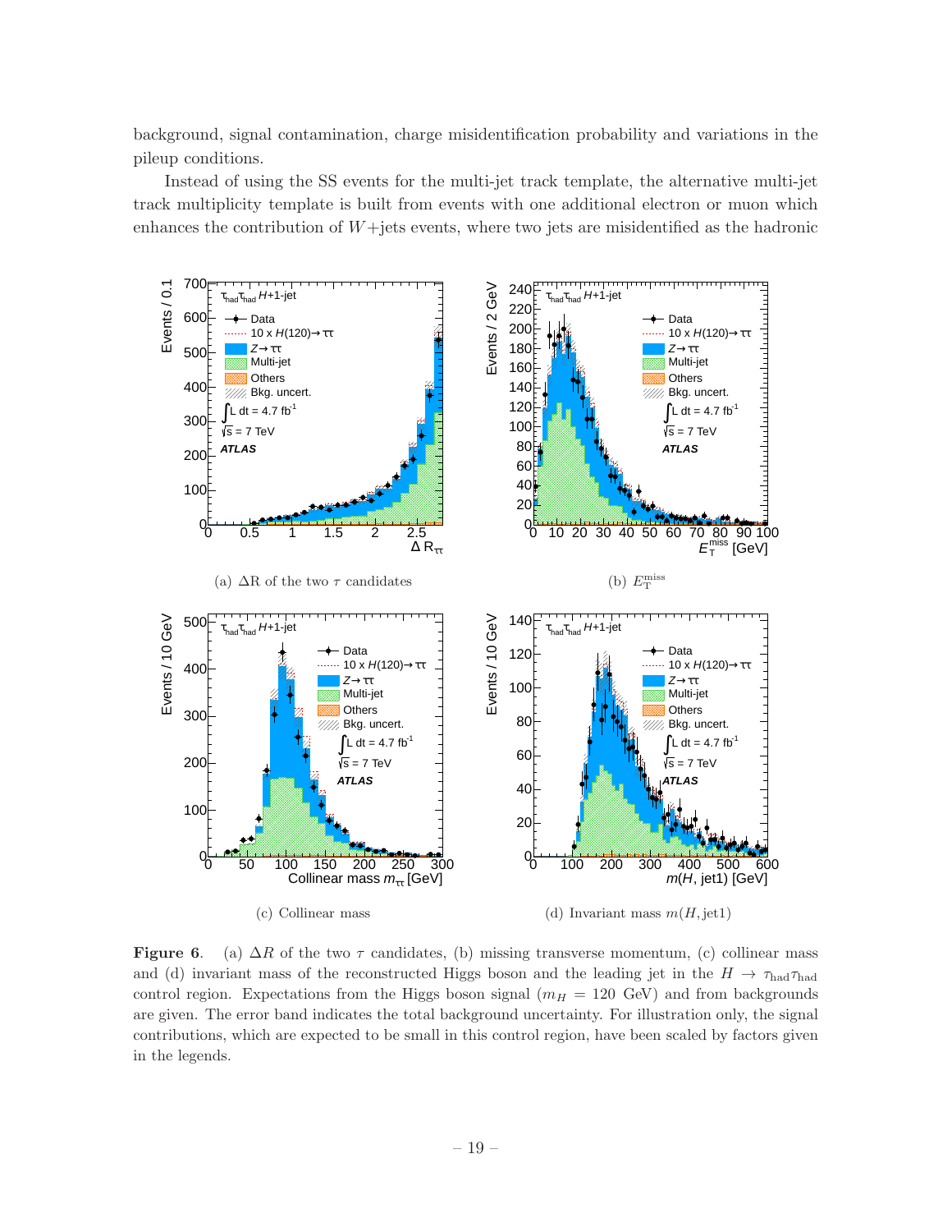background, signal contamination, charge misidentification probability and variations in the pileup conditions.

Instead of using the SS events for the multi-jet track template, the alternative multi-jet track multiplicity template is built from events with one additional electron or muon which enhances the contribution of $W$+jets events, where two jets are misidentified as the hadronic

(a) $\Delta$R of the two $\tau$ candidates

(b) $E_{\mathrm{T}}^{\mathrm{miss}}$

(c) Collinear mass

(d) Invariant mass $m(H, \mathrm{jet1})$

**Figure 6**. (a) $\Delta R$ of the two $\tau$ candidates, (b) missing transverse momentum, (c) collinear mass and (d) invariant mass of the reconstructed Higgs boson and the leading jet in the $H \to \tau_{\mathrm{had}}\tau_{\mathrm{had}}$ control region. Expectations from the Higgs boson signal ($m_H = 120$ GeV) and from backgrounds are given. The error band indicates the total background uncertainty. For illustration only, the signal contributions, which are expected to be small in this control region, have been scaled by factors given in the legends.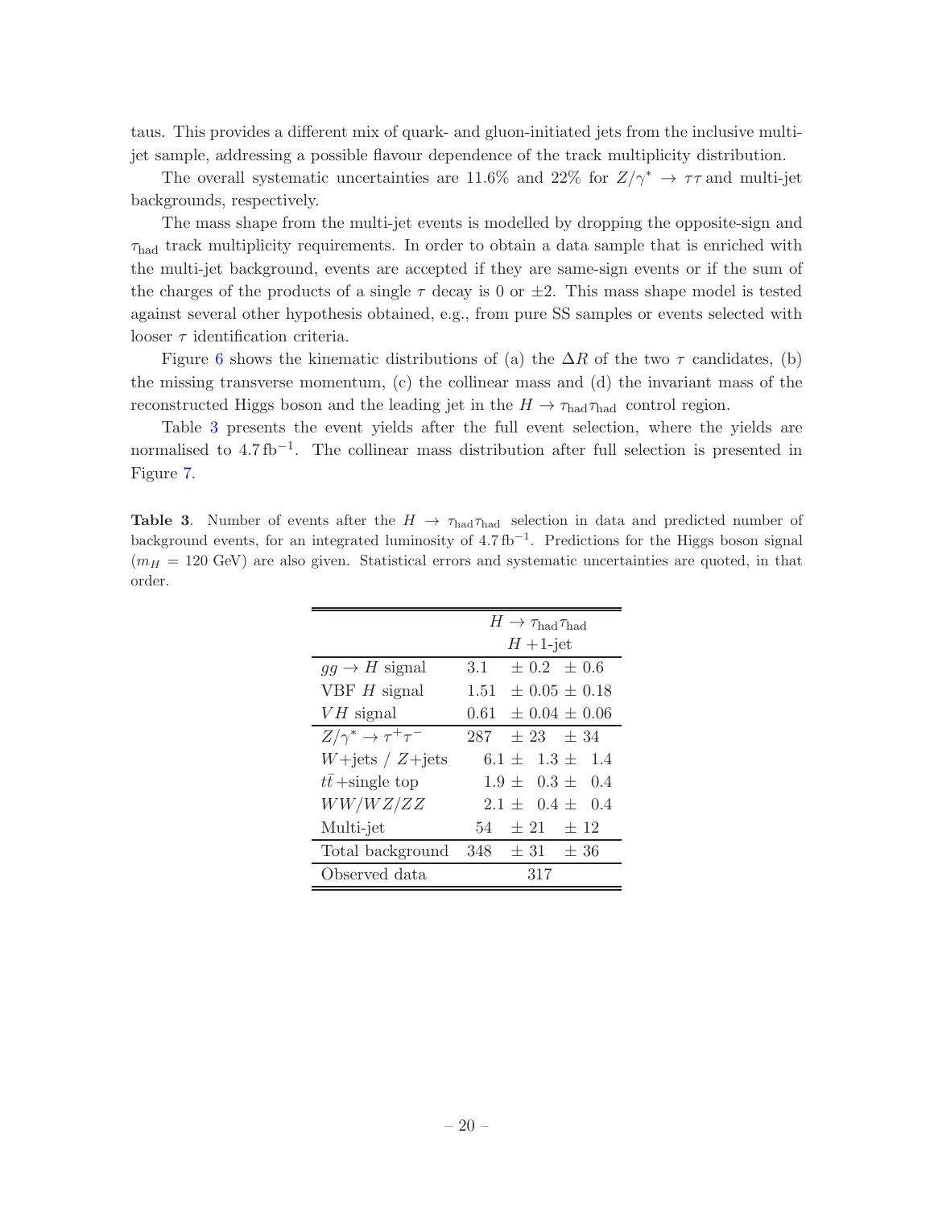taus. This provides a different mix of quark- and gluon-initiated jets from the inclusive multi-jet sample, addressing a possible flavour dependence of the track multiplicity distribution.

The overall systematic uncertainties are 11.6% and 22% for $Z/\gamma^* \rightarrow \tau\tau$ and multi-jet backgrounds, respectively.

The mass shape from the multi-jet events is modelled by dropping the opposite-sign and $\tau_{\rm had}$ track multiplicity requirements. In order to obtain a data sample that is enriched with the multi-jet background, events are accepted if they are same-sign events or if the sum of the charges of the products of a single $\tau$ decay is 0 or $\pm 2$. This mass shape model is tested against several other hypothesis obtained, e.g., from pure SS samples or events selected with looser $\tau$ identification criteria.

Figure 6 shows the kinematic distributions of (a) the $\Delta R$ of the two $\tau$ candidates, (b) the missing transverse momentum, (c) the collinear mass and (d) the invariant mass of the reconstructed Higgs boson and the leading jet in the $H \rightarrow \tau_{\rm had}\tau_{\rm had}$ control region.

Table 3 presents the event yields after the full event selection, where the yields are normalised to $4.7\,{\rm fb}^{-1}$. The collinear mass distribution after full selection is presented in Figure 7.

**Table 3**. Number of events after the $H \rightarrow \tau_{\rm had}\tau_{\rm had}$ selection in data and predicted number of background events, for an integrated luminosity of $4.7\,{\rm fb}^{-1}$. Predictions for the Higgs boson signal ($m_H$ = 120 GeV) are also given. Statistical errors and systematic uncertainties are quoted, in that order.

| | $H \rightarrow \tau_{\rm had}\tau_{\rm had}$ $H$ +1-jet |
|---|---|
| $gg \rightarrow H$ signal | 3.1 $\pm$ 0.2 $\pm$ 0.6 |
| VBF $H$ signal | 1.51 $\pm$ 0.05 $\pm$ 0.18 |
| $VH$ signal | 0.61 $\pm$ 0.04 $\pm$ 0.06 |
| $Z/\gamma^* \rightarrow \tau^+\tau^-$ | 287 $\pm$ 23 $\pm$ 34 |
| $W$+jets / $Z$+jets | 6.1 $\pm$ 1.3 $\pm$ 1.4 |
| $t\bar{t}$ +single top | 1.9 $\pm$ 0.3 $\pm$ 0.4 |
| $WW/WZ/ZZ$ | 2.1 $\pm$ 0.4 $\pm$ 0.4 |
| Multi-jet | 54 $\pm$ 21 $\pm$ 12 |
| Total background | 348 $\pm$ 31 $\pm$ 36 |
| Observed data | 317 |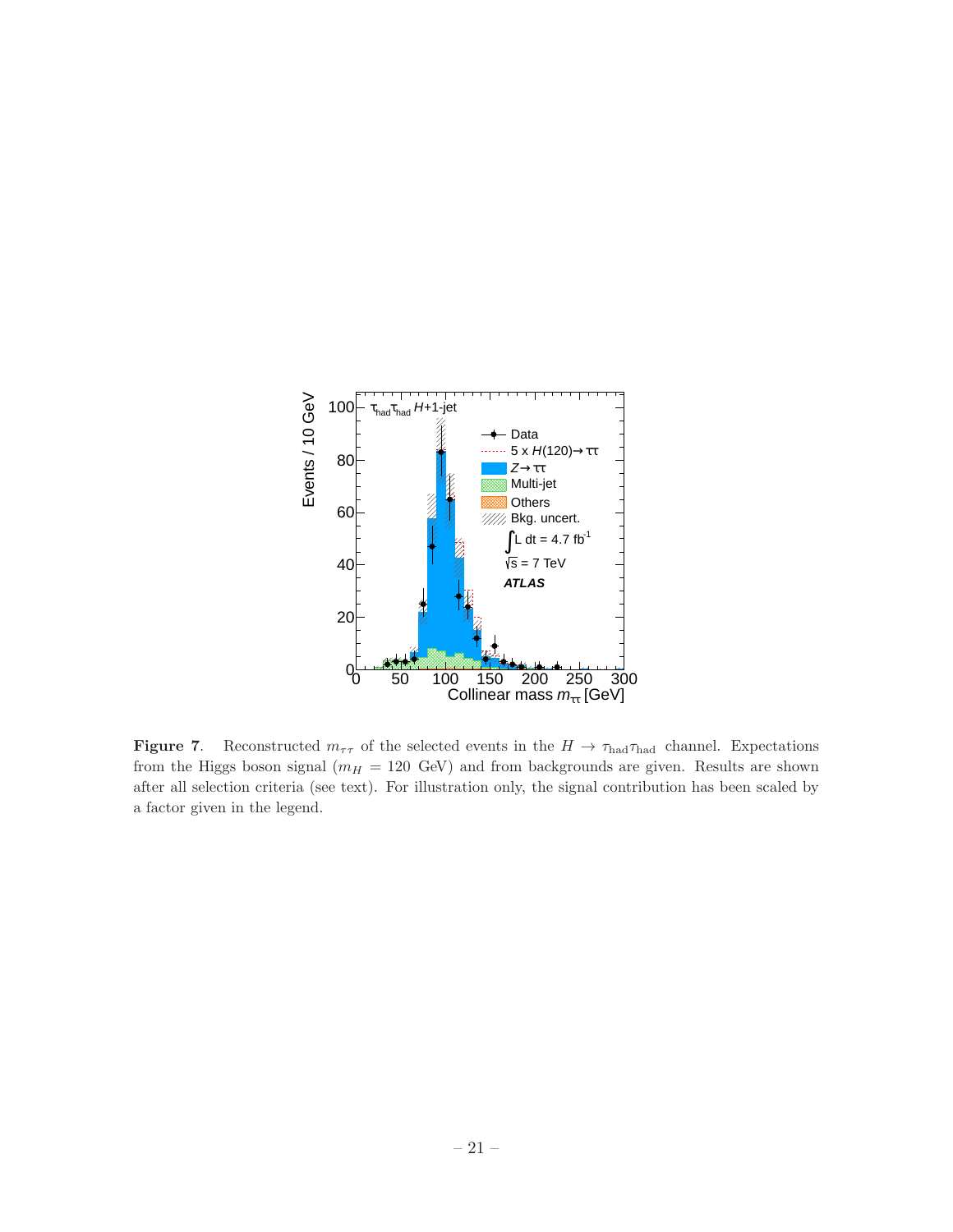**Figure 7**. Reconstructed $m_{\tau\tau}$ of the selected events in the $H \rightarrow \tau_{\rm had}\tau_{\rm had}$ channel. Expectations from the Higgs boson signal ($m_H$ = 120 GeV) and from backgrounds are given. Results are shown after all selection criteria (see text). For illustration only, the signal contribution has been scaled by a factor given in the legend.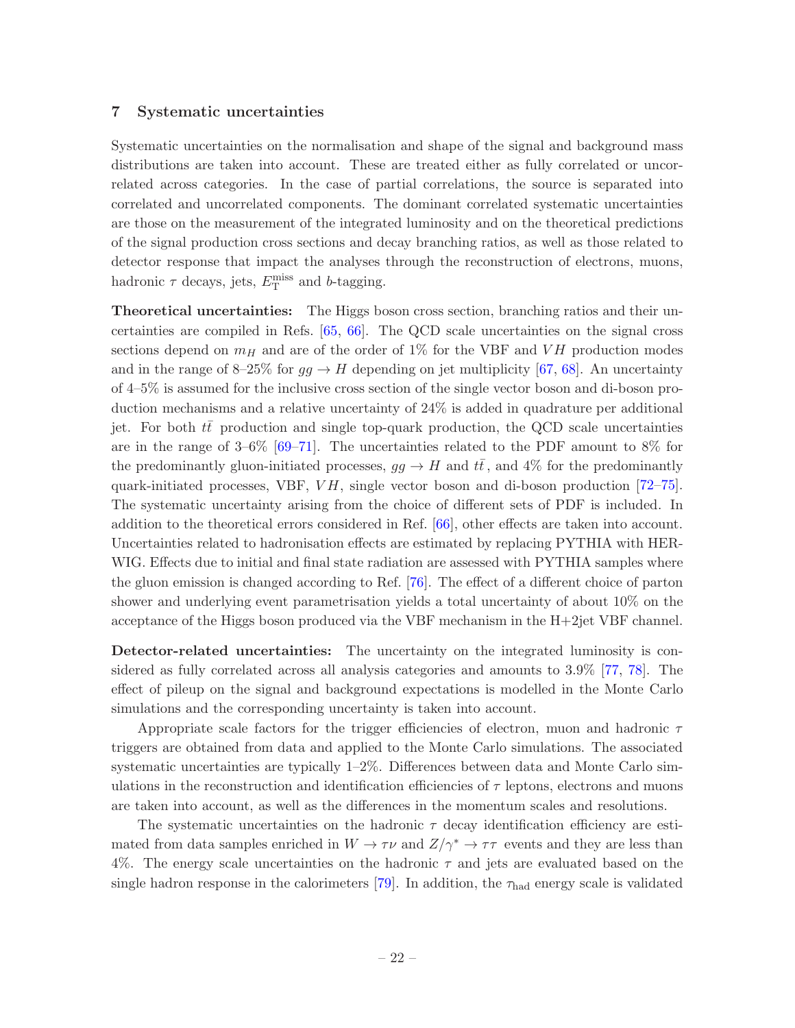## 7 Systematic uncertainties

Systematic uncertainties on the normalisation and shape of the signal and background mass distributions are taken into account. These are treated either as fully correlated or uncorrelated across categories. In the case of partial correlations, the source is separated into correlated and uncorrelated components. The dominant correlated systematic uncertainties are those on the measurement of the integrated luminosity and on the theoretical predictions of the signal production cross sections and decay branching ratios, as well as those related to detector response that impact the analyses through the reconstruction of electrons, muons, hadronic $\tau$ decays, jets, $E_{\mathrm{T}}^{\mathrm{miss}}$ and $b$-tagging.

**Theoretical uncertainties:** The Higgs boson cross section, branching ratios and their uncertainties are compiled in Refs. [65, 66]. The QCD scale uncertainties on the signal cross sections depend on $m_H$ and are of the order of 1% for the VBF and $VH$ production modes and in the range of 8–25% for $gg \to H$ depending on jet multiplicity [67, 68]. An uncertainty of 4–5% is assumed for the inclusive cross section of the single vector boson and di-boson production mechanisms and a relative uncertainty of 24% is added in quadrature per additional jet. For both $t\bar{t}$ production and single top-quark production, the QCD scale uncertainties are in the range of 3–6% [69–71]. The uncertainties related to the PDF amount to 8% for the predominantly gluon-initiated processes, $gg \to H$ and $t\bar{t}$, and 4% for the predominantly quark-initiated processes, VBF, $VH$, single vector boson and di-boson production [72–75]. The systematic uncertainty arising from the choice of different sets of PDF is included. In addition to the theoretical errors considered in Ref. [66], other effects are taken into account. Uncertainties related to hadronisation effects are estimated by replacing PYTHIA with HERWIG. Effects due to initial and final state radiation are assessed with PYTHIA samples where the gluon emission is changed according to Ref. [76]. The effect of a different choice of parton shower and underlying event parametrisation yields a total uncertainty of about 10% on the acceptance of the Higgs boson produced via the VBF mechanism in the H+2jet VBF channel.

**Detector-related uncertainties:** The uncertainty on the integrated luminosity is considered as fully correlated across all analysis categories and amounts to 3.9% [77, 78]. The effect of pileup on the signal and background expectations is modelled in the Monte Carlo simulations and the corresponding uncertainty is taken into account.

Appropriate scale factors for the trigger efficiencies of electron, muon and hadronic $\tau$ triggers are obtained from data and applied to the Monte Carlo simulations. The associated systematic uncertainties are typically 1–2%. Differences between data and Monte Carlo simulations in the reconstruction and identification efficiencies of $\tau$ leptons, electrons and muons are taken into account, as well as the differences in the momentum scales and resolutions.

The systematic uncertainties on the hadronic $\tau$ decay identification efficiency are estimated from data samples enriched in $W \to \tau\nu$ and $Z/\gamma^* \to \tau\tau$ events and they are less than 4%. The energy scale uncertainties on the hadronic $\tau$ and jets are evaluated based on the single hadron response in the calorimeters [79]. In addition, the $\tau_{\mathrm{had}}$ energy scale is validated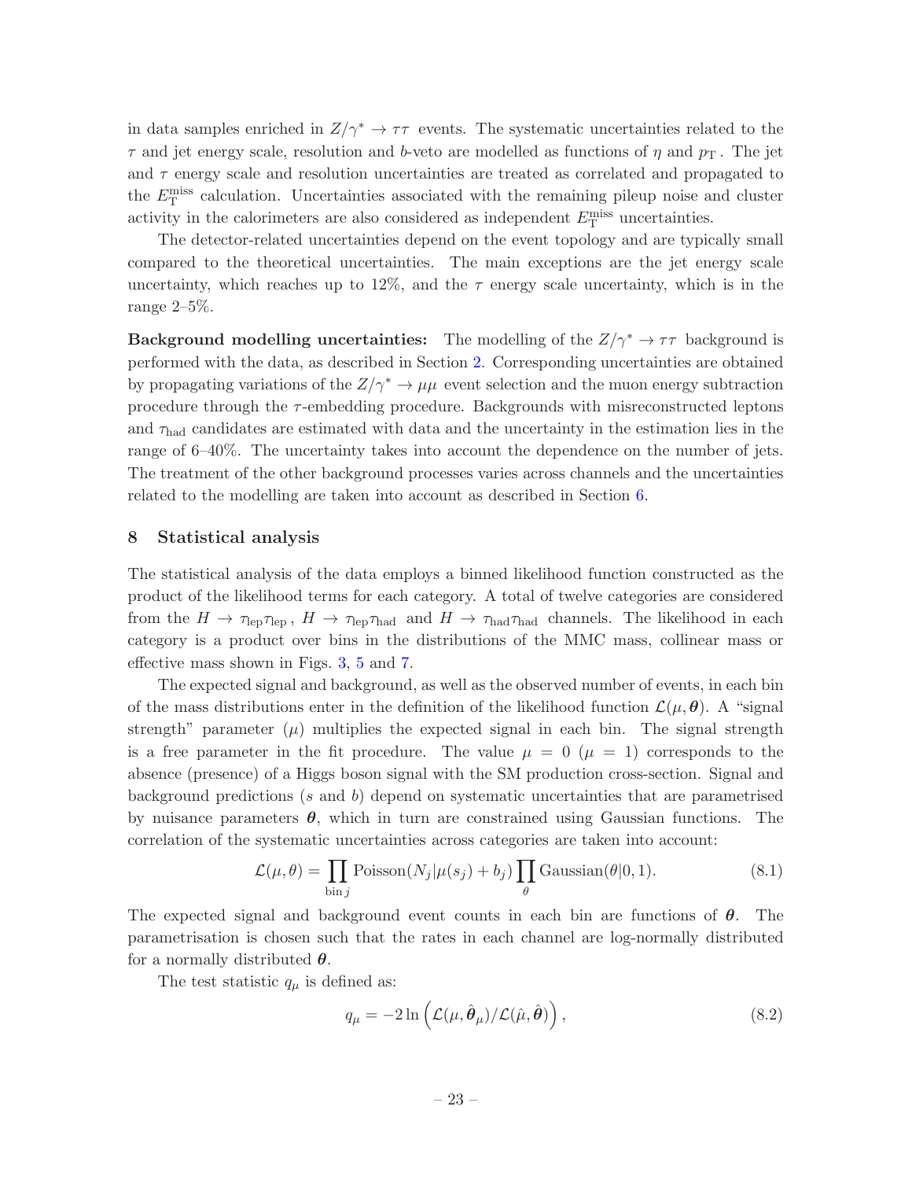in data samples enriched in $Z/\gamma^* \to \tau\tau$ events. The systematic uncertainties related to the $\tau$ and jet energy scale, resolution and $b$-veto are modelled as functions of $\eta$ and $p_{\rm T}$. The jet and $\tau$ energy scale and resolution uncertainties are treated as correlated and propagated to the $E_{\rm T}^{\rm miss}$ calculation. Uncertainties associated with the remaining pileup noise and cluster activity in the calorimeters are also considered as independent $E_{\rm T}^{\rm miss}$ uncertainties.

The detector-related uncertainties depend on the event topology and are typically small compared to the theoretical uncertainties. The main exceptions are the jet energy scale uncertainty, which reaches up to 12%, and the $\tau$ energy scale uncertainty, which is in the range 2–5%.

**Background modelling uncertainties:** The modelling of the $Z/\gamma^* \to \tau\tau$ background is performed with the data, as described in Section 2. Corresponding uncertainties are obtained by propagating variations of the $Z/\gamma^* \to \mu\mu$ event selection and the muon energy subtraction procedure through the $\tau$-embedding procedure. Backgrounds with misreconstructed leptons and $\tau_{\rm had}$ candidates are estimated with data and the uncertainty in the estimation lies in the range of 6–40%. The uncertainty takes into account the dependence on the number of jets. The treatment of the other background processes varies across channels and the uncertainties related to the modelling are taken into account as described in Section 6.

## 8 Statistical analysis

The statistical analysis of the data employs a binned likelihood function constructed as the product of the likelihood terms for each category. A total of twelve categories are considered from the $H \to \tau_{\rm lep}\tau_{\rm lep}$, $H \to \tau_{\rm lep}\tau_{\rm had}$ and $H \to \tau_{\rm had}\tau_{\rm had}$ channels. The likelihood in each category is a product over bins in the distributions of the MMC mass, collinear mass or effective mass shown in Figs. 3, 5 and 7.

The expected signal and background, as well as the observed number of events, in each bin of the mass distributions enter in the definition of the likelihood function $\mathcal{L}(\mu, \boldsymbol{\theta})$. A "signal strength" parameter ($\mu$) multiplies the expected signal in each bin. The signal strength is a free parameter in the fit procedure. The value $\mu = 0$ ($\mu = 1$) corresponds to the absence (presence) of a Higgs boson signal with the SM production cross-section. Signal and background predictions ($s$ and $b$) depend on systematic uncertainties that are parametrised by nuisance parameters $\boldsymbol{\theta}$, which in turn are constrained using Gaussian functions. The correlation of the systematic uncertainties across categories are taken into account:

$$\mathcal{L}(\mu, \theta) = \prod_{\text{bin}\, j} \text{Poisson}(N_j|\mu(s_j) + b_j) \prod_{\theta} \text{Gaussian}(\theta|0, 1). \tag{8.1}$$

The expected signal and background event counts in each bin are functions of $\boldsymbol{\theta}$. The parametrisation is chosen such that the rates in each channel are log-normally distributed for a normally distributed $\boldsymbol{\theta}$.

The test statistic $q_\mu$ is defined as:

$$q_\mu = -2\ln\left(\mathcal{L}(\mu, \hat{\boldsymbol{\theta}}_\mu)/\mathcal{L}(\hat{\mu}, \hat{\boldsymbol{\theta}})\right), \tag{8.2}$$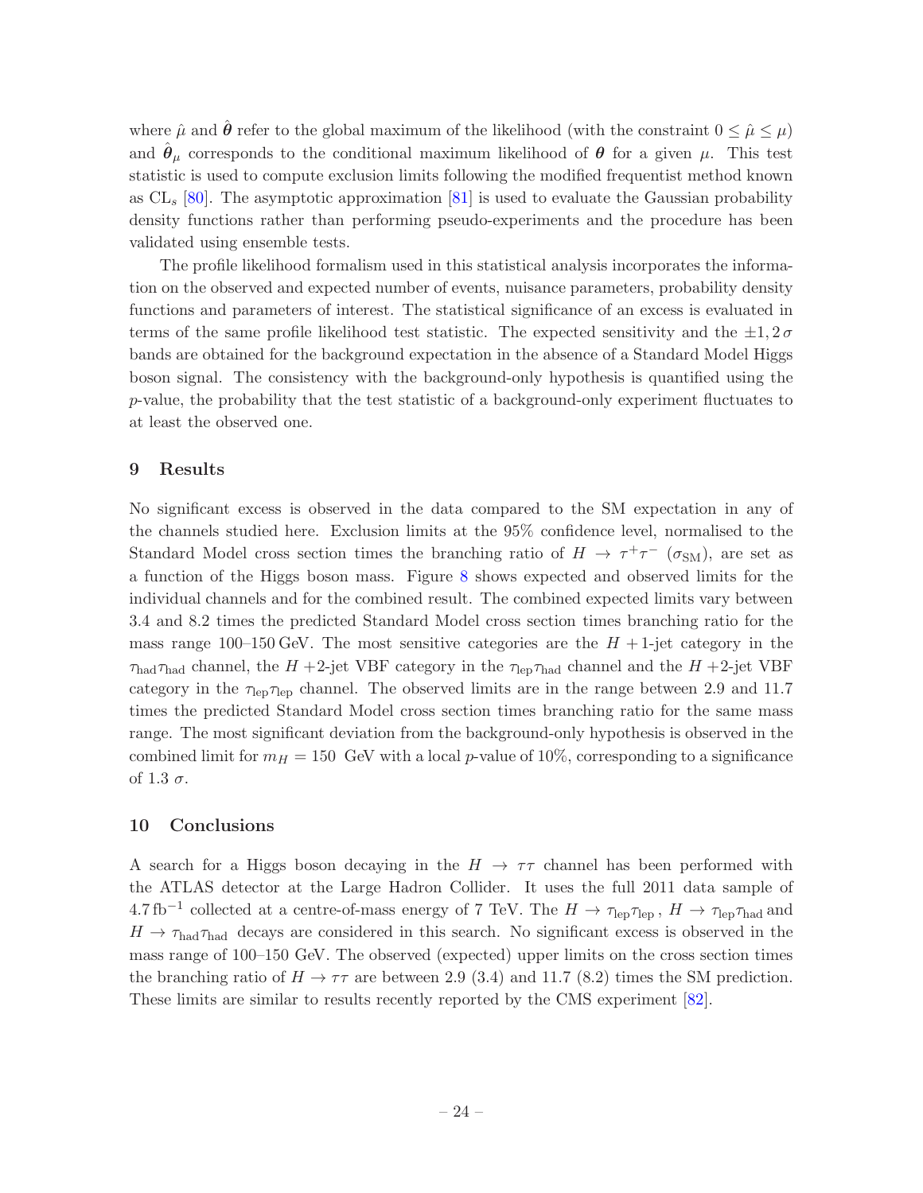where $\hat{\mu}$ and $\hat{\boldsymbol{\theta}}$ refer to the global maximum of the likelihood (with the constraint $0 \leq \hat{\mu} \leq \mu$) and $\hat{\hat{\boldsymbol{\theta}}}_\mu$ corresponds to the conditional maximum likelihood of $\boldsymbol{\theta}$ for a given $\mu$. This test statistic is used to compute exclusion limits following the modified frequentist method known as $\mathrm{CL}_s$ [80]. The asymptotic approximation [81] is used to evaluate the Gaussian probability density functions rather than performing pseudo-experiments and the procedure has been validated using ensemble tests.

The profile likelihood formalism used in this statistical analysis incorporates the information on the observed and expected number of events, nuisance parameters, probability density functions and parameters of interest. The statistical significance of an excess is evaluated in terms of the same profile likelihood test statistic. The expected sensitivity and the $\pm 1, 2\,\sigma$ bands are obtained for the background expectation in the absence of a Standard Model Higgs boson signal. The consistency with the background-only hypothesis is quantified using the $p$-value, the probability that the test statistic of a background-only experiment fluctuates to at least the observed one.

## 9 Results

No significant excess is observed in the data compared to the SM expectation in any of the channels studied here. Exclusion limits at the 95% confidence level, normalised to the Standard Model cross section times the branching ratio of $H \to \tau^+\tau^-$ ($\sigma_{\mathrm{SM}}$), are set as a function of the Higgs boson mass. Figure 8 shows expected and observed limits for the individual channels and for the combined result. The combined expected limits vary between 3.4 and 8.2 times the predicted Standard Model cross section times branching ratio for the mass range 100–150 GeV. The most sensitive categories are the $H+$1-jet category in the $\tau_{\mathrm{had}}\tau_{\mathrm{had}}$ channel, the $H+$2-jet VBF category in the $\tau_{\mathrm{lep}}\tau_{\mathrm{had}}$ channel and the $H+$2-jet VBF category in the $\tau_{\mathrm{lep}}\tau_{\mathrm{lep}}$ channel. The observed limits are in the range between 2.9 and 11.7 times the predicted Standard Model cross section times branching ratio for the same mass range. The most significant deviation from the background-only hypothesis is observed in the combined limit for $m_H = 150$ GeV with a local $p$-value of 10%, corresponding to a significance of 1.3 $\sigma$.

## 10 Conclusions

A search for a Higgs boson decaying in the $H \to \tau\tau$ channel has been performed with the ATLAS detector at the Large Hadron Collider. It uses the full 2011 data sample of $4.7\,\mathrm{fb}^{-1}$ collected at a centre-of-mass energy of 7 TeV. The $H \to \tau_{\mathrm{lep}}\tau_{\mathrm{lep}}$, $H \to \tau_{\mathrm{lep}}\tau_{\mathrm{had}}$ and $H \to \tau_{\mathrm{had}}\tau_{\mathrm{had}}$ decays are considered in this search. No significant excess is observed in the mass range of 100–150 GeV. The observed (expected) upper limits on the cross section times the branching ratio of $H \to \tau\tau$ are between 2.9 (3.4) and 11.7 (8.2) times the SM prediction. These limits are similar to results recently reported by the CMS experiment [82].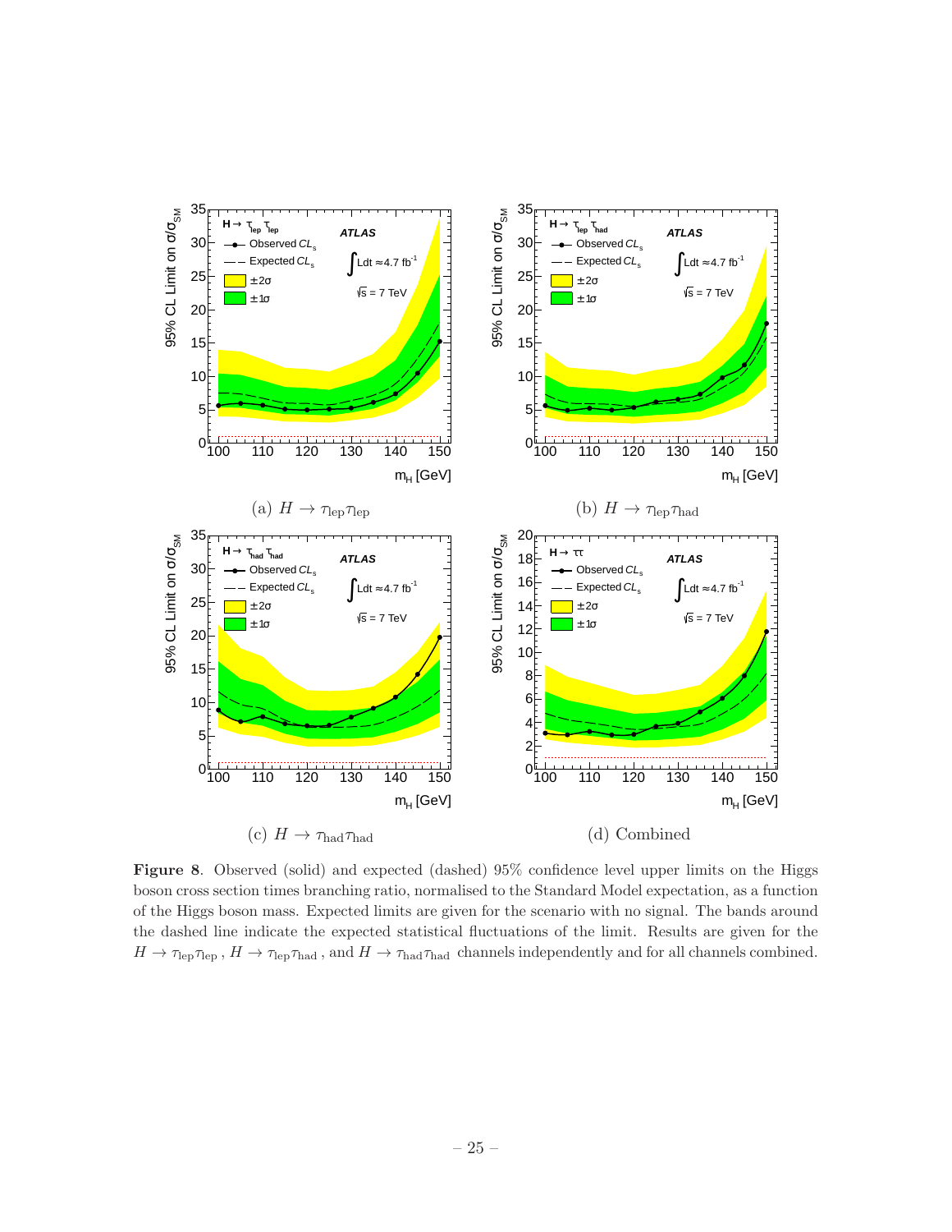(a) $H \to \tau_{\rm lep}\tau_{\rm lep}$

(b) $H \to \tau_{\rm lep}\tau_{\rm had}$

(c) $H \to \tau_{\rm had}\tau_{\rm had}$

(d) Combined

**Figure 8**. Observed (solid) and expected (dashed) 95% confidence level upper limits on the Higgs boson cross section times branching ratio, normalised to the Standard Model expectation, as a function of the Higgs boson mass. Expected limits are given for the scenario with no signal. The bands around the dashed line indicate the expected statistical fluctuations of the limit. Results are given for the $H \to \tau_{\rm lep}\tau_{\rm lep}$ , $H \to \tau_{\rm lep}\tau_{\rm had}$ , and $H \to \tau_{\rm had}\tau_{\rm had}$ channels independently and for all channels combined.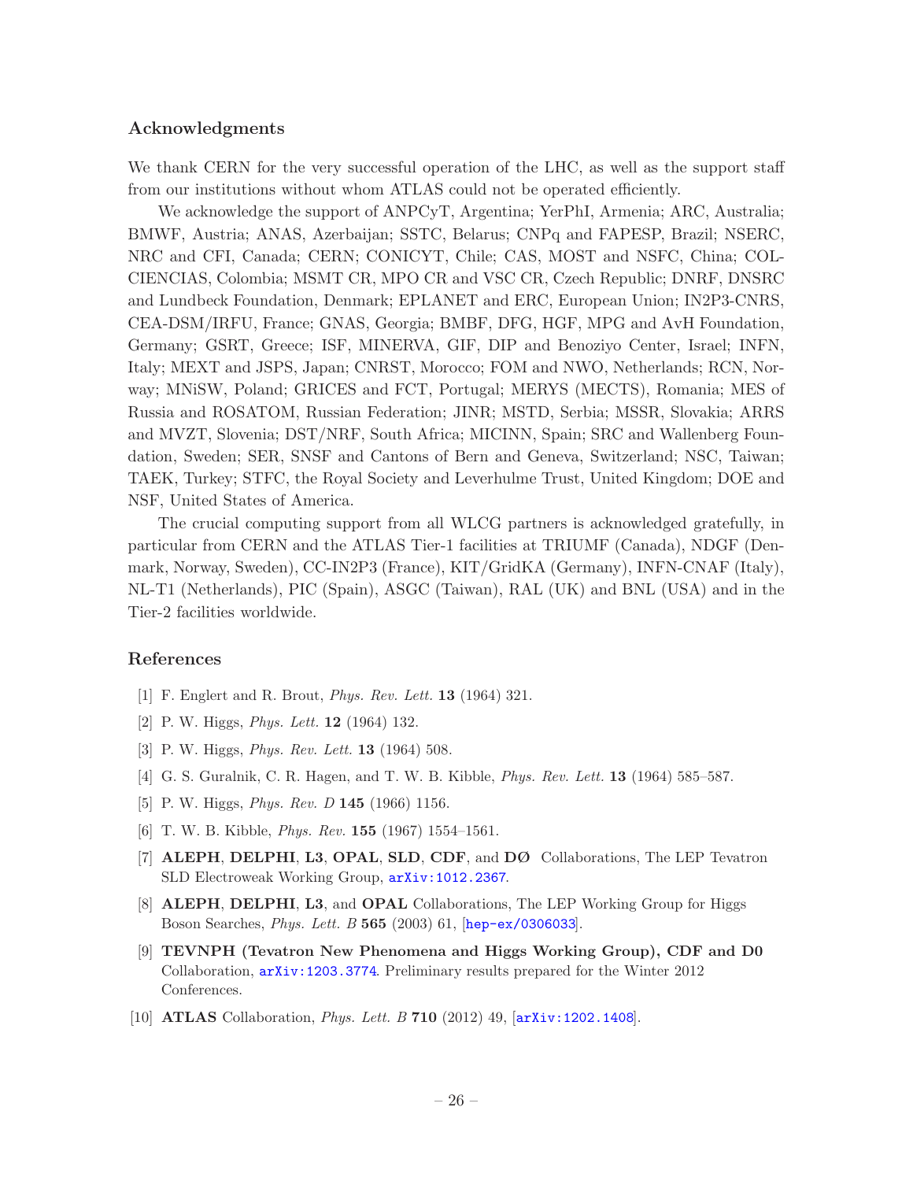## Acknowledgments

We thank CERN for the very successful operation of the LHC, as well as the support staff from our institutions without whom ATLAS could not be operated efficiently.

We acknowledge the support of ANPCyT, Argentina; YerPhI, Armenia; ARC, Australia; BMWF, Austria; ANAS, Azerbaijan; SSTC, Belarus; CNPq and FAPESP, Brazil; NSERC, NRC and CFI, Canada; CERN; CONICYT, Chile; CAS, MOST and NSFC, China; COLCIENCIAS, Colombia; MSMT CR, MPO CR and VSC CR, Czech Republic; DNRF, DNSRC and Lundbeck Foundation, Denmark; EPLANET and ERC, European Union; IN2P3-CNRS, CEA-DSM/IRFU, France; GNAS, Georgia; BMBF, DFG, HGF, MPG and AvH Foundation, Germany; GSRT, Greece; ISF, MINERVA, GIF, DIP and Benoziyo Center, Israel; INFN, Italy; MEXT and JSPS, Japan; CNRST, Morocco; FOM and NWO, Netherlands; RCN, Norway; MNiSW, Poland; GRICES and FCT, Portugal; MERYS (MECTS), Romania; MES of Russia and ROSATOM, Russian Federation; JINR; MSTD, Serbia; MSSR, Slovakia; ARRS and MVZT, Slovenia; DST/NRF, South Africa; MICINN, Spain; SRC and Wallenberg Foundation, Sweden; SER, SNSF and Cantons of Bern and Geneva, Switzerland; NSC, Taiwan; TAEK, Turkey; STFC, the Royal Society and Leverhulme Trust, United Kingdom; DOE and NSF, United States of America.

The crucial computing support from all WLCG partners is acknowledged gratefully, in particular from CERN and the ATLAS Tier-1 facilities at TRIUMF (Canada), NDGF (Denmark, Norway, Sweden), CC-IN2P3 (France), KIT/GridKA (Germany), INFN-CNAF (Italy), NL-T1 (Netherlands), PIC (Spain), ASGC (Taiwan), RAL (UK) and BNL (USA) and in the Tier-2 facilities worldwide.

## References

[1] F. Englert and R. Brout, *Phys. Rev. Lett.* **13** (1964) 321.

[2] P. W. Higgs, *Phys. Lett.* **12** (1964) 132.

[3] P. W. Higgs, *Phys. Rev. Lett.* **13** (1964) 508.

[4] G. S. Guralnik, C. R. Hagen, and T. W. B. Kibble, *Phys. Rev. Lett.* **13** (1964) 585–587.

[5] P. W. Higgs, *Phys. Rev. D* **145** (1966) 1156.

[6] T. W. B. Kibble, *Phys. Rev.* **155** (1967) 1554–1561.

[7] **ALEPH**, **DELPHI**, **L3**, **OPAL**, **SLD**, **CDF**, and **DØ** Collaborations, The LEP Tevatron SLD Electroweak Working Group, arXiv:1012.2367.

[8] **ALEPH**, **DELPHI**, **L3**, and **OPAL** Collaborations, The LEP Working Group for Higgs Boson Searches, *Phys. Lett. B* **565** (2003) 61, [hep-ex/0306033].

[9] **TEVNPH (Tevatron New Phenomena and Higgs Working Group), CDF and D0** Collaboration, arXiv:1203.3774. Preliminary results prepared for the Winter 2012 Conferences.

[10] **ATLAS** Collaboration, *Phys. Lett. B* **710** (2012) 49, [arXiv:1202.1408].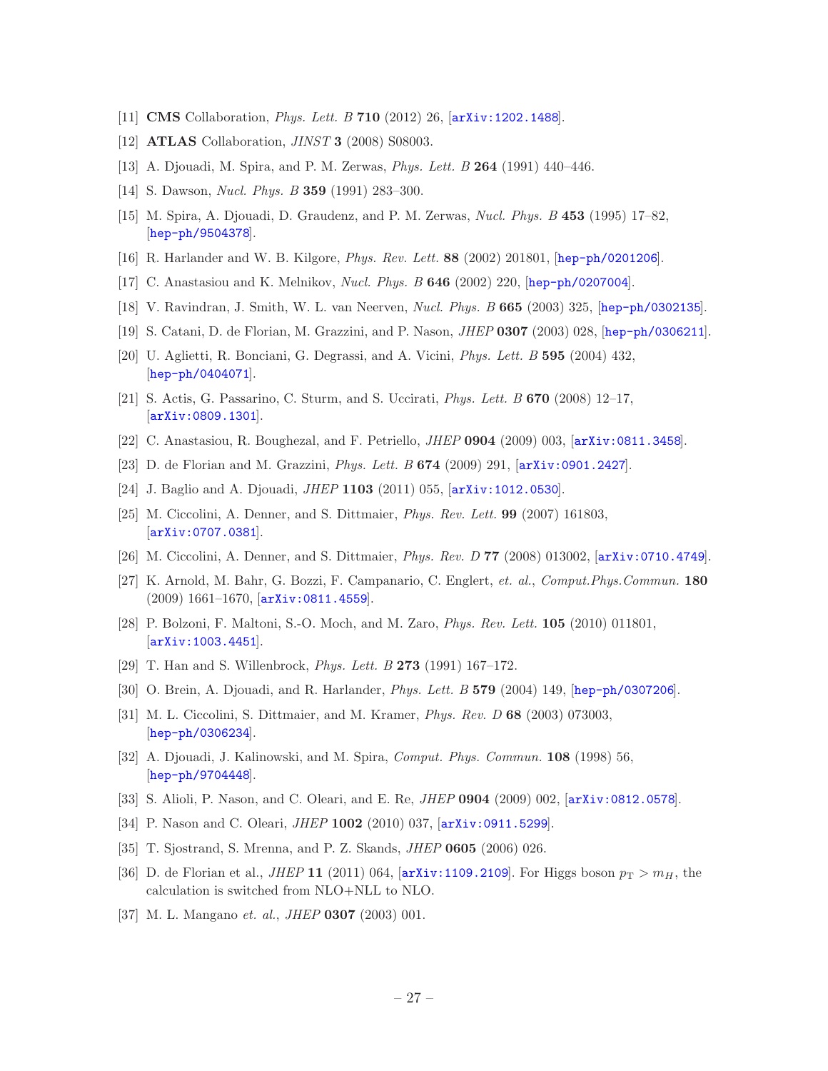[11] **CMS** Collaboration, *Phys. Lett. B* **710** (2012) 26, [arXiv:1202.1488].

[12] **ATLAS** Collaboration, *JINST* **3** (2008) S08003.

[13] A. Djouadi, M. Spira, and P. M. Zerwas, *Phys. Lett. B* **264** (1991) 440–446.

[14] S. Dawson, *Nucl. Phys. B* **359** (1991) 283–300.

[15] M. Spira, A. Djouadi, D. Graudenz, and P. M. Zerwas, *Nucl. Phys. B* **453** (1995) 17–82, [hep-ph/9504378].

[16] R. Harlander and W. B. Kilgore, *Phys. Rev. Lett.* **88** (2002) 201801, [hep-ph/0201206].

[17] C. Anastasiou and K. Melnikov, *Nucl. Phys. B* **646** (2002) 220, [hep-ph/0207004].

[18] V. Ravindran, J. Smith, W. L. van Neerven, *Nucl. Phys. B* **665** (2003) 325, [hep-ph/0302135].

[19] S. Catani, D. de Florian, M. Grazzini, and P. Nason, *JHEP* **0307** (2003) 028, [hep-ph/0306211].

[20] U. Aglietti, R. Bonciani, G. Degrassi, and A. Vicini, *Phys. Lett. B* **595** (2004) 432, [hep-ph/0404071].

[21] S. Actis, G. Passarino, C. Sturm, and S. Uccirati, *Phys. Lett. B* **670** (2008) 12–17, [arXiv:0809.1301].

[22] C. Anastasiou, R. Boughezal, and F. Petriello, *JHEP* **0904** (2009) 003, [arXiv:0811.3458].

[23] D. de Florian and M. Grazzini, *Phys. Lett. B* **674** (2009) 291, [arXiv:0901.2427].

[24] J. Baglio and A. Djouadi, *JHEP* **1103** (2011) 055, [arXiv:1012.0530].

[25] M. Ciccolini, A. Denner, and S. Dittmaier, *Phys. Rev. Lett.* **99** (2007) 161803, [arXiv:0707.0381].

[26] M. Ciccolini, A. Denner, and S. Dittmaier, *Phys. Rev. D* **77** (2008) 013002, [arXiv:0710.4749].

[27] K. Arnold, M. Bahr, G. Bozzi, F. Campanario, C. Englert, *et. al.*, *Comput.Phys.Commun.* **180** (2009) 1661–1670, [arXiv:0811.4559].

[28] P. Bolzoni, F. Maltoni, S.-O. Moch, and M. Zaro, *Phys. Rev. Lett.* **105** (2010) 011801, [arXiv:1003.4451].

[29] T. Han and S. Willenbrock, *Phys. Lett. B* **273** (1991) 167–172.

[30] O. Brein, A. Djouadi, and R. Harlander, *Phys. Lett. B* **579** (2004) 149, [hep-ph/0307206].

[31] M. L. Ciccolini, S. Dittmaier, and M. Kramer, *Phys. Rev. D* **68** (2003) 073003, [hep-ph/0306234].

[32] A. Djouadi, J. Kalinowski, and M. Spira, *Comput. Phys. Commun.* **108** (1998) 56, [hep-ph/9704448].

[33] S. Alioli, P. Nason, and C. Oleari, and E. Re, *JHEP* **0904** (2009) 002, [arXiv:0812.0578].

[34] P. Nason and C. Oleari, *JHEP* **1002** (2010) 037, [arXiv:0911.5299].

[35] T. Sjostrand, S. Mrenna, and P. Z. Skands, *JHEP* **0605** (2006) 026.

[36] D. de Florian et al., *JHEP* **11** (2011) 064, [arXiv:1109.2109]. For Higgs boson $p_{\mathrm{T}} > m_H$, the calculation is switched from NLO+NLL to NLO.

[37] M. L. Mangano *et. al.*, *JHEP* **0307** (2003) 001.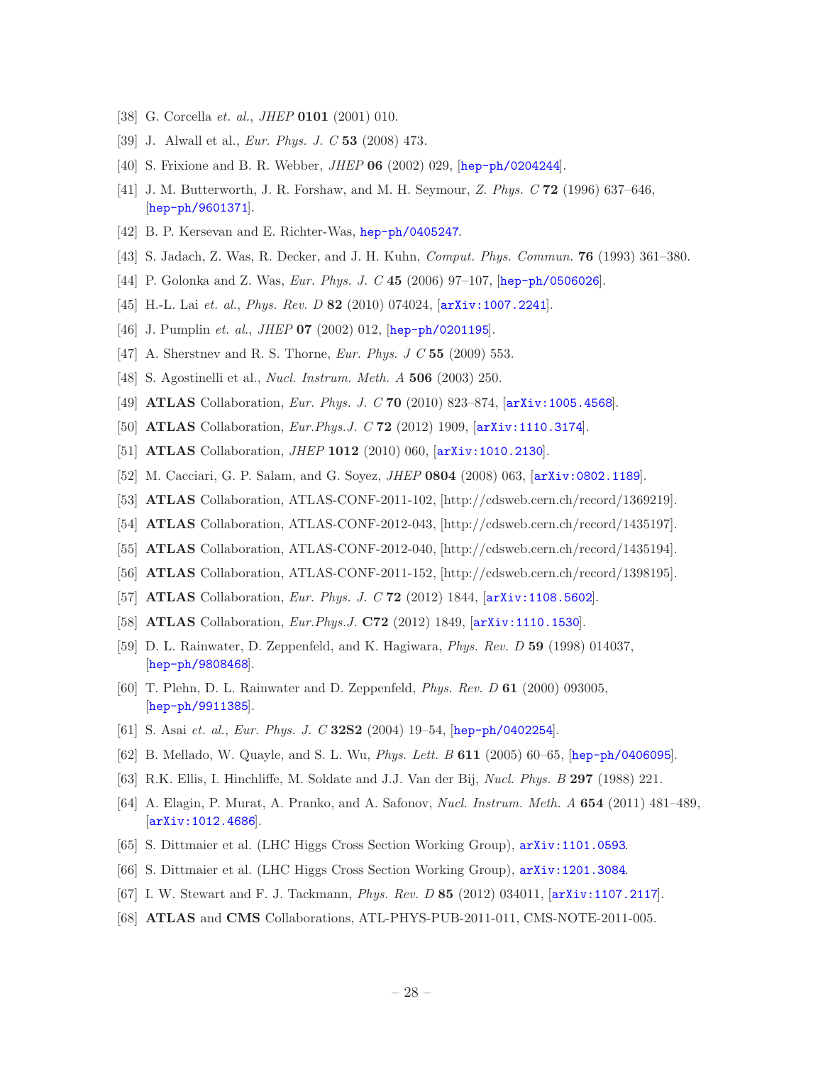[38] G. Corcella *et. al.*, *JHEP* **0101** (2001) 010.

[39] J. Alwall et al., *Eur. Phys. J. C* **53** (2008) 473.

[40] S. Frixione and B. R. Webber, *JHEP* **06** (2002) 029, [hep-ph/0204244].

[41] J. M. Butterworth, J. R. Forshaw, and M. H. Seymour, *Z. Phys. C* **72** (1996) 637–646, [hep-ph/9601371].

[42] B. P. Kersevan and E. Richter-Was, hep-ph/0405247.

[43] S. Jadach, Z. Was, R. Decker, and J. H. Kuhn, *Comput. Phys. Commun.* **76** (1993) 361–380.

[44] P. Golonka and Z. Was, *Eur. Phys. J. C* **45** (2006) 97–107, [hep-ph/0506026].

[45] H.-L. Lai *et. al.*, *Phys. Rev. D* **82** (2010) 074024, [arXiv:1007.2241].

[46] J. Pumplin *et. al.*, *JHEP* **07** (2002) 012, [hep-ph/0201195].

[47] A. Sherstnev and R. S. Thorne, *Eur. Phys. J C* **55** (2009) 553.

[48] S. Agostinelli et al., *Nucl. Instrum. Meth. A* **506** (2003) 250.

[49] **ATLAS** Collaboration, *Eur. Phys. J. C* **70** (2010) 823–874, [arXiv:1005.4568].

[50] **ATLAS** Collaboration, *Eur.Phys.J. C* **72** (2012) 1909, [arXiv:1110.3174].

[51] **ATLAS** Collaboration, *JHEP* **1012** (2010) 060, [arXiv:1010.2130].

[52] M. Cacciari, G. P. Salam, and G. Soyez, *JHEP* **0804** (2008) 063, [arXiv:0802.1189].

[53] **ATLAS** Collaboration, ATLAS-CONF-2011-102, [http://cdsweb.cern.ch/record/1369219].

[54] **ATLAS** Collaboration, ATLAS-CONF-2012-043, [http://cdsweb.cern.ch/record/1435197].

[55] **ATLAS** Collaboration, ATLAS-CONF-2012-040, [http://cdsweb.cern.ch/record/1435194].

[56] **ATLAS** Collaboration, ATLAS-CONF-2011-152, [http://cdsweb.cern.ch/record/1398195].

[57] **ATLAS** Collaboration, *Eur. Phys. J. C* **72** (2012) 1844, [arXiv:1108.5602].

[58] **ATLAS** Collaboration, *Eur.Phys.J.* **C72** (2012) 1849, [arXiv:1110.1530].

[59] D. L. Rainwater, D. Zeppenfeld, and K. Hagiwara, *Phys. Rev. D* **59** (1998) 014037, [hep-ph/9808468].

[60] T. Plehn, D. L. Rainwater and D. Zeppenfeld, *Phys. Rev. D* **61** (2000) 093005, [hep-ph/9911385].

[61] S. Asai *et. al.*, *Eur. Phys. J. C* **32S2** (2004) 19–54, [hep-ph/0402254].

[62] B. Mellado, W. Quayle, and S. L. Wu, *Phys. Lett. B* **611** (2005) 60–65, [hep-ph/0406095].

[63] R.K. Ellis, I. Hinchliffe, M. Soldate and J.J. Van der Bij, *Nucl. Phys. B* **297** (1988) 221.

[64] A. Elagin, P. Murat, A. Pranko, and A. Safonov, *Nucl. Instrum. Meth. A* **654** (2011) 481–489, [arXiv:1012.4686].

[65] S. Dittmaier et al. (LHC Higgs Cross Section Working Group), arXiv:1101.0593.

[66] S. Dittmaier et al. (LHC Higgs Cross Section Working Group), arXiv:1201.3084.

[67] I. W. Stewart and F. J. Tackmann, *Phys. Rev. D* **85** (2012) 034011, [arXiv:1107.2117].

[68] **ATLAS** and **CMS** Collaborations, ATL-PHYS-PUB-2011-011, CMS-NOTE-2011-005.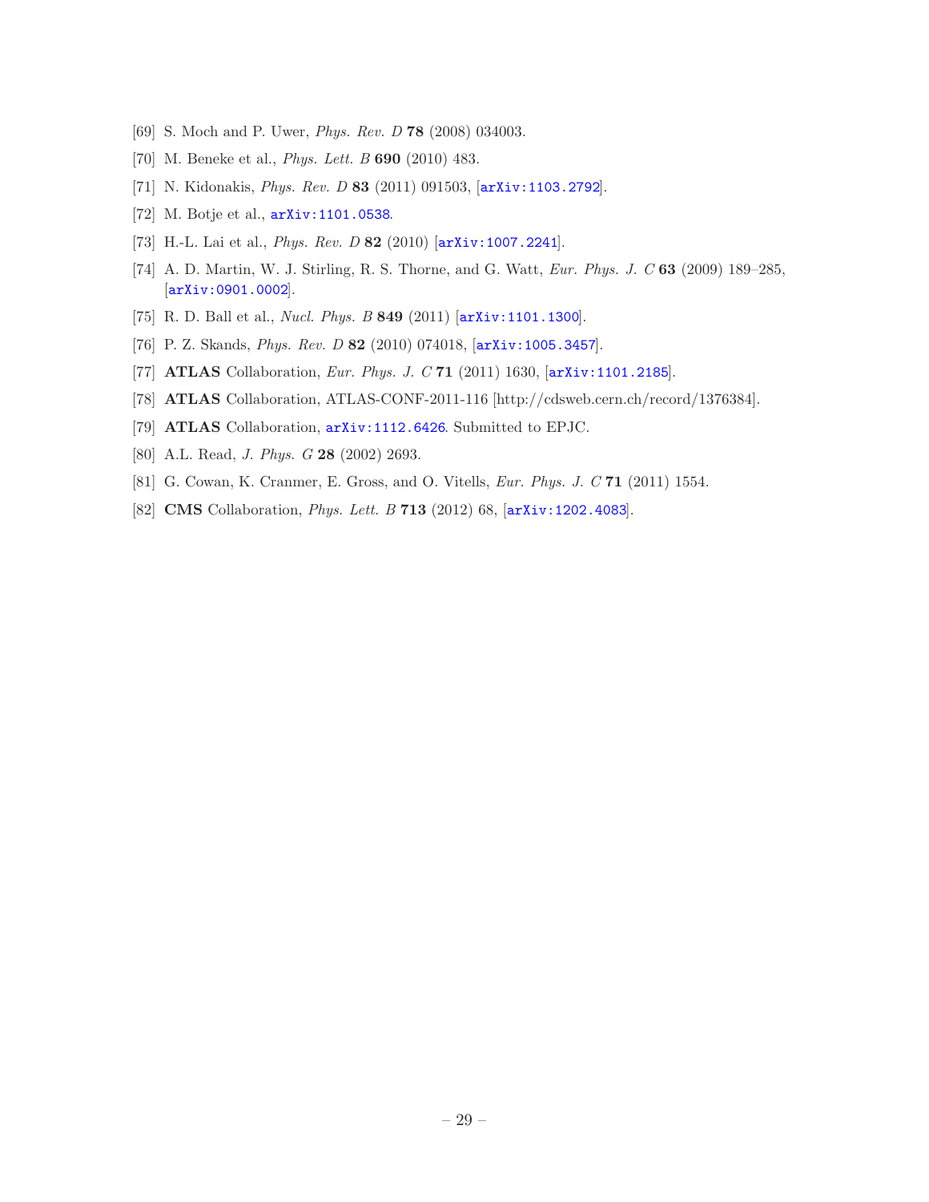[69] S. Moch and P. Uwer, *Phys. Rev. D* **78** (2008) 034003.

[70] M. Beneke et al., *Phys. Lett. B* **690** (2010) 483.

[71] N. Kidonakis, *Phys. Rev. D* **83** (2011) 091503, [arXiv:1103.2792].

[72] M. Botje et al., arXiv:1101.0538.

[73] H.-L. Lai et al., *Phys. Rev. D* **82** (2010) [arXiv:1007.2241].

[74] A. D. Martin, W. J. Stirling, R. S. Thorne, and G. Watt, *Eur. Phys. J. C* **63** (2009) 189–285, [arXiv:0901.0002].

[75] R. D. Ball et al., *Nucl. Phys. B* **849** (2011) [arXiv:1101.1300].

[76] P. Z. Skands, *Phys. Rev. D* **82** (2010) 074018, [arXiv:1005.3457].

[77] **ATLAS** Collaboration, *Eur. Phys. J. C* **71** (2011) 1630, [arXiv:1101.2185].

[78] **ATLAS** Collaboration, ATLAS-CONF-2011-116 [http://cdsweb.cern.ch/record/1376384].

[79] **ATLAS** Collaboration, arXiv:1112.6426. Submitted to EPJC.

[80] A.L. Read, *J. Phys. G* **28** (2002) 2693.

[81] G. Cowan, K. Cranmer, E. Gross, and O. Vitells, *Eur. Phys. J. C* **71** (2011) 1554.

[82] **CMS** Collaboration, *Phys. Lett. B* **713** (2012) 68, [arXiv:1202.4083].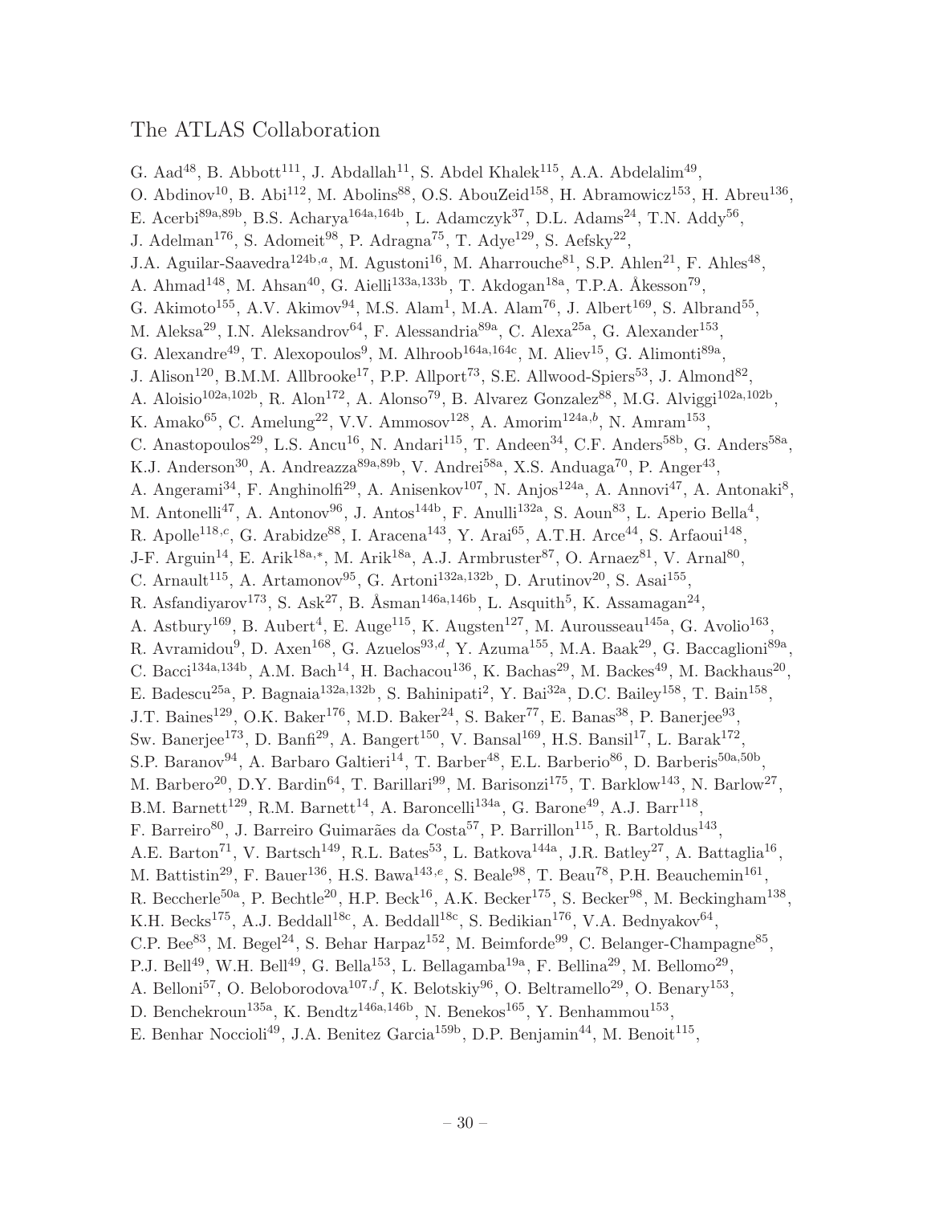# The ATLAS Collaboration

G. Aad[48], B. Abbott[111], J. Abdallah[11], S. Abdel Khalek[115], A.A. Abdelalim[49], O. Abdinov[10], B. Abi[112], M. Abolins[88], O.S. AbouZeid[158], H. Abramowicz[153], H. Abreu[136], E. Acerbi[89a,89b], B.S. Acharya[164a,164b], L. Adamczyk[37], D.L. Adams[24], T.N. Addy[56], J. Adelman[176], S. Adomeit[98], P. Adragna[75], T. Adye[129], S. Aefsky[22], J.A. Aguilar-Saavedra[124b,a], M. Agustoni[16], M. Aharrouche[81], S.P. Ahlen[21], F. Ahles[48], A. Ahmad[148], M. Ahsan[40], G. Aielli[133a,133b], T. Akdogan[18a], T.P.A. Åkesson[79], G. Akimoto[155], A.V. Akimov[94], M.S. Alam[1], M.A. Alam[76], J. Albert[169], S. Albrand[55], M. Aleksa[29], I.N. Aleksandrov[64], F. Alessandria[89a], C. Alexa[25a], G. Alexander[153], G. Alexandre[49], T. Alexopoulos[9], M. Alhroob[164a,164c], M. Aliev[15], G. Alimonti[89a], J. Alison[120], B.M.M. Allbrooke[17], P.P. Allport[73], S.E. Allwood-Spiers[53], J. Almond[82], A. Aloisio[102a,102b], R. Alon[172], A. Alonso[79], B. Alvarez Gonzalez[88], M.G. Alviggi[102a,102b], K. Amako[65], C. Amelung[22], V.V. Ammosov[128], A. Amorim[124a,b], N. Amram[153], C. Anastopoulos[29], L.S. Ancu[16], N. Andari[115], T. Andeen[34], C.F. Anders[58b], G. Anders[58a], K.J. Anderson[30], A. Andreazza[89a,89b], V. Andrei[58a], X.S. Anduaga[70], P. Anger[43], A. Angerami[34], F. Anghinolfi[29], A. Anisenkov[107], N. Anjos[124a], A. Annovi[47], A. Antonaki[8], M. Antonelli[47], A. Antonov[96], J. Antos[144b], F. Anulli[132a], S. Aoun[83], L. Aperio Bella[4], R. Apolle[118,c], G. Arabidze[88], I. Aracena[143], Y. Arai[65], A.T.H. Arce[44], S. Arfaoui[148], J-F. Arguin[14], E. Arik[18a,*], M. Arik[18a], A.J. Armbruster[87], O. Arnaez[81], V. Arnal[80], C. Arnault[115], A. Artamonov[95], G. Artoni[132a,132b], D. Arutinov[20], S. Asai[155], R. Asfandiyarov[173], S. Ask[27], B. Åsman[146a,146b], L. Asquith[5], K. Assamagan[24], A. Astbury[169], B. Aubert[4], E. Auge[115], K. Augsten[127], M. Aurousseau[145a], G. Avolio[163], R. Avramidou[9], D. Axen[168], G. Azuelos[93,d], Y. Azuma[155], M.A. Baak[29], G. Baccaglioni[89a], C. Bacci[134a,134b], A.M. Bach[14], H. Bachacou[136], K. Bachas[29], M. Backes[49], M. Backhaus[20], E. Badescu[25a], P. Bagnaia[132a,132b], S. Bahinipati[2], Y. Bai[32a], D.C. Bailey[158], T. Bain[158], J.T. Baines[129], O.K. Baker[176], M.D. Baker[24], S. Baker[77], E. Banas[38], P. Banerjee[93], Sw. Banerjee[173], D. Banfi[29], A. Bangert[150], V. Bansal[169], H.S. Bansil[17], L. Barak[172], S.P. Baranov[94], A. Barbaro Galtieri[14], T. Barber[48], E.L. Barberio[86], D. Barberis[50a,50b], M. Barbero[20], D.Y. Bardin[64], T. Barillari[99], M. Barisonzi[175], T. Barklow[143], N. Barlow[27], B.M. Barnett[129], R.M. Barnett[14], A. Baroncelli[134a], G. Barone[49], A.J. Barr[118], F. Barreiro[80], J. Barreiro Guimarães da Costa[57], P. Barrillon[115], R. Bartoldus[143], A.E. Barton[71], V. Bartsch[149], R.L. Bates[53], L. Batkova[144a], J.R. Batley[27], A. Battaglia[16], M. Battistin[29], F. Bauer[136], H.S. Bawa[143,e], S. Beale[98], T. Beau[78], P.H. Beauchemin[161], R. Beccherle[50a], P. Bechtle[20], H.P. Beck[16], A.K. Becker[175], S. Becker[98], M. Beckingham[138], K.H. Becks[175], A.J. Beddall[18c], A. Beddall[18c], S. Bedikian[176], V.A. Bednyakov[64], C.P. Bee[83], M. Begel[24], S. Behar Harpaz[152], M. Beimforde[99], C. Belanger-Champagne[85], P.J. Bell[49], W.H. Bell[49], G. Bella[153], L. Bellagamba[19a], F. Bellina[29], M. Bellomo[29], A. Belloni[57], O. Beloborodova[107,f], K. Belotskiy[96], O. Beltramello[29], O. Benary[153], D. Benchekroun[135a], K. Bendtz[146a,146b], N. Benekos[165], Y. Benhammou[153], E. Benhar Noccioli[49], J.A. Benitez Garcia[159b], D.P. Benjamin[44], M. Benoit[115],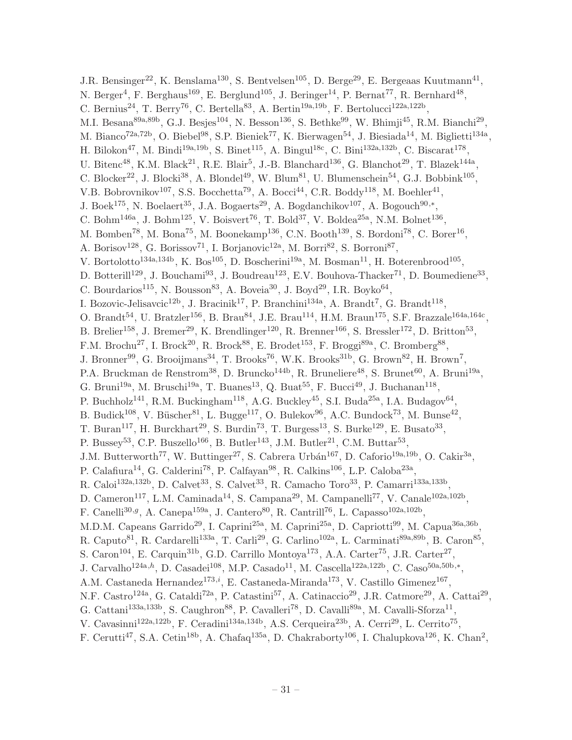J.R. Bensinger[22], K. Benslama[130], S. Bentvelsen[105], D. Berge[29], E. Bergeaas Kuutmann[41], N. Berger[4], F. Berghaus[169], E. Berglund[105], J. Beringer[14], P. Bernat[77], R. Bernhard[48], C. Bernius[24], T. Berry[76], C. Bertella[83], A. Bertin[19a,19b], F. Bertolucci[122a,122b], M.I. Besana[89a,89b], G.J. Besjes[104], N. Besson[136], S. Bethke[99], W. Bhimji[45], R.M. Bianchi[29], M. Bianco[72a,72b], O. Biebel[98], S.P. Bieniek[77], K. Bierwagen[54], J. Biesiada[14], M. Biglietti[134a], H. Bilokon[47], M. Bindi[19a,19b], S. Binet[115], A. Bingul[18c], C. Bini[132a,132b], C. Biscarat[178], U. Bitenc[48], K.M. Black[21], R.E. Blair[5], J.-B. Blanchard[136], G. Blanchot[29], T. Blazek[144a], C. Blocker[22], J. Blocki[38], A. Blondel[49], W. Blum[81], U. Blumenschein[54], G.J. Bobbink[105], V.B. Bobrovnikov[107], S.S. Bocchetta[79], A. Bocci[44], C.R. Boddy[118], M. Boehler[41], J. Boek[175], N. Boelaert[35], J.A. Bogaerts[29], A. Bogdanchikov[107], A. Bogouch[90,*], C. Bohm[146a], J. Bohm[125], V. Boisvert[76], T. Bold[37], V. Boldea[25a], N.M. Bolnet[136], M. Bomben[78], M. Bona[75], M. Boonekamp[136], C.N. Booth[139], S. Bordoni[78], C. Borer[16], A. Borisov[128], G. Borissov[71], I. Borjanovic[12a], M. Borri[82], S. Borroni[87], V. Bortolotto[134a,134b], K. Bos[105], D. Boscherini[19a], M. Bosman[11], H. Boterenbrood[105], D. Botterill[129], J. Bouchami[93], J. Boudreau[123], E.V. Bouhova-Thacker[71], D. Boumediene[33], C. Bourdarios[115], N. Bousson[83], A. Boveia[30], J. Boyd[29], I.R. Boyko[64], I. Bozovic-Jelisavcic[12b], J. Bracinik[17], P. Branchini[134a], A. Brandt[7], G. Brandt[118], O. Brandt[54], U. Bratzler[156], B. Brau[84], J.E. Brau[114], H.M. Braun[175], S.F. Brazzale[164a,164c], B. Brelier[158], J. Bremer[29], K. Brendlinger[120], R. Brenner[166], S. Bressler[172], D. Britton[53], F.M. Brochu[27], I. Brock[20], R. Brock[88], E. Brodet[153], F. Broggi[89a], C. Bromberg[88], J. Bronner[99], G. Brooijmans[34], T. Brooks[76], W.K. Brooks[31b], G. Brown[82], H. Brown[7], P.A. Bruckman de Renstrom[38], D. Bruncko[144b], R. Bruneliere[48], S. Brunet[60], A. Bruni[19a], G. Bruni[19a], M. Bruschi[19a], T. Buanes[13], Q. Buat[55], F. Bucci[49], J. Buchanan[118], P. Buchholz[141], R.M. Buckingham[118], A.G. Buckley[45], S.I. Buda[25a], I.A. Budagov[64], B. Budick[108], V. Büscher[81], L. Bugge[117], O. Bulekov[96], A.C. Bundock[73], M. Bunse[42], T. Buran[117], H. Burckhart[29], S. Burdin[73], T. Burgess[13], S. Burke[129], E. Busato[33], P. Bussey[53], C.P. Buszello[166], B. Butler[143], J.M. Butler[21], C.M. Buttar[53], J.M. Butterworth[77], W. Buttinger[27], S. Cabrera Urbán[167], D. Caforio[19a,19b], O. Cakir[3a], P. Calafiura[14], G. Calderini[78], P. Calfayan[98], R. Calkins[106], L.P. Caloba[23a], R. Caloi[132a,132b], D. Calvet[33], S. Calvet[33], R. Camacho Toro[33], P. Camarri[133a,133b], D. Cameron[117], L.M. Caminada[14], S. Campana[29], M. Campanelli[77], V. Canale[102a,102b], F. Canelli[30,g], A. Canepa[159a], J. Cantero[80], R. Cantrill[76], L. Capasso[102a,102b], M.D.M. Capeans Garrido[29], I. Caprini[25a], M. Caprini[25a], D. Capriotti[99], M. Capua[36a,36b], R. Caputo[81], R. Cardarelli[133a], T. Carli[29], G. Carlino[102a], L. Carminati[89a,89b], B. Caron[85], S. Caron[104], E. Carquin[31b], G.D. Carrillo Montoya[173], A.A. Carter[75], J.R. Carter[27], J. Carvalho[124a,h], D. Casadei[108], M.P. Casado[11], M. Cascella[122a,122b], C. Caso[50a,50b,*], A.M. Castaneda Hernandez[173,i], E. Castaneda-Miranda[173], V. Castillo Gimenez[167], N.F. Castro[124a], G. Cataldi[72a], P. Catastini[57], A. Catinaccio[29], J.R. Catmore[29], A. Cattai[29], G. Cattani[133a,133b], S. Caughron[88], P. Cavalleri[78], D. Cavalli[89a], M. Cavalli-Sforza[11], V. Cavasinni[122a,122b], F. Ceradini[134a,134b], A.S. Cerqueira[23b], A. Cerri[29], L. Cerrito[75], F. Cerutti[47], S.A. Cetin[18b], A. Chafaq[135a], D. Chakraborty[106], I. Chalupkova[126], K. Chan[2],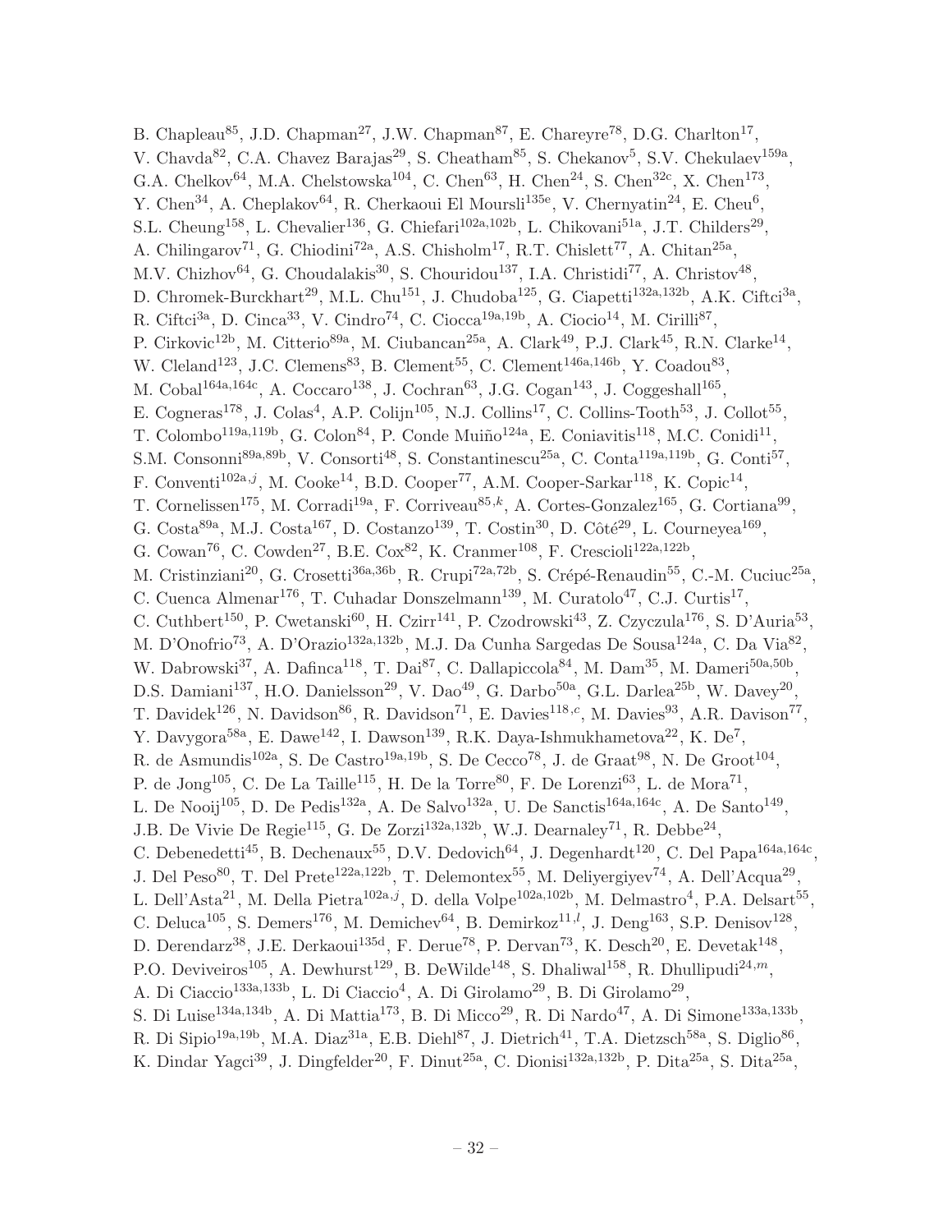B. Chapleau[85], J.D. Chapman[27], J.W. Chapman[87], E. Chareyre[78], D.G. Charlton[17], V. Chavda[82], C.A. Chavez Barajas[29], S. Cheatham[85], S. Chekanov[5], S.V. Chekulaev[159a], G.A. Chelkov[64], M.A. Chelstowska[104], C. Chen[63], H. Chen[24], S. Chen[32c], X. Chen[173], Y. Chen[34], A. Cheplakov[64], R. Cherkaoui El Moursli[135e], V. Chernyatin[24], E. Cheu[6], S.L. Cheung[158], L. Chevalier[136], G. Chiefari[102a,102b], L. Chikovani[51a], J.T. Childers[29], A. Chilingarov[71], G. Chiodini[72a], A.S. Chisholm[17], R.T. Chislett[77], A. Chitan[25a], M.V. Chizhov[64], G. Choudalakis[30], S. Chouridou[137], I.A. Christidi[77], A. Christov[48], D. Chromek-Burckhart[29], M.L. Chu[151], J. Chudoba[125], G. Ciapetti[132a,132b], A.K. Ciftci[3a], R. Ciftci[3a], D. Cinca[33], V. Cindro[74], C. Ciocca[19a,19b], A. Ciocio[14], M. Cirilli[87], P. Cirkovic[12b], M. Citterio[89a], M. Ciubancan[25a], A. Clark[49], P.J. Clark[45], R.N. Clarke[14], W. Cleland[123], J.C. Clemens[83], B. Clement[55], C. Clement[146a,146b], Y. Coadou[83], M. Cobal[164a,164c], A. Coccaro[138], J. Cochran[63], J.G. Cogan[143], J. Coggeshall[165], E. Cogneras[178], J. Colas[4], A.P. Colijn[105], N.J. Collins[17], C. Collins-Tooth[53], J. Collot[55], T. Colombo[119a,119b], G. Colon[84], P. Conde Muiño[124a], E. Coniavitis[118], M.C. Conidi[11], S.M. Consonni[89a,89b], V. Consorti[48], S. Constantinescu[25a], C. Conta[119a,119b], G. Conti[57], F. Conventi[102a,j], M. Cooke[14], B.D. Cooper[77], A.M. Cooper-Sarkar[118], K. Copic[14], T. Cornelissen[175], M. Corradi[19a], F. Corriveau[85,k], A. Cortes-Gonzalez[165], G. Cortiana[99], G. Costa[89a], M.J. Costa[167], D. Costanzo[139], T. Costin[30], D. Côté[29], L. Courneyea[169], G. Cowan[76], C. Cowden[27], B.E. Cox[82], K. Cranmer[108], F. Crescioli[122a,122b], M. Cristinziani[20], G. Crosetti[36a,36b], R. Crupi[72a,72b], S. Crépé-Renaudin[55], C.-M. Cuciuc[25a], C. Cuenca Almenar[176], T. Cuhadar Donszelmann[139], M. Curatolo[47], C.J. Curtis[17], C. Cuthbert[150], P. Cwetanski[60], H. Czirr[141], P. Czodrowski[43], Z. Czyczula[176], S. D'Auria[53], M. D'Onofrio[73], A. D'Orazio[132a,132b], M.J. Da Cunha Sargedas De Sousa[124a], C. Da Via[82], W. Dabrowski[37], A. Dafinca[118], T. Dai[87], C. Dallapiccola[84], M. Dam[35], M. Dameri[50a,50b], D.S. Damiani[137], H.O. Danielsson[29], V. Dao[49], G. Darbo[50a], G.L. Darlea[25b], W. Davey[20], T. Davidek[126], N. Davidson[86], R. Davidson[71], E. Davies[118,c], M. Davies[93], A.R. Davison[77], Y. Davygora[58a], E. Dawe[142], I. Dawson[139], R.K. Daya-Ishmukhametova[22], K. De[7], R. de Asmundis[102a], S. De Castro[19a,19b], S. De Cecco[78], J. de Graat[98], N. De Groot[104], P. de Jong[105], C. De La Taille[115], H. De la Torre[80], F. De Lorenzi[63], L. de Mora[71], L. De Nooij[105], D. De Pedis[132a], A. De Salvo[132a], U. De Sanctis[164a,164c], A. De Santo[149], J.B. De Vivie De Regie[115], G. De Zorzi[132a,132b], W.J. Dearnaley[71], R. Debbe[24], C. Debenedetti[45], B. Dechenaux[55], D.V. Dedovich[64], J. Degenhardt[120], C. Del Papa[164a,164c], J. Del Peso[80], T. Del Prete[122a,122b], T. Delemontex[55], M. Deliyergiyev[74], A. Dell'Acqua[29], L. Dell'Asta[21], M. Della Pietra[102a,j], D. della Volpe[102a,102b], M. Delmastro[4], P.A. Delsart[55], C. Deluca[105], S. Demers[176], M. Demichev[64], B. Demirkoz[11,l], J. Deng[163], S.P. Denisov[128], D. Derendarz[38], J.E. Derkaoui[135d], F. Derue[78], P. Dervan[73], K. Desch[20], E. Devetak[148], P.O. Deviveiros[105], A. Dewhurst[129], B. DeWilde[148], S. Dhaliwal[158], R. Dhullipudi[24,m], A. Di Ciaccio[133a,133b], L. Di Ciaccio[4], A. Di Girolamo[29], B. Di Girolamo[29], S. Di Luise[134a,134b], A. Di Mattia[173], B. Di Micco[29], R. Di Nardo[47], A. Di Simone[133a,133b], R. Di Sipio[19a,19b], M.A. Diaz[31a], E.B. Diehl[87], J. Dietrich[41], T.A. Dietzsch[58a], S. Diglio[86], K. Dindar Yagci[39], J. Dingfelder[20], F. Dinut[25a], C. Dionisi[132a,132b], P. Dita[25a], S. Dita[25a],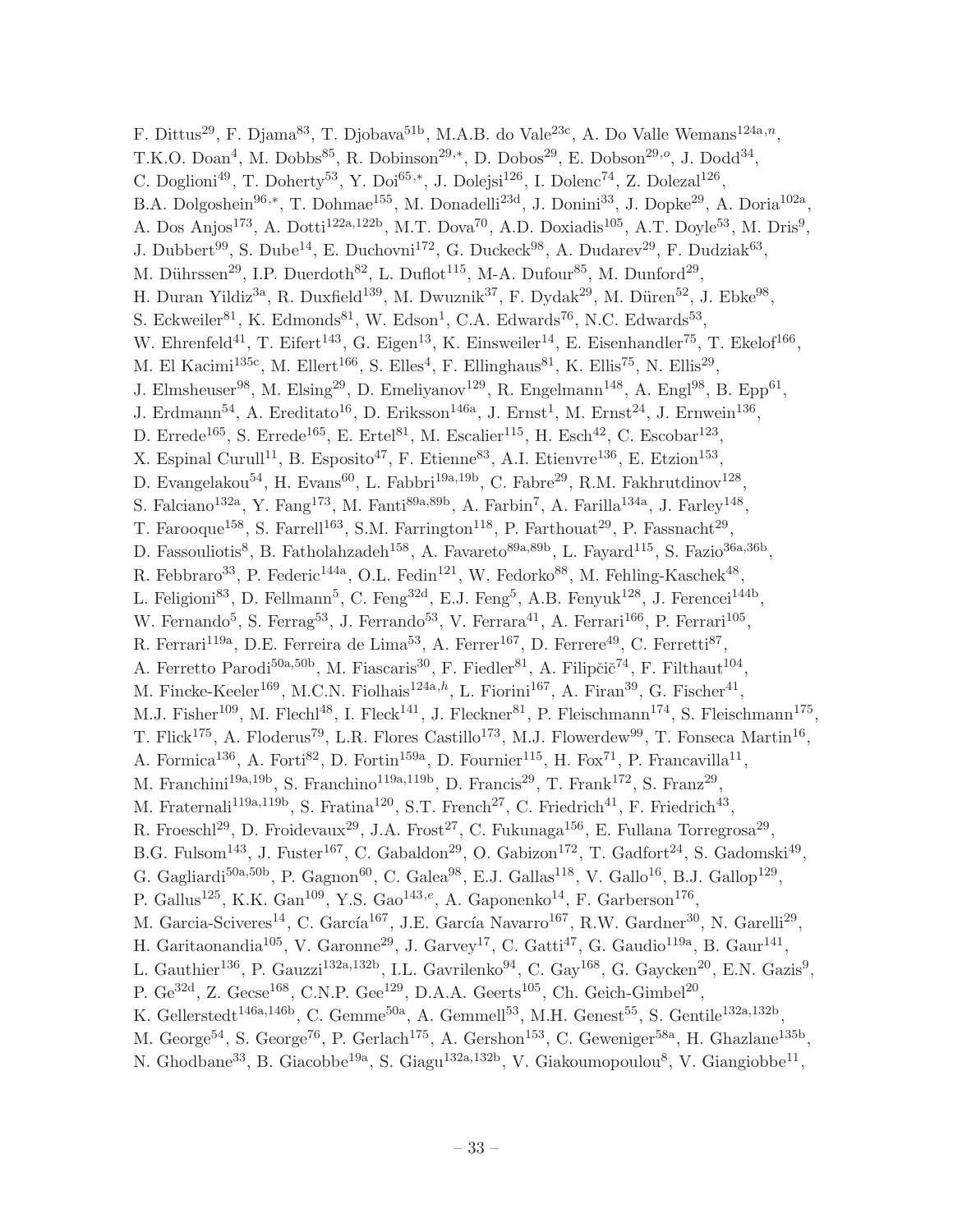F. Dittus[29], F. Djama[83], T. Djobava[51b], M.A.B. do Vale[23c], A. Do Valle Wemans[124a,n], T.K.O. Doan[4], M. Dobbs[85], R. Dobinson[29,*], D. Dobos[29], E. Dobson[29,o], J. Dodd[34], C. Doglioni[49], T. Doherty[53], Y. Doi[65,*], J. Dolejsi[126], I. Dolenc[74], Z. Dolezal[126], B.A. Dolgoshein[96,*], T. Dohmae[155], M. Donadelli[23d], J. Donini[33], J. Dopke[29], A. Doria[102a], A. Dos Anjos[173], A. Dotti[122a,122b], M.T. Dova[70], A.D. Doxiadis[105], A.T. Doyle[53], M. Dris[9], J. Dubbert[99], S. Dube[14], E. Duchovni[172], G. Duckeck[98], A. Dudarev[29], F. Dudziak[63], M. Dührssen[29], I.P. Duerdoth[82], L. Duflot[115], M-A. Dufour[85], M. Dunford[29], H. Duran Yildiz[3a], R. Duxfield[139], M. Dwuznik[37], F. Dydak[29], M. Düren[52], J. Ebke[98], S. Eckweiler[81], K. Edmonds[81], W. Edson[1], C.A. Edwards[76], N.C. Edwards[53], W. Ehrenfeld[41], T. Eifert[143], G. Eigen[13], K. Einsweiler[14], E. Eisenhandler[75], T. Ekelof[166], M. El Kacimi[135c], M. Ellert[166], S. Elles[4], F. Ellinghaus[81], K. Ellis[75], N. Ellis[29], J. Elmsheuser[98], M. Elsing[29], D. Emeliyanov[129], R. Engelmann[148], A. Engl[98], B. Epp[61], J. Erdmann[54], A. Ereditato[16], D. Eriksson[146a], J. Ernst[1], M. Ernst[24], J. Ernwein[136], D. Errede[165], S. Errede[165], E. Ertel[81], M. Escalier[115], H. Esch[42], C. Escobar[123], X. Espinal Curull[11], B. Esposito[47], F. Etienne[83], A.I. Etienvre[136], E. Etzion[153], D. Evangelakou[54], H. Evans[60], L. Fabbri[19a,19b], C. Fabre[29], R.M. Fakhrutdinov[128], S. Falciano[132a], Y. Fang[173], M. Fanti[89a,89b], A. Farbin[7], A. Farilla[134a], J. Farley[148], T. Farooque[158], S. Farrell[163], S.M. Farrington[118], P. Farthouat[29], P. Fassnacht[29], D. Fassouliotis[8], B. Fatholahzadeh[158], A. Favareto[89a,89b], L. Fayard[115], S. Fazio[36a,36b], R. Febbraro[33], P. Federic[144a], O.L. Fedin[121], W. Fedorko[88], M. Fehling-Kaschek[48], L. Feligioni[83], D. Fellmann[5], C. Feng[32d], E.J. Feng[5], A.B. Fenyuk[128], J. Ferencei[144b], W. Fernando[5], S. Ferrag[53], J. Ferrando[53], V. Ferrara[41], A. Ferrari[166], P. Ferrari[105], R. Ferrari[119a], D.E. Ferreira de Lima[53], A. Ferrer[167], D. Ferrere[49], C. Ferretti[87], A. Ferretto Parodi[50a,50b], M. Fiascaris[30], F. Fiedler[81], A. Filipčič[74], F. Filthaut[104], M. Fincke-Keeler[169], M.C.N. Fiolhais[124a,h], L. Fiorini[167], A. Firan[39], G. Fischer[41], M.J. Fisher[109], M. Flechl[48], I. Fleck[141], J. Fleckner[81], P. Fleischmann[174], S. Fleischmann[175], T. Flick[175], A. Floderus[79], L.R. Flores Castillo[173], M.J. Flowerdew[99], T. Fonseca Martin[16], A. Formica[136], A. Forti[82], D. Fortin[159a], D. Fournier[115], H. Fox[71], P. Francavilla[11], M. Franchini[19a,19b], S. Franchino[119a,119b], D. Francis[29], T. Frank[172], S. Franz[29], M. Fraternali[119a,119b], S. Fratina[120], S.T. French[27], C. Friedrich[41], F. Friedrich[43], R. Froeschl[29], D. Froidevaux[29], J.A. Frost[27], C. Fukunaga[156], E. Fullana Torregrosa[29], B.G. Fulsom[143], J. Fuster[167], C. Gabaldon[29], O. Gabizon[172], T. Gadfort[24], S. Gadomski[49], G. Gagliardi[50a,50b], P. Gagnon[60], C. Galea[98], E.J. Gallas[118], V. Gallo[16], B.J. Gallop[129], P. Gallus[125], K.K. Gan[109], Y.S. Gao[143,e], A. Gaponenko[14], F. Garberson[176], M. Garcia-Sciveres[14], C. García[167], J.E. García Navarro[167], R.W. Gardner[30], N. Garelli[29], H. Garitaonandia[105], V. Garonne[29], J. Garvey[17], C. Gatti[47], G. Gaudio[119a], B. Gaur[141], L. Gauthier[136], P. Gauzzi[132a,132b], I.L. Gavrilenko[94], C. Gay[168], G. Gaycken[20], E.N. Gazis[9], P. Ge[32d], Z. Gecse[168], C.N.P. Gee[129], D.A.A. Geerts[105], Ch. Geich-Gimbel[20], K. Gellerstedt[146a,146b], C. Gemme[50a], A. Gemmell[53], M.H. Genest[55], S. Gentile[132a,132b], M. George[54], S. George[76], P. Gerlach[175], A. Gershon[153], C. Geweniger[58a], H. Ghazlane[135b], N. Ghodbane[33], B. Giacobbe[19a], S. Giagu[132a,132b], V. Giakoumopoulou[8], V. Giangiobbe[11],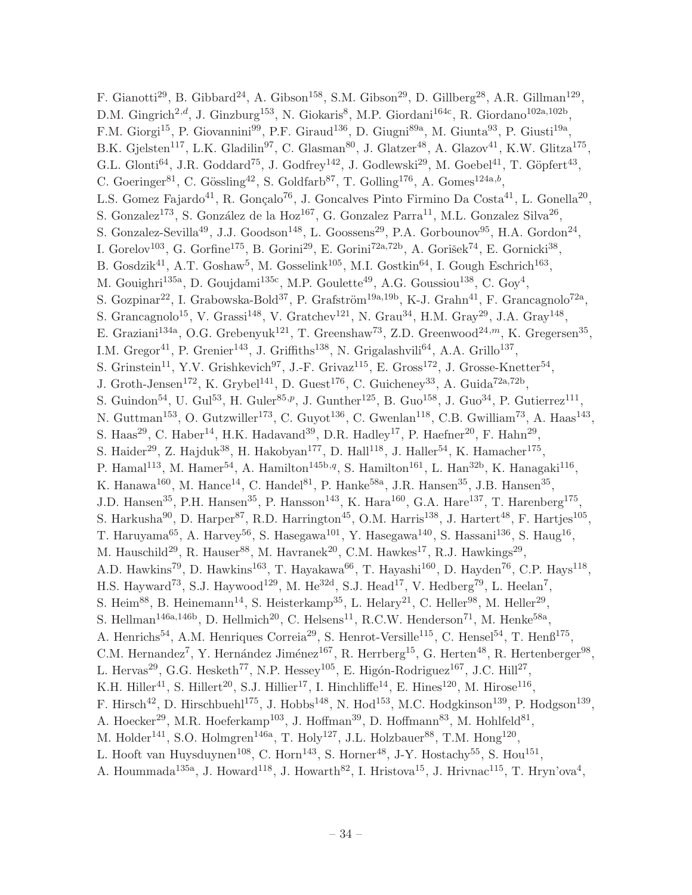F. Gianotti[29], B. Gibbard[24], A. Gibson[158], S.M. Gibson[29], D. Gillberg[28], A.R. Gillman[129], D.M. Gingrich[2,d], J. Ginzburg[153], N. Giokaris[8], M.P. Giordani[164c], R. Giordano[102a,102b], F.M. Giorgi[15], P. Giovannini[99], P.F. Giraud[136], D. Giugni[89a], M. Giunta[93], P. Giusti[19a], B.K. Gjelsten[117], L.K. Gladilin[97], C. Glasman[80], J. Glatzer[48], A. Glazov[41], K.W. Glitza[175], G.L. Glonti[64], J.R. Goddard[75], J. Godfrey[142], J. Godlewski[29], M. Goebel[41], T. Göpfert[43], C. Goeringer[81], C. Gössling[42], S. Goldfarb[87], T. Golling[176], A. Gomes[124a,b], L.S. Gomez Fajardo[41], R. Gonçalo[76], J. Goncalves Pinto Firmino Da Costa[41], L. Gonella[20], S. Gonzalez[173], S. González de la Hoz[167], G. Gonzalez Parra[11], M.L. Gonzalez Silva[26], S. Gonzalez-Sevilla[49], J.J. Goodson[148], L. Goossens[29], P.A. Gorbounov[95], H.A. Gordon[24], I. Gorelov[103], G. Gorfine[175], B. Gorini[29], E. Gorini[72a,72b], A. Gorišek[74], E. Gornicki[38], B. Gosdzik[41], A.T. Goshaw[5], M. Gosselink[105], M.I. Gostkin[64], I. Gough Eschrich[163], M. Gouighri[135a], D. Goujdami[135c], M.P. Goulette[49], A.G. Goussiou[138], C. Goy[4], S. Gozpinar[22], I. Grabowska-Bold[37], P. Grafström[19a,19b], K-J. Grahn[41], F. Grancagnolo[72a], S. Grancagnolo[15], V. Grassi[148], V. Gratchev[121], N. Grau[34], H.M. Gray[29], J.A. Gray[148], E. Graziani[134a], O.G. Grebenyuk[121], T. Greenshaw[73], Z.D. Greenwood[24,m], K. Gregersen[35], I.M. Gregor[41], P. Grenier[143], J. Griffiths[138], N. Grigalashvili[64], A.A. Grillo[137], S. Grinstein[11], Y.V. Grishkevich[97], J.-F. Grivaz[115], E. Gross[172], J. Grosse-Knetter[54], J. Groth-Jensen[172], K. Grybel[141], D. Guest[176], C. Guicheney[33], A. Guida[72a,72b], S. Guindon[54], U. Gul[53], H. Guler[85,p], J. Gunther[125], B. Guo[158], J. Guo[34], P. Gutierrez[111], N. Guttman[153], O. Gutzwiller[173], C. Guyot[136], C. Gwenlan[118], C.B. Gwilliam[73], A. Haas[143], S. Haas[29], C. Haber[14], H.K. Hadavand[39], D.R. Hadley[17], P. Haefner[20], F. Hahn[29], S. Haider[29], Z. Hajduk[38], H. Hakobyan[177], D. Hall[118], J. Haller[54], K. Hamacher[175], P. Hamal[113], M. Hamer[54], A. Hamilton[145b,q], S. Hamilton[161], L. Han[32b], K. Hanagaki[116], K. Hanawa[160], M. Hance[14], C. Handel[81], P. Hanke[58a], J.R. Hansen[35], J.B. Hansen[35], J.D. Hansen[35], P.H. Hansen[35], P. Hansson[143], K. Hara[160], G.A. Hare[137], T. Harenberg[175], S. Harkusha[90], D. Harper[87], R.D. Harrington[45], O.M. Harris[138], J. Hartert[48], F. Hartjes[105], T. Haruyama[65], A. Harvey[56], S. Hasegawa[101], Y. Hasegawa[140], S. Hassani[136], S. Haug[16], M. Hauschild[29], R. Hauser[88], M. Havranek[20], C.M. Hawkes[17], R.J. Hawkings[29], A.D. Hawkins[79], D. Hawkins[163], T. Hayakawa[66], T. Hayashi[160], D. Hayden[76], C.P. Hays[118], H.S. Hayward[73], S.J. Haywood[129], M. He[32d], S.J. Head[17], V. Hedberg[79], L. Heelan[7], S. Heim[88], B. Heinemann[14], S. Heisterkamp[35], L. Helary[21], C. Heller[98], M. Heller[29], S. Hellman[146a,146b], D. Hellmich[20], C. Helsens[11], R.C.W. Henderson[71], M. Henke[58a], A. Henrichs[54], A.M. Henriques Correia[29], S. Henrot-Versille[115], C. Hensel[54], T. Henß[175], C.M. Hernandez[7], Y. Hernández Jiménez[167], R. Herrberg[15], G. Herten[48], R. Hertenberger[98], L. Hervas[29], G.G. Hesketh[77], N.P. Hessey[105], E. Higón-Rodriguez[167], J.C. Hill[27], K.H. Hiller[41], S. Hillert[20], S.J. Hillier[17], I. Hinchliffe[14], E. Hines[120], M. Hirose[116], F. Hirsch[42], D. Hirschbuehl[175], J. Hobbs[148], N. Hod[153], M.C. Hodgkinson[139], P. Hodgson[139], A. Hoecker[29], M.R. Hoeferkamp[103], J. Hoffman[39], D. Hoffmann[83], M. Hohlfeld[81], M. Holder[141], S.O. Holmgren[146a], T. Holy[127], J.L. Holzbauer[88], T.M. Hong[120], L. Hooft van Huysduynen[108], C. Horn[143], S. Horner[48], J-Y. Hostachy[55], S. Hou[151], A. Hoummada[135a], J. Howard[118], J. Howarth[82], I. Hristova[15], J. Hrivnac[115], T. Hryn'ova[4],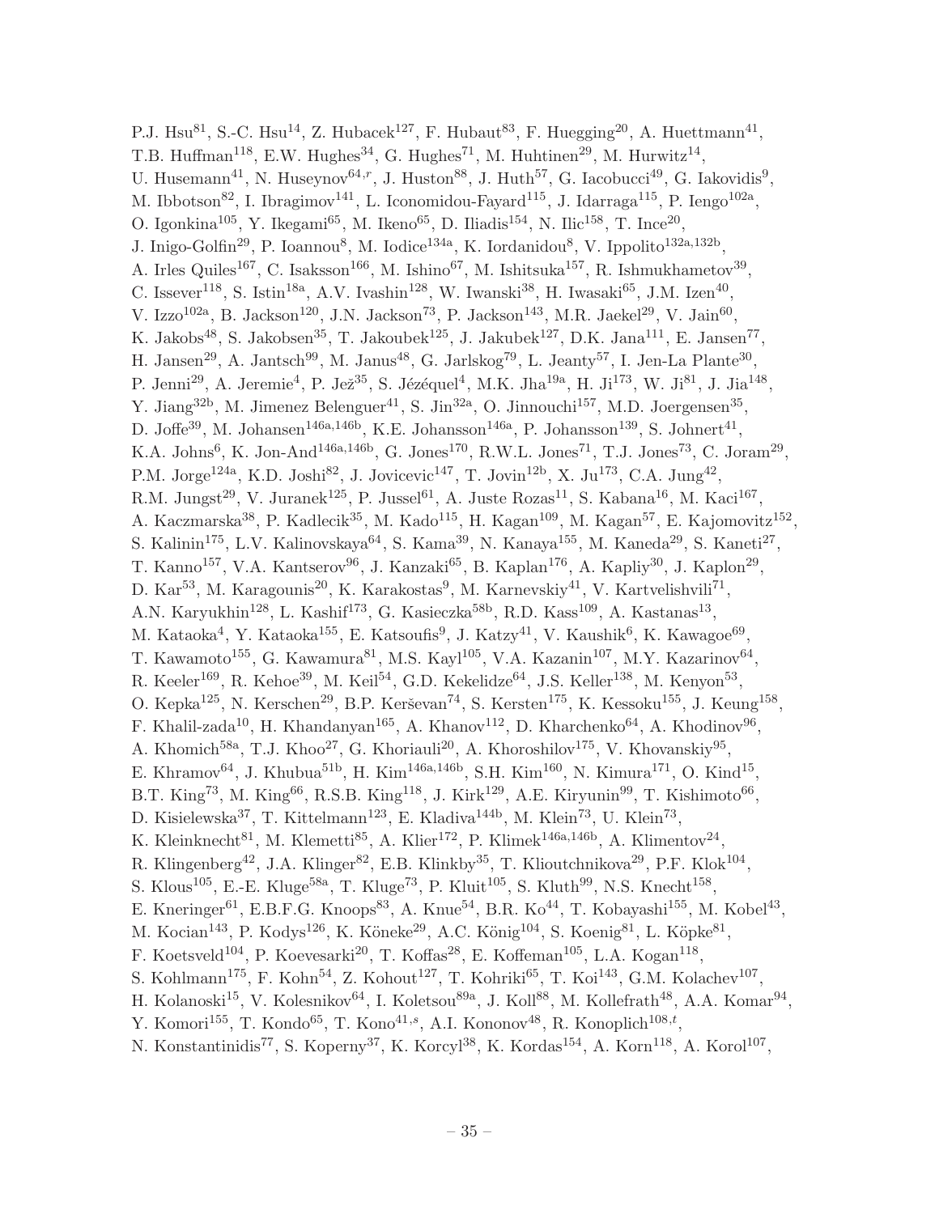P.J. Hsu[81], S.-C. Hsu[14], Z. Hubacek[127], F. Hubaut[83], F. Huegging[20], A. Huettmann[41], T.B. Huffman[118], E.W. Hughes[34], G. Hughes[71], M. Huhtinen[29], M. Hurwitz[14], U. Husemann[41], N. Huseynov[64,r], J. Huston[88], J. Huth[57], G. Iacobucci[49], G. Iakovidis[9], M. Ibbotson[82], I. Ibragimov[141], L. Iconomidou-Fayard[115], J. Idarraga[115], P. Iengo[102a], O. Igonkina[105], Y. Ikegami[65], M. Ikeno[65], D. Iliadis[154], N. Ilic[158], T. Ince[20], J. Inigo-Golfin[29], P. Ioannou[8], M. Iodice[134a], K. Iordanidou[8], V. Ippolito[132a,132b], A. Irles Quiles[167], C. Isaksson[166], M. Ishino[67], M. Ishitsuka[157], R. Ishmukhametov[39], C. Issever[118], S. Istin[18a], A.V. Ivashin[128], W. Iwanski[38], H. Iwasaki[65], J.M. Izen[40], V. Izzo[102a], B. Jackson[120], J.N. Jackson[73], P. Jackson[143], M.R. Jaekel[29], V. Jain[60], K. Jakobs[48], S. Jakobsen[35], T. Jakoubek[125], J. Jakubek[127], D.K. Jana[111], E. Jansen[77], H. Jansen[29], A. Jantsch[99], M. Janus[48], G. Jarlskog[79], L. Jeanty[57], I. Jen-La Plante[30], P. Jenni[29], A. Jeremie[4], P. Jež[35], S. Jézéquel[4], M.K. Jha[19a], H. Ji[173], W. Ji[81], J. Jia[148], Y. Jiang[32b], M. Jimenez Belenguer[41], S. Jin[32a], O. Jinnouchi[157], M.D. Joergensen[35], D. Joffe[39], M. Johansen[146a,146b], K.E. Johansson[146a], P. Johansson[139], S. Johnert[41], K.A. Johns[6], K. Jon-And[146a,146b], G. Jones[170], R.W.L. Jones[71], T.J. Jones[73], C. Joram[29], P.M. Jorge[124a], K.D. Joshi[82], J. Jovicevic[147], T. Jovin[12b], X. Ju[173], C.A. Jung[42], R.M. Jungst[29], V. Juranek[125], P. Jussel[61], A. Juste Rozas[11], S. Kabana[16], M. Kaci[167], A. Kaczmarska[38], P. Kadlecik[35], M. Kado[115], H. Kagan[109], M. Kagan[57], E. Kajomovitz[152], S. Kalinin[175], L.V. Kalinovskaya[64], S. Kama[39], N. Kanaya[155], M. Kaneda[29], S. Kaneti[27], T. Kanno[157], V.A. Kantserov[96], J. Kanzaki[65], B. Kaplan[176], A. Kapliy[30], J. Kaplon[29], D. Kar[53], M. Karagounis[20], K. Karakostas[9], M. Karnevskiy[41], V. Kartvelishvili[71], A.N. Karyukhin[128], L. Kashif[173], G. Kasieczka[58b], R.D. Kass[109], A. Kastanas[13], M. Kataoka[4], Y. Kataoka[155], E. Katsoufis[9], J. Katzy[41], V. Kaushik[6], K. Kawagoe[69], T. Kawamoto[155], G. Kawamura[81], M.S. Kayl[105], V.A. Kazanin[107], M.Y. Kazarinov[64], R. Keeler[169], R. Kehoe[39], M. Keil[54], G.D. Kekelidze[64], J.S. Keller[138], M. Kenyon[53], O. Kepka[125], N. Kerschen[29], B.P. Kerševan[74], S. Kersten[175], K. Kessoku[155], J. Keung[158], F. Khalil-zada[10], H. Khandanyan[165], A. Khanov[112], D. Kharchenko[64], A. Khodinov[96], A. Khomich[58a], T.J. Khoo[27], G. Khoriauli[20], A. Khoroshilov[175], V. Khovanskiy[95], E. Khramov[64], J. Khubua[51b], H. Kim[146a,146b], S.H. Kim[160], N. Kimura[171], O. Kind[15], B.T. King[73], M. King[66], R.S.B. King[118], J. Kirk[129], A.E. Kiryunin[99], T. Kishimoto[66], D. Kisielewska[37], T. Kittelmann[123], E. Kladiva[144b], M. Klein[73], U. Klein[73], K. Kleinknecht[81], M. Klemetti[85], A. Klier[172], P. Klimek[146a,146b], A. Klimentov[24], R. Klingenberg[42], J.A. Klinger[82], E.B. Klinkby[35], T. Klioutchnikova[29], P.F. Klok[104], S. Klous[105], E.-E. Kluge[58a], T. Kluge[73], P. Kluit[105], S. Kluth[99], N.S. Knecht[158], E. Kneringer[61], E.B.F.G. Knoops[83], A. Knue[54], B.R. Ko[44], T. Kobayashi[155], M. Kobel[43], M. Kocian[143], P. Kodys[126], K. Köneke[29], A.C. König[104], S. Koenig[81], L. Köpke[81], F. Koetsveld[104], P. Koevesarki[20], T. Koffas[28], E. Koffeman[105], L.A. Kogan[118], S. Kohlmann[175], F. Kohn[54], Z. Kohout[127], T. Kohriki[65], T. Koi[143], G.M. Kolachev[107], H. Kolanoski[15], V. Kolesnikov[64], I. Koletsou[89a], J. Koll[88], M. Kollefrath[48], A.A. Komar[94], Y. Komori[155], T. Kondo[65], T. Kono[41,s], A.I. Kononov[48], R. Konoplich[108,t], N. Konstantinidis[77], S. Koperny[37], K. Korcyl[38], K. Kordas[154], A. Korn[118], A. Korol[107],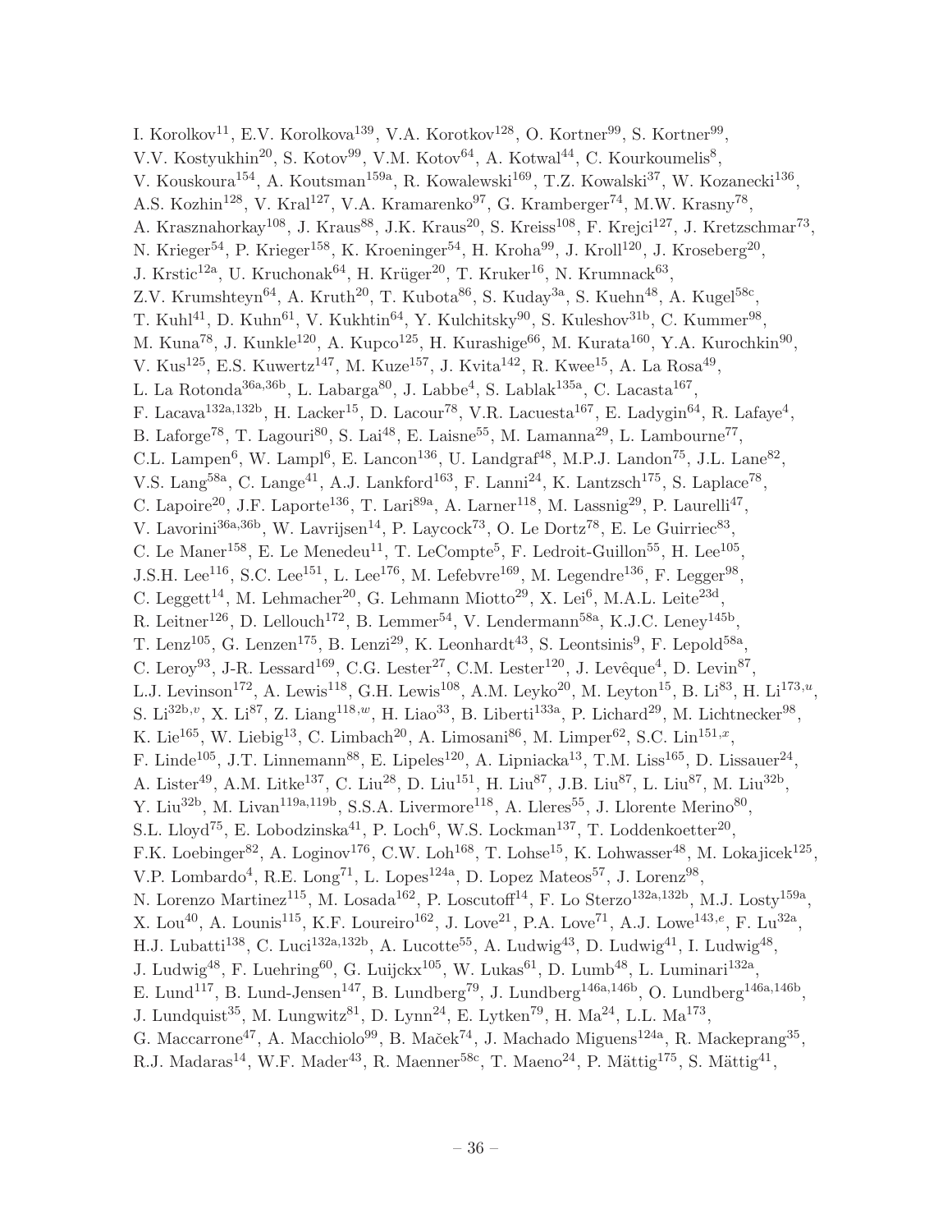I. Korolkov[11], E.V. Korolkova[139], V.A. Korotkov[128], O. Kortner[99], S. Kortner[99], V.V. Kostyukhin[20], S. Kotov[99], V.M. Kotov[64], A. Kotwal[44], C. Kourkoumelis[8], V. Kouskoura[154], A. Koutsman[159a], R. Kowalewski[169], T.Z. Kowalski[37], W. Kozanecki[136], A.S. Kozhin[128], V. Kral[127], V.A. Kramarenko[97], G. Kramberger[74], M.W. Krasny[78], A. Krasznahorkay[108], J. Kraus[88], J.K. Kraus[20], S. Kreiss[108], F. Krejci[127], J. Kretzschmar[73], N. Krieger[54], P. Krieger[158], K. Kroeninger[54], H. Kroha[99], J. Kroll[120], J. Kroseberg[20], J. Krstic[12a], U. Kruchonak[64], H. Krüger[20], T. Kruker[16], N. Krumnack[63], Z.V. Krumshteyn[64], A. Kruth[20], T. Kubota[86], S. Kuday[3a], S. Kuehn[48], A. Kugel[58c], T. Kuhl[41], D. Kuhn[61], V. Kukhtin[64], Y. Kulchitsky[90], S. Kuleshov[31b], C. Kummer[98], M. Kuna[78], J. Kunkle[120], A. Kupco[125], H. Kurashige[66], M. Kurata[160], Y.A. Kurochkin[90], V. Kus[125], E.S. Kuwertz[147], M. Kuze[157], J. Kvita[142], R. Kwee[15], A. La Rosa[49], L. La Rotonda[36a,36b], L. Labarga[80], J. Labbe[4], S. Lablak[135a], C. Lacasta[167], F. Lacava[132a,132b], H. Lacker[15], D. Lacour[78], V.R. Lacuesta[167], E. Ladygin[64], R. Lafaye[4], B. Laforge[78], T. Lagouri[80], S. Lai[48], E. Laisne[55], M. Lamanna[29], L. Lambourne[77], C.L. Lampen[6], W. Lampl[6], E. Lancon[136], U. Landgraf[48], M.P.J. Landon[75], J.L. Lane[82], V.S. Lang[58a], C. Lange[41], A.J. Lankford[163], F. Lanni[24], K. Lantzsch[175], S. Laplace[78], C. Lapoire[20], J.F. Laporte[136], T. Lari[89a], A. Larner[118], M. Lassnig[29], P. Laurelli[47], V. Lavorini[36a,36b], W. Lavrijsen[14], P. Laycock[73], O. Le Dortz[78], E. Le Guirriec[83], C. Le Maner[158], E. Le Menedeu[11], T. LeCompte[5], F. Ledroit-Guillon[55], H. Lee[105], J.S.H. Lee[116], S.C. Lee[151], L. Lee[176], M. Lefebvre[169], M. Legendre[136], F. Legger[98], C. Leggett[14], M. Lehmacher[20], G. Lehmann Miotto[29], X. Lei[6], M.A.L. Leite[23d], R. Leitner[126], D. Lellouch[172], B. Lemmer[54], V. Lendermann[58a], K.J.C. Leney[145b], T. Lenz[105], G. Lenzen[175], B. Lenzi[29], K. Leonhardt[43], S. Leontsinis[9], F. Lepold[58a], C. Leroy[93], J-R. Lessard[169], C.G. Lester[27], C.M. Lester[120], J. Levêque[4], D. Levin[87], L.J. Levinson[172], A. Lewis[118], G.H. Lewis[108], A.M. Leyko[20], M. Leyton[15], B. Li[83], H. Li[173,u], S. Li[32b,v], X. Li[87], Z. Liang[118,w], H. Liao[33], B. Liberti[133a], P. Lichard[29], M. Lichtnecker[98], K. Lie[165], W. Liebig[13], C. Limbach[20], A. Limosani[86], M. Limper[62], S.C. Lin[151,x], F. Linde[105], J.T. Linnemann[88], E. Lipeles[120], A. Lipniacka[13], T.M. Liss[165], D. Lissauer[24], A. Lister[49], A.M. Litke[137], C. Liu[28], D. Liu[151], H. Liu[87], J.B. Liu[87], L. Liu[87], M. Liu[32b], Y. Liu[32b], M. Livan[119a,119b], S.S.A. Livermore[118], A. Lleres[55], J. Llorente Merino[80], S.L. Lloyd[75], E. Lobodzinska[41], P. Loch[6], W.S. Lockman[137], T. Loddenkoetter[20], F.K. Loebinger[82], A. Loginov[176], C.W. Loh[168], T. Lohse[15], K. Lohwasser[48], M. Lokajicek[125], V.P. Lombardo[4], R.E. Long[71], L. Lopes[124a], D. Lopez Mateos[57], J. Lorenz[98], N. Lorenzo Martinez[115], M. Losada[162], P. Loscutoff[14], F. Lo Sterzo[132a,132b], M.J. Losty[159a], X. Lou[40], A. Lounis[115], K.F. Loureiro[162], J. Love[21], P.A. Love[71], A.J. Lowe[143,e], F. Lu[32a], H.J. Lubatti[138], C. Luci[132a,132b], A. Lucotte[55], A. Ludwig[43], D. Ludwig[41], I. Ludwig[48], J. Ludwig[48], F. Luehring[60], G. Luijckx[105], W. Lukas[61], D. Lumb[48], L. Luminari[132a], E. Lund[117], B. Lund-Jensen[147], B. Lundberg[79], J. Lundberg[146a,146b], O. Lundberg[146a,146b], J. Lundquist[35], M. Lungwitz[81], D. Lynn[24], E. Lytken[79], H. Ma[24], L.L. Ma[173], G. Maccarrone[47], A. Macchiolo[99], B. Maček[74], J. Machado Miguens[124a], R. Mackeprang[35], R.J. Madaras[14], W.F. Mader[43], R. Maenner[58c], T. Maeno[24], P. Mättig[175], S. Mättig[41],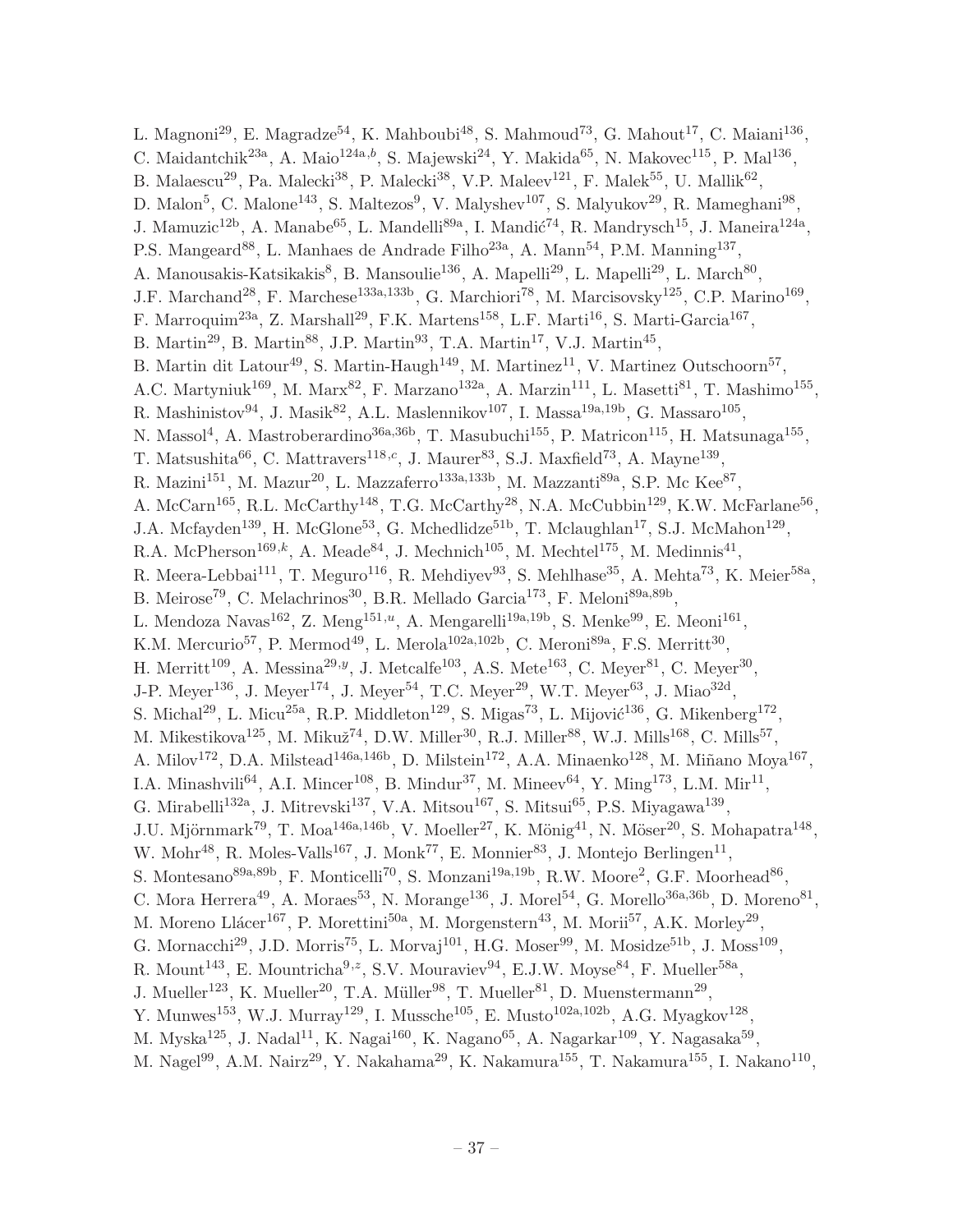L. Magnoni[29], E. Magradze[54], K. Mahboubi[48], S. Mahmoud[73], G. Mahout[17], C. Maiani[136], C. Maidantchik[23a], A. Maio[124a,b], S. Majewski[24], Y. Makida[65], N. Makovec[115], P. Mal[136], B. Malaescu[29], Pa. Malecki[38], P. Malecki[38], V.P. Maleev[121], F. Malek[55], U. Mallik[62], D. Malon[5], C. Malone[143], S. Maltezos[9], V. Malyshev[107], S. Malyukov[29], R. Mameghani[98], J. Mamuzic[12b], A. Manabe[65], L. Mandelli[89a], I. Mandić[74], R. Mandrysch[15], J. Maneira[124a], P.S. Mangeard[88], L. Manhaes de Andrade Filho[23a], A. Mann[54], P.M. Manning[137], A. Manousakis-Katsikakis[8], B. Mansoulie[136], A. Mapelli[29], L. Mapelli[29], L. March[80], J.F. Marchand[28], F. Marchese[133a,133b], G. Marchiori[78], M. Marcisovsky[125], C.P. Marino[169], F. Marroquim[23a], Z. Marshall[29], F.K. Martens[158], L.F. Marti[16], S. Marti-Garcia[167], B. Martin[29], B. Martin[88], J.P. Martin[93], T.A. Martin[17], V.J. Martin[45], B. Martin dit Latour[49], S. Martin-Haugh[149], M. Martinez[11], V. Martinez Outschoorn[57], A.C. Martyniuk[169], M. Marx[82], F. Marzano[132a], A. Marzin[111], L. Masetti[81], T. Mashimo[155], R. Mashinistov[94], J. Masik[82], A.L. Maslennikov[107], I. Massa[19a,19b], G. Massaro[105], N. Massol[4], A. Mastroberardino[36a,36b], T. Masubuchi[155], P. Matricon[115], H. Matsunaga[155], T. Matsushita[66], C. Mattravers[118,c], J. Maurer[83], S.J. Maxfield[73], A. Mayne[139], R. Mazini[151], M. Mazur[20], L. Mazzaferro[133a,133b], M. Mazzanti[89a], S.P. Mc Kee[87], A. McCarn[165], R.L. McCarthy[148], T.G. McCarthy[28], N.A. McCubbin[129], K.W. McFarlane[56], J.A. Mcfayden[139], H. McGlone[53], G. Mchedlidze[51b], T. Mclaughlan[17], S.J. McMahon[129], R.A. McPherson[169,k], A. Meade[84], J. Mechnich[105], M. Mechtel[175], M. Medinnis[41], R. Meera-Lebbai[111], T. Meguro[116], R. Mehdiyev[93], S. Mehlhase[35], A. Mehta[73], K. Meier[58a], B. Meirose[79], C. Melachrinos[30], B.R. Mellado Garcia[173], F. Meloni[89a,89b], L. Mendoza Navas[162], Z. Meng[151,u], A. Mengarelli[19a,19b], S. Menke[99], E. Meoni[161], K.M. Mercurio[57], P. Mermod[49], L. Merola[102a,102b], C. Meroni[89a], F.S. Merritt[30], H. Merritt[109], A. Messina[29,y], J. Metcalfe[103], A.S. Mete[163], C. Meyer[81], C. Meyer[30], J-P. Meyer[136], J. Meyer[174], J. Meyer[54], T.C. Meyer[29], W.T. Meyer[63], J. Miao[32d], S. Michal[29], L. Micu[25a], R.P. Middleton[129], S. Migas[73], L. Mijović[136], G. Mikenberg[172], M. Mikestikova[125], M. Mikuž[74], D.W. Miller[30], R.J. Miller[88], W.J. Mills[168], C. Mills[57], A. Milov[172], D.A. Milstead[146a,146b], D. Milstein[172], A.A. Minaenko[128], M. Miñano Moya[167], I.A. Minashvili[64], A.I. Mincer[108], B. Mindur[37], M. Mineev[64], Y. Ming[173], L.M. Mir[11], G. Mirabelli[132a], J. Mitrevski[137], V.A. Mitsou[167], S. Mitsui[65], P.S. Miyagawa[139], J.U. Mjörnmark[79], T. Moa[146a,146b], V. Moeller[27], K. Mönig[41], N. Möser[20], S. Mohapatra[148], W. Mohr[48], R. Moles-Valls[167], J. Monk[77], E. Monnier[83], J. Montejo Berlingen[11], S. Montesano[89a,89b], F. Monticelli[70], S. Monzani[19a,19b], R.W. Moore[2], G.F. Moorhead[86], C. Mora Herrera[49], A. Moraes[53], N. Morange[136], J. Morel[54], G. Morello[36a,36b], D. Moreno[81], M. Moreno Llácer[167], P. Morettini[50a], M. Morgenstern[43], M. Morii[57], A.K. Morley[29], G. Mornacchi[29], J.D. Morris[75], L. Morvaj[101], H.G. Moser[99], M. Mosidze[51b], J. Moss[109], R. Mount[143], E. Mountricha[9,z], S.V. Mouraviev[94], E.J.W. Moyse[84], F. Mueller[58a], J. Mueller[123], K. Mueller[20], T.A. Müller[98], T. Mueller[81], D. Muenstermann[29], Y. Munwes[153], W.J. Murray[129], I. Mussche[105], E. Musto[102a,102b], A.G. Myagkov[128], M. Myska[125], J. Nadal[11], K. Nagai[160], K. Nagano[65], A. Nagarkar[109], Y. Nagasaka[59], M. Nagel[99], A.M. Nairz[29], Y. Nakahama[29], K. Nakamura[155], T. Nakamura[155], I. Nakano[110],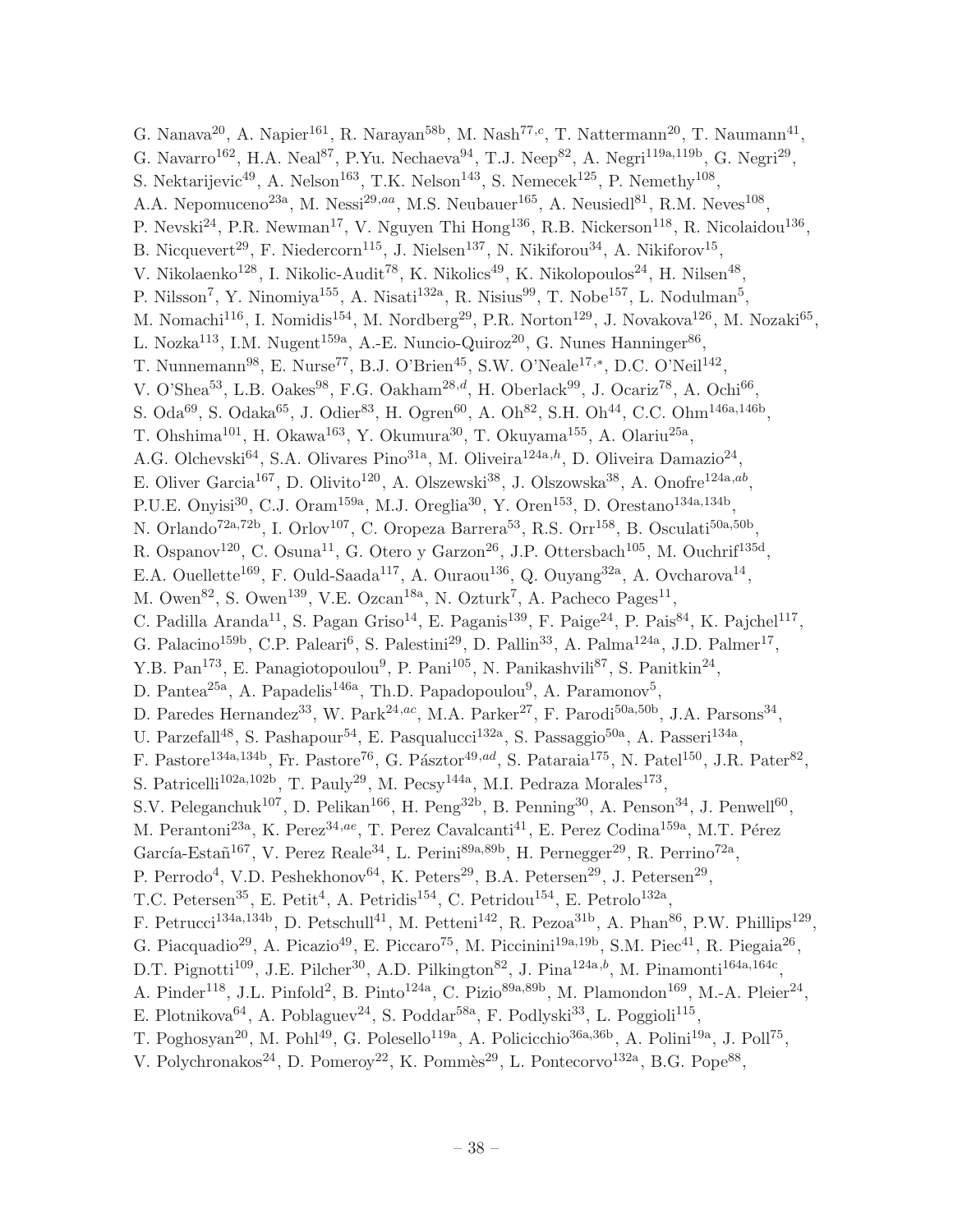G. Nanava[20], A. Napier[161], R. Narayan[58b], M. Nash[77,c], T. Nattermann[20], T. Naumann[41], G. Navarro[162], H.A. Neal[87], P.Yu. Nechaeva[94], T.J. Neep[82], A. Negri[119a,119b], G. Negri[29], S. Nektarijevic[49], A. Nelson[163], T.K. Nelson[143], S. Nemecek[125], P. Nemethy[108], A.A. Nepomuceno[23a], M. Nessi[29,aa], M.S. Neubauer[165], A. Neusiedl[81], R.M. Neves[108], P. Nevski[24], P.R. Newman[17], V. Nguyen Thi Hong[136], R.B. Nickerson[118], R. Nicolaidou[136], B. Nicquevert[29], F. Niedercorn[115], J. Nielsen[137], N. Nikiforou[34], A. Nikiforov[15], V. Nikolaenko[128], I. Nikolic-Audit[78], K. Nikolics[49], K. Nikolopoulos[24], H. Nilsen[48], P. Nilsson[7], Y. Ninomiya[155], A. Nisati[132a], R. Nisius[99], T. Nobe[157], L. Nodulman[5], M. Nomachi[116], I. Nomidis[154], M. Nordberg[29], P.R. Norton[129], J. Novakova[126], M. Nozaki[65], L. Nozka[113], I.M. Nugent[159a], A.-E. Nuncio-Quiroz[20], G. Nunes Hanninger[86], T. Nunnemann[98], E. Nurse[77], B.J. O'Brien[45], S.W. O'Neale[17,*], D.C. O'Neil[142], V. O'Shea[53], L.B. Oakes[98], F.G. Oakham[28,d], H. Oberlack[99], J. Ocariz[78], A. Ochi[66], S. Oda[69], S. Odaka[65], J. Odier[83], H. Ogren[60], A. Oh[82], S.H. Oh[44], C.C. Ohm[146a,146b], T. Ohshima[101], H. Okawa[163], Y. Okumura[30], T. Okuyama[155], A. Olariu[25a], A.G. Olchevski[64], S.A. Olivares Pino[31a], M. Oliveira[124a,h], D. Oliveira Damazio[24], E. Oliver Garcia[167], D. Olivito[120], A. Olszewski[38], J. Olszowska[38], A. Onofre[124a,ab], P.U.E. Onyisi[30], C.J. Oram[159a], M.J. Oreglia[30], Y. Oren[153], D. Orestano[134a,134b], N. Orlando[72a,72b], I. Orlov[107], C. Oropeza Barrera[53], R.S. Orr[158], B. Osculati[50a,50b], R. Ospanov[120], C. Osuna[11], G. Otero y Garzon[26], J.P. Ottersbach[105], M. Ouchrif[135d], E.A. Ouellette[169], F. Ould-Saada[117], A. Ouraou[136], Q. Ouyang[32a], A. Ovcharova[14], M. Owen[82], S. Owen[139], V.E. Ozcan[18a], N. Ozturk[7], A. Pacheco Pages[11], C. Padilla Aranda[11], S. Pagan Griso[14], E. Paganis[139], F. Paige[24], P. Pais[84], K. Pajchel[117], G. Palacino[159b], C.P. Paleari[6], S. Palestini[29], D. Pallin[33], A. Palma[124a], J.D. Palmer[17], Y.B. Pan[173], E. Panagiotopoulou[9], P. Pani[105], N. Panikashvili[87], S. Panitkin[24], D. Pantea[25a], A. Papadelis[146a], Th.D. Papadopoulou[9], A. Paramonov[5], D. Paredes Hernandez[33], W. Park[24,ac], M.A. Parker[27], F. Parodi[50a,50b], J.A. Parsons[34], U. Parzefall[48], S. Pashapour[54], E. Pasqualucci[132a], S. Passaggio[50a], A. Passeri[134a], F. Pastore[134a,134b], Fr. Pastore[76], G. Pásztor[49,ad], S. Pataraia[175], N. Patel[150], J.R. Pater[82], S. Patricelli[102a,102b], T. Pauly[29], M. Pecsy[144a], M.I. Pedraza Morales[173], S.V. Peleganchuk[107], D. Pelikan[166], H. Peng[32b], B. Penning[30], A. Penson[34], J. Penwell[60], M. Perantoni[23a], K. Perez[34,ae], T. Perez Cavalcanti[41], E. Perez Codina[159a], M.T. Pérez García-Estañ[167], V. Perez Reale[34], L. Perini[89a,89b], H. Pernegger[29], R. Perrino[72a], P. Perrodo[4], V.D. Peshekhonov[64], K. Peters[29], B.A. Petersen[29], J. Petersen[29], T.C. Petersen[35], E. Petit[4], A. Petridis[154], C. Petridou[154], E. Petrolo[132a], F. Petrucci[134a,134b], D. Petschull[41], M. Petteni[142], R. Pezoa[31b], A. Phan[86], P.W. Phillips[129], G. Piacquadio[29], A. Picazio[49], E. Piccaro[75], M. Piccinini[19a,19b], S.M. Piec[41], R. Piegaia[26], D.T. Pignotti[109], J.E. Pilcher[30], A.D. Pilkington[82], J. Pina[124a,b], M. Pinamonti[164a,164c], A. Pinder[118], J.L. Pinfold[2], B. Pinto[124a], C. Pizio[89a,89b], M. Plamondon[169], M.-A. Pleier[24], E. Plotnikova[64], A. Poblaguev[24], S. Poddar[58a], F. Podlyski[33], L. Poggioli[115], T. Poghosyan[20], M. Pohl[49], G. Polesello[119a], A. Policicchio[36a,36b], A. Polini[19a], J. Poll[75], V. Polychronakos[24], D. Pomeroy[22], K. Pommès[29], L. Pontecorvo[132a], B.G. Pope[88],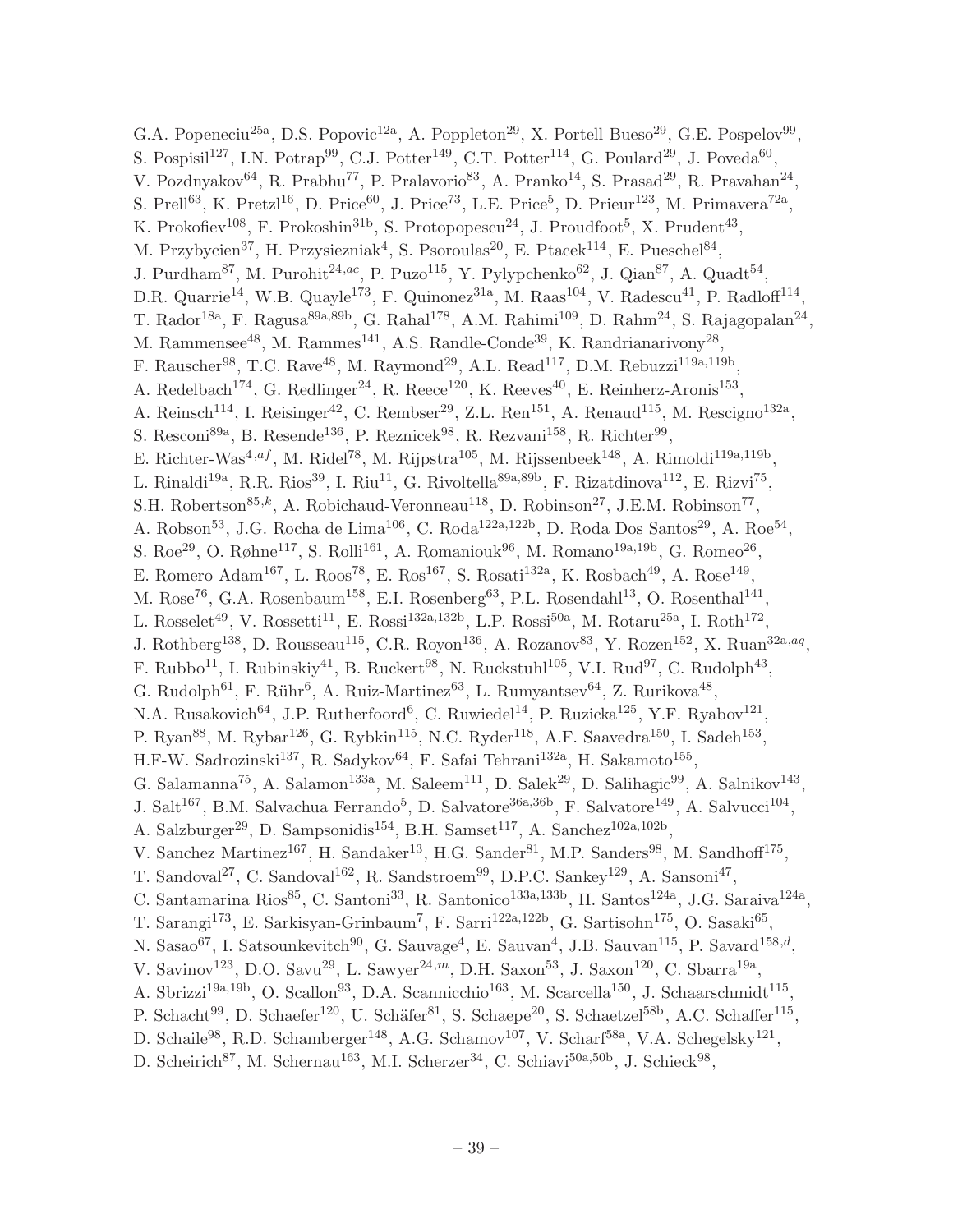G.A. Popeneciu[25a], D.S. Popovic[12a], A. Poppleton[29], X. Portell Bueso[29], G.E. Pospelov[99], S. Pospisil[127], I.N. Potrap[99], C.J. Potter[149], C.T. Potter[114], G. Poulard[29], J. Poveda[60], V. Pozdnyakov[64], R. Prabhu[77], P. Pralavorio[83], A. Pranko[14], S. Prasad[29], R. Pravahan[24], S. Prell[63], K. Pretzl[16], D. Price[60], J. Price[73], L.E. Price[5], D. Prieur[123], M. Primavera[72a], K. Prokofiev[108], F. Prokoshin[31b], S. Protopopescu[24], J. Proudfoot[5], X. Prudent[43], M. Przybycien[37], H. Przysiezniak[4], S. Psoroulas[20], E. Ptacek[114], E. Pueschel[84], J. Purdham[87], M. Purohit[24,ac], P. Puzo[115], Y. Pylypchenko[62], J. Qian[87], A. Quadt[54], D.R. Quarrie[14], W.B. Quayle[173], F. Quinonez[31a], M. Raas[104], V. Radescu[41], P. Radloff[114], T. Rador[18a], F. Ragusa[89a,89b], G. Rahal[178], A.M. Rahimi[109], D. Rahm[24], S. Rajagopalan[24], M. Rammensee[48], M. Rammes[141], A.S. Randle-Conde[39], K. Randrianarivony[28], F. Rauscher[98], T.C. Rave[48], M. Raymond[29], A.L. Read[117], D.M. Rebuzzi[119a,119b], A. Redelbach[174], G. Redlinger[24], R. Reece[120], K. Reeves[40], E. Reinherz-Aronis[153], A. Reinsch[114], I. Reisinger[42], C. Rembser[29], Z.L. Ren[151], A. Renaud[115], M. Rescigno[132a], S. Resconi[89a], B. Resende[136], P. Reznicek[98], R. Rezvani[158], R. Richter[99], E. Richter-Was[4,af], M. Ridel[78], M. Rijpstra[105], M. Rijssenbeek[148], A. Rimoldi[119a,119b], L. Rinaldi[19a], R.R. Rios[39], I. Riu[11], G. Rivoltella[89a,89b], F. Rizatdinova[112], E. Rizvi[75], S.H. Robertson[85,k], A. Robichaud-Veronneau[118], D. Robinson[27], J.E.M. Robinson[77], A. Robson[53], J.G. Rocha de Lima[106], C. Roda[122a,122b], D. Roda Dos Santos[29], A. Roe[54], S. Roe[29], O. Røhne[117], S. Rolli[161], A. Romaniouk[96], M. Romano[19a,19b], G. Romeo[26], E. Romero Adam[167], L. Roos[78], E. Ros[167], S. Rosati[132a], K. Rosbach[49], A. Rose[149], M. Rose[76], G.A. Rosenbaum[158], E.I. Rosenberg[63], P.L. Rosendahl[13], O. Rosenthal[141], L. Rosselet[49], V. Rossetti[11], E. Rossi[132a,132b], L.P. Rossi[50a], M. Rotaru[25a], I. Roth[172], J. Rothberg[138], D. Rousseau[115], C.R. Royon[136], A. Rozanov[83], Y. Rozen[152], X. Ruan[32a,ag], F. Rubbo[11], I. Rubinskiy[41], B. Ruckert[98], N. Ruckstuhl[105], V.I. Rud[97], C. Rudolph[43], G. Rudolph[61], F. Rühr[6], A. Ruiz-Martinez[63], L. Rumyantsev[64], Z. Rurikova[48], N.A. Rusakovich[64], J.P. Rutherfoord[6], C. Ruwiedel[14], P. Ruzicka[125], Y.F. Ryabov[121], P. Ryan[88], M. Rybar[126], G. Rybkin[115], N.C. Ryder[118], A.F. Saavedra[150], I. Sadeh[153], H.F-W. Sadrozinski[137], R. Sadykov[64], F. Safai Tehrani[132a], H. Sakamoto[155], G. Salamanna[75], A. Salamon[133a], M. Saleem[111], D. Salek[29], D. Salihagic[99], A. Salnikov[143], J. Salt[167], B.M. Salvachua Ferrando[5], D. Salvatore[36a,36b], F. Salvatore[149], A. Salvucci[104], A. Salzburger[29], D. Sampsonidis[154], B.H. Samset[117], A. Sanchez[102a,102b], V. Sanchez Martinez[167], H. Sandaker[13], H.G. Sander[81], M.P. Sanders[98], M. Sandhoff[175], T. Sandoval[27], C. Sandoval[162], R. Sandstroem[99], D.P.C. Sankey[129], A. Sansoni[47], C. Santamarina Rios[85], C. Santoni[33], R. Santonico[133a,133b], H. Santos[124a], J.G. Saraiva[124a], T. Sarangi[173], E. Sarkisyan-Grinbaum[7], F. Sarri[122a,122b], G. Sartisohn[175], O. Sasaki[65], N. Sasao[67], I. Satsounkevitch[90], G. Sauvage[4], E. Sauvan[4], J.B. Sauvan[115], P. Savard[158,d], V. Savinov[123], D.O. Savu[29], L. Sawyer[24,m], D.H. Saxon[53], J. Saxon[120], C. Sbarra[19a], A. Sbrizzi[19a,19b], O. Scallon[93], D.A. Scannicchio[163], M. Scarcella[150], J. Schaarschmidt[115], P. Schacht[99], D. Schaefer[120], U. Schäfer[81], S. Schaepe[20], S. Schaetzel[58b], A.C. Schaffer[115], D. Schaile[98], R.D. Schamberger[148], A.G. Schamov[107], V. Scharf[58a], V.A. Schegelsky[121], D. Scheirich[87], M. Schernau[163], M.I. Scherzer[34], C. Schiavi[50a,50b], J. Schieck[98],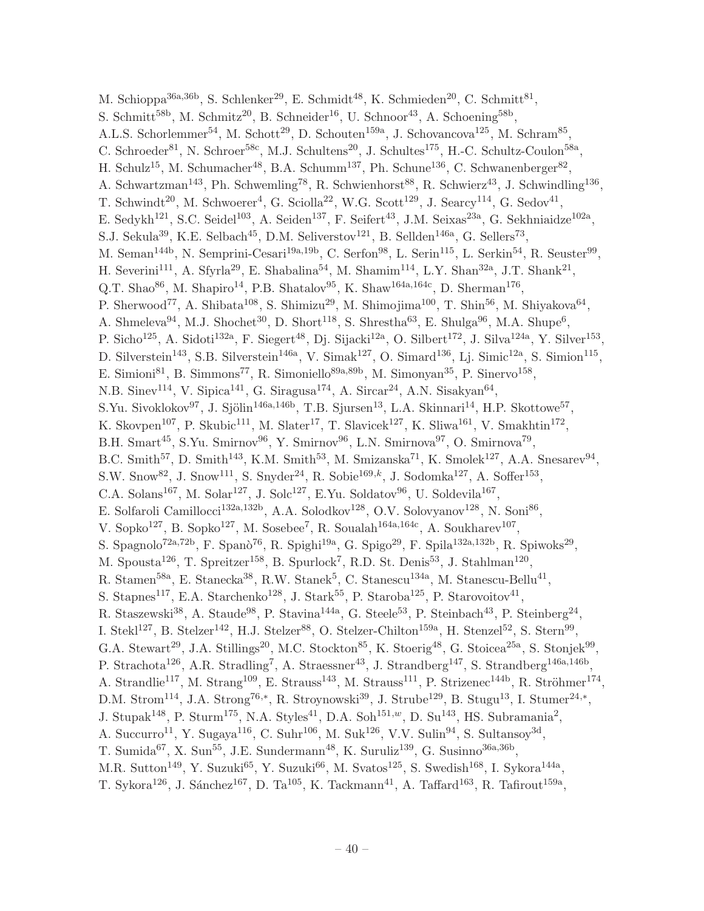M. Schioppa[36a,36b], S. Schlenker[29], E. Schmidt[48], K. Schmieden[20], C. Schmitt[81], S. Schmitt[58b], M. Schmitz[20], B. Schneider[16], U. Schnoor[43], A. Schoening[58b], A.L.S. Schorlemmer[54], M. Schott[29], D. Schouten[159a], J. Schovancova[125], M. Schram[85], C. Schroeder[81], N. Schroer[58c], M.J. Schultens[20], J. Schultes[175], H.-C. Schultz-Coulon[58a], H. Schulz[15], M. Schumacher[48], B.A. Schumm[137], Ph. Schune[136], C. Schwanenberger[82], A. Schwartzman[143], Ph. Schwemling[78], R. Schwienhorst[88], R. Schwierz[43], J. Schwindling[136], T. Schwindt[20], M. Schwoerer[4], G. Sciolla[22], W.G. Scott[129], J. Searcy[114], G. Sedov[41], E. Sedykh[121], S.C. Seidel[103], A. Seiden[137], F. Seifert[43], J.M. Seixas[23a], G. Sekhniaidze[102a], S.J. Sekula[39], K.E. Selbach[45], D.M. Seliverstov[121], B. Sellden[146a], G. Sellers[73], M. Seman[144b], N. Semprini-Cesari[19a,19b], C. Serfon[98], L. Serin[115], L. Serkin[54], R. Seuster[99], H. Severini[111], A. Sfyrla[29], E. Shabalina[54], M. Shamim[114], L.Y. Shan[32a], J.T. Shank[21], Q.T. Shao[86], M. Shapiro[14], P.B. Shatalov[95], K. Shaw[164a,164c], D. Sherman[176], P. Sherwood[77], A. Shibata[108], S. Shimizu[29], M. Shimojima[100], T. Shin[56], M. Shiyakova[64], A. Shmeleva[94], M.J. Shochet[30], D. Short[118], S. Shrestha[63], E. Shulga[96], M.A. Shupe[6], P. Sicho[125], A. Sidoti[132a], F. Siegert[48], Dj. Sijacki[12a], O. Silbert[172], J. Silva[124a], Y. Silver[153], D. Silverstein[143], S.B. Silverstein[146a], V. Simak[127], O. Simard[136], Lj. Simic[12a], S. Simion[115], E. Simioni[81], B. Simmons[77], R. Simoniello[89a,89b], M. Simonyan[35], P. Sinervo[158], N.B. Sinev[114], V. Sipica[141], G. Siragusa[174], A. Sircar[24], A.N. Sisakyan[64], S.Yu. Sivoklokov[97], J. Sjölin[146a,146b], T.B. Sjursen[13], L.A. Skinnari[14], H.P. Skottowe[57], K. Skovpen[107], P. Skubic[111], M. Slater[17], T. Slavicek[127], K. Sliwa[161], V. Smakhtin[172], B.H. Smart[45], S.Yu. Smirnov[96], Y. Smirnov[96], L.N. Smirnova[97], O. Smirnova[79], B.C. Smith[57], D. Smith[143], K.M. Smith[53], M. Smizanska[71], K. Smolek[127], A.A. Snesarev[94], S.W. Snow[82], J. Snow[111], S. Snyder[24], R. Sobie[169,k], J. Sodomka[127], A. Soffer[153], C.A. Solans[167], M. Solar[127], J. Solc[127], E.Yu. Soldatov[96], U. Soldevila[167], E. Solfaroli Camillocci[132a,132b], A.A. Solodkov[128], O.V. Solovyanov[128], N. Soni[86], V. Sopko[127], B. Sopko[127], M. Sosebee[7], R. Soualah[164a,164c], A. Soukharev[107], S. Spagnolo[72a,72b], F. Spanò[76], R. Spighi[19a], G. Spigo[29], F. Spila[132a,132b], R. Spiwoks[29], M. Spousta[126], T. Spreitzer[158], B. Spurlock[7], R.D. St. Denis[53], J. Stahlman[120], R. Stamen[58a], E. Stanecka[38], R.W. Stanek[5], C. Stanescu[134a], M. Stanescu-Bellu[41], S. Stapnes[117], E.A. Starchenko[128], J. Stark[55], P. Staroba[125], P. Starovoitov[41], R. Staszewski[38], A. Staude[98], P. Stavina[144a], G. Steele[53], P. Steinbach[43], P. Steinberg[24], I. Stekl[127], B. Stelzer[142], H.J. Stelzer[88], O. Stelzer-Chilton[159a], H. Stenzel[52], S. Stern[99], G.A. Stewart[29], J.A. Stillings[20], M.C. Stockton[85], K. Stoerig[48], G. Stoicea[25a], S. Stonjek[99], P. Strachota[126], A.R. Stradling[7], A. Straessner[43], J. Strandberg[147], S. Strandberg[146a,146b], A. Strandlie[117], M. Strang[109], E. Strauss[143], M. Strauss[111], P. Strizenec[144b], R. Ströhmer[174], D.M. Strom[114], J.A. Strong[76,*], R. Stroynowski[39], J. Strube[129], B. Stugu[13], I. Stumer[24,*], J. Stupak[148], P. Sturm[175], N.A. Styles[41], D.A. Soh[151,w], D. Su[143], HS. Subramania[2], A. Succurro[11], Y. Sugaya[116], C. Suhr[106], M. Suk[126], V.V. Sulin[94], S. Sultansoy[3d], T. Sumida[67], X. Sun[55], J.E. Sundermann[48], K. Suruliz[139], G. Susinno[36a,36b], M.R. Sutton[149], Y. Suzuki[65], Y. Suzuki[66], M. Svatos[125], S. Swedish[168], I. Sykora[144a], T. Sykora[126], J. Sánchez[167], D. Ta[105], K. Tackmann[41], A. Taffard[163], R. Tafirout[159a],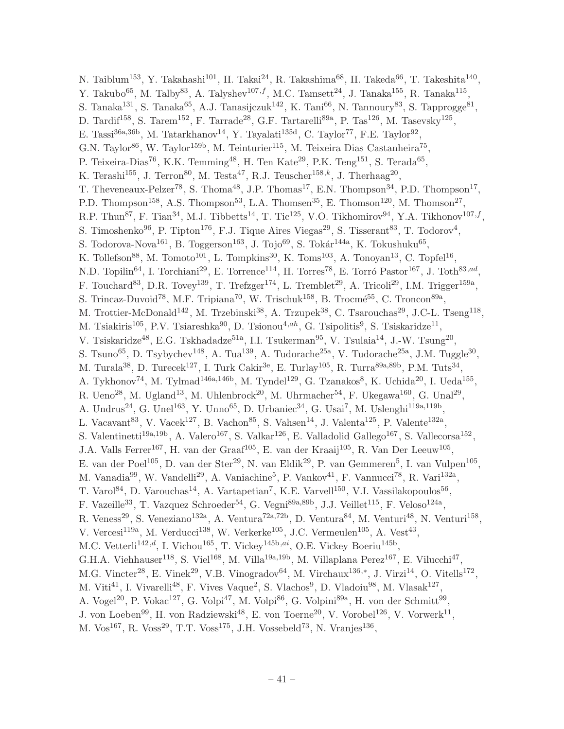N. Taiblum[153], Y. Takahashi[101], H. Takai[24], R. Takashima[68], H. Takeda[66], T. Takeshita[140], Y. Takubo[65], M. Talby[83], A. Talyshev[107,f], M.C. Tamsett[24], J. Tanaka[155], R. Tanaka[115], S. Tanaka[131], S. Tanaka[65], A.J. Tanasijczuk[142], K. Tani[66], N. Tannoury[83], S. Tapprogge[81], D. Tardif[158], S. Tarem[152], F. Tarrade[28], G.F. Tartarelli[89a], P. Tas[126], M. Tasevsky[125], E. Tassi[36a,36b], M. Tatarkhanov[14], Y. Tayalati[135d], C. Taylor[77], F.E. Taylor[92], G.N. Taylor[86], W. Taylor[159b], M. Teinturier[115], M. Teixeira Dias Castanheira[75], P. Teixeira-Dias[76], K.K. Temming[48], H. Ten Kate[29], P.K. Teng[151], S. Terada[65], K. Terashi[155], J. Terron[80], M. Testa[47], R.J. Teuscher[158,k], J. Therhaag[20], T. Theveneaux-Pelzer[78], S. Thoma[48], J.P. Thomas[17], E.N. Thompson[34], P.D. Thompson[17], P.D. Thompson[158], A.S. Thompson[53], L.A. Thomsen[35], E. Thomson[120], M. Thomson[27], R.P. Thun[87], F. Tian[34], M.J. Tibbetts[14], T. Tic[125], V.O. Tikhomirov[94], Y.A. Tikhonov[107,f], S. Timoshenko[96], P. Tipton[176], F.J. Tique Aires Viegas[29], S. Tisserant[83], T. Todorov[4], S. Todorova-Nova[161], B. Toggerson[163], J. Tojo[69], S. Tokár[144a], K. Tokushuku[65], K. Tollefson[88], M. Tomoto[101], L. Tompkins[30], K. Toms[103], A. Tonoyan[13], C. Topfel[16], N.D. Topilin[64], I. Torchiani[29], E. Torrence[114], H. Torres[78], E. Torró Pastor[167], J. Toth[83,ad], F. Touchard[83], D.R. Tovey[139], T. Trefzger[174], L. Tremblet[29], A. Tricoli[29], I.M. Trigger[159a], S. Trincaz-Duvoid[78], M.F. Tripiana[70], W. Trischuk[158], B. Trocmé[55], C. Troncon[89a], M. Trottier-McDonald[142], M. Trzebinski[38], A. Trzupek[38], C. Tsarouchas[29], J.C-L. Tseng[118], M. Tsiakiris[105], P.V. Tsiareshka[90], D. Tsionou[4,ah], G. Tsipolitis[9], S. Tsiskaridze[11], V. Tsiskaridze[48], E.G. Tskhadadze[51a], I.I. Tsukerman[95], V. Tsulaia[14], J.-W. Tsung[20], S. Tsuno[65], D. Tsybychev[148], A. Tua[139], A. Tudorache[25a], V. Tudorache[25a], J.M. Tuggle[30], M. Turala[38], D. Turecek[127], I. Turk Cakir[3e], E. Turlay[105], R. Turra[89a,89b], P.M. Tuts[34], A. Tykhonov[74], M. Tylmad[146a,146b], M. Tyndel[129], G. Tzanakos[8], K. Uchida[20], I. Ueda[155], R. Ueno[28], M. Ugland[13], M. Uhlenbrock[20], M. Uhrmacher[54], F. Ukegawa[160], G. Unal[29], A. Undrus[24], G. Unel[163], Y. Unno[65], D. Urbaniec[34], G. Usai[7], M. Uslenghi[119a,119b], L. Vacavant[83], V. Vacek[127], B. Vachon[85], S. Vahsen[14], J. Valenta[125], P. Valente[132a], S. Valentinetti[19a,19b], A. Valero[167], S. Valkar[126], E. Valladolid Gallego[167], S. Vallecorsa[152], J.A. Valls Ferrer[167], H. van der Graaf[105], E. van der Kraaij[105], R. Van Der Leeuw[105], E. van der Poel[105], D. van der Ster[29], N. van Eldik[29], P. van Gemmeren[5], I. van Vulpen[105], M. Vanadia[99], W. Vandelli[29], A. Vaniachine[5], P. Vankov[41], F. Vannucci[78], R. Vari[132a], T. Varol[84], D. Varouchas[14], A. Vartapetian[7], K.E. Varvell[150], V.I. Vassilakopoulos[56], F. Vazeille[33], T. Vazquez Schroeder[54], G. Vegni[89a,89b], J.J. Veillet[115], F. Veloso[124a], R. Veness[29], S. Veneziano[132a], A. Ventura[72a,72b], D. Ventura[84], M. Venturi[48], N. Venturi[158], V. Vercesi[119a], M. Verducci[138], W. Verkerke[105], J.C. Vermeulen[105], A. Vest[43], M.C. Vetterli[142,d], I. Vichou[165], T. Vickey[145b,ai], O.E. Vickey Boeriu[145b], G.H.A. Viehhauser[118], S. Viel[168], M. Villa[19a,19b], M. Villaplana Perez[167], E. Vilucchi[47], M.G. Vincter[28], E. Vinek[29], V.B. Vinogradov[64], M. Virchaux[136,*], J. Virzi[14], O. Vitells[172], M. Viti[41], I. Vivarelli[48], F. Vives Vaque[2], S. Vlachos[9], D. Vladoiu[98], M. Vlasak[127], A. Vogel[20], P. Vokac[127], G. Volpi[47], M. Volpi[86], G. Volpini[89a], H. von der Schmitt[99], J. von Loeben[99], H. von Radziewski[48], E. von Toerne[20], V. Vorobel[126], V. Vorwerk[11], M. Vos[167], R. Voss[29], T.T. Voss[175], J.H. Vossebeld[73], N. Vranjes[136],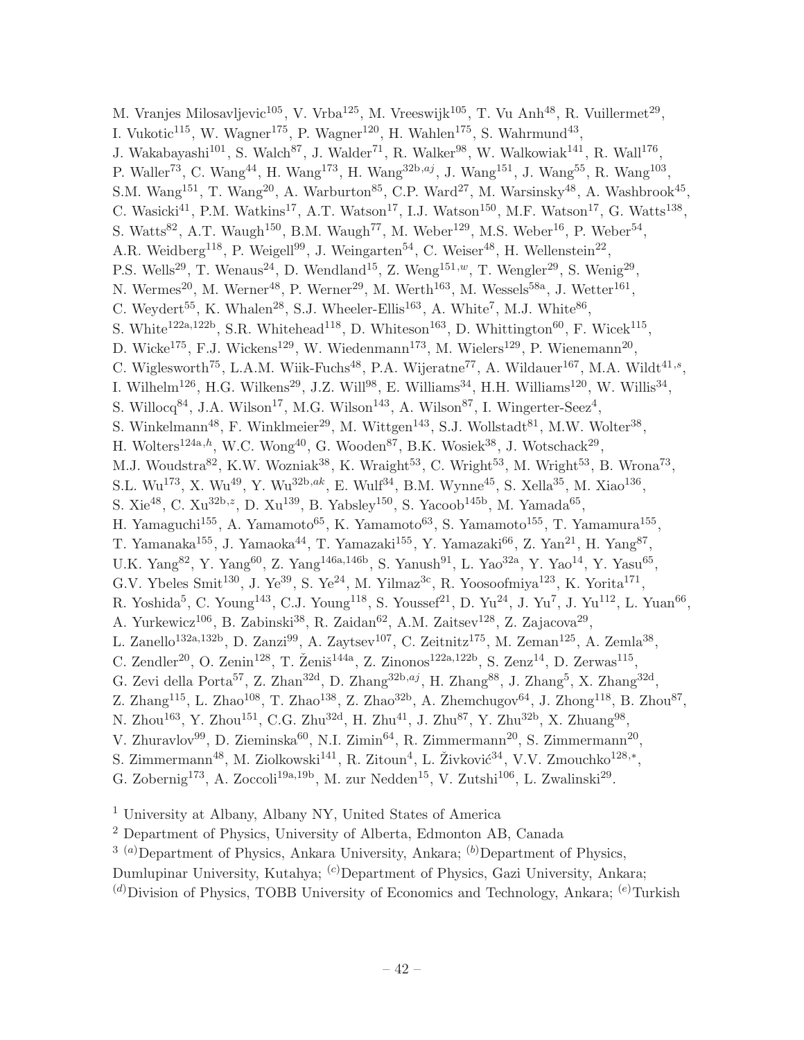M. Vranjes Milosavljevic[105], V. Vrba[125], M. Vreeswijk[105], T. Vu Anh[48], R. Vuillermet[29], I. Vukotic[115], W. Wagner[175], P. Wagner[120], H. Wahlen[175], S. Wahrmund[43], J. Wakabayashi[101], S. Walch[87], J. Walder[71], R. Walker[98], W. Walkowiak[141], R. Wall[176], P. Waller[73], C. Wang[44], H. Wang[173], H. Wang[32b,aj], J. Wang[151], J. Wang[55], R. Wang[103], S.M. Wang[151], T. Wang[20], A. Warburton[85], C.P. Ward[27], M. Warsinsky[48], A. Washbrook[45], C. Wasicki[41], P.M. Watkins[17], A.T. Watson[17], I.J. Watson[150], M.F. Watson[17], G. Watts[138], S. Watts[82], A.T. Waugh[150], B.M. Waugh[77], M. Weber[129], M.S. Weber[16], P. Weber[54], A.R. Weidberg[118], P. Weigell[99], J. Weingarten[54], C. Weiser[48], H. Wellenstein[22], P.S. Wells[29], T. Wenaus[24], D. Wendland[15], Z. Weng[151,w], T. Wengler[29], S. Wenig[29], N. Wermes[20], M. Werner[48], P. Werner[29], M. Werth[163], M. Wessels[58a], J. Wetter[161], C. Weydert[55], K. Whalen[28], S.J. Wheeler-Ellis[163], A. White[7], M.J. White[86], S. White[122a,122b], S.R. Whitehead[118], D. Whiteson[163], D. Whittington[60], F. Wicek[115], D. Wicke[175], F.J. Wickens[129], W. Wiedenmann[173], M. Wielers[129], P. Wienemann[20], C. Wiglesworth[75], L.A.M. Wiik-Fuchs[48], P.A. Wijeratne[77], A. Wildauer[167], M.A. Wildt[41,s], I. Wilhelm[126], H.G. Wilkens[29], J.Z. Will[98], E. Williams[34], H.H. Williams[120], W. Willis[34], S. Willocq[84], J.A. Wilson[17], M.G. Wilson[143], A. Wilson[87], I. Wingerter-Seez[4], S. Winkelmann[48], F. Winklmeier[29], M. Wittgen[143], S.J. Wollstadt[81], M.W. Wolter[38], H. Wolters[124a,h], W.C. Wong[40], G. Wooden[87], B.K. Wosiek[38], J. Wotschack[29], M.J. Woudstra[82], K.W. Wozniak[38], K. Wraight[53], C. Wright[53], M. Wright[53], B. Wrona[73], S.L. Wu[173], X. Wu[49], Y. Wu[32b,ak], E. Wulf[34], B.M. Wynne[45], S. Xella[35], M. Xiao[136], S. Xie[48], C. Xu[32b,z], D. Xu[139], B. Yabsley[150], S. Yacoob[145b], M. Yamada[65], H. Yamaguchi[155], A. Yamamoto[65], K. Yamamoto[63], S. Yamamoto[155], T. Yamamura[155], T. Yamanaka[155], J. Yamaoka[44], T. Yamazaki[155], Y. Yamazaki[66], Z. Yan[21], H. Yang[87], U.K. Yang[82], Y. Yang[60], Z. Yang[146a,146b], S. Yanush[91], L. Yao[32a], Y. Yao[14], Y. Yasu[65], G.V. Ybeles Smit[130], J. Ye[39], S. Ye[24], M. Yilmaz[3c], R. Yoosoofmiya[123], K. Yorita[171], R. Yoshida[5], C. Young[143], C.J. Young[118], S. Youssef[21], D. Yu[24], J. Yu[7], J. Yu[112], L. Yuan[66], A. Yurkewicz[106], B. Zabinski[38], R. Zaidan[62], A.M. Zaitsev[128], Z. Zajacova[29], L. Zanello[132a,132b], D. Zanzi[99], A. Zaytsev[107], C. Zeitnitz[175], M. Zeman[125], A. Zemla[38], C. Zendler[20], O. Zenin[128], T. Ženiš[144a], Z. Zinonos[122a,122b], S. Zenz[14], D. Zerwas[115], G. Zevi della Porta[57], Z. Zhan[32d], D. Zhang[32b,aj], H. Zhang[88], J. Zhang[5], X. Zhang[32d], Z. Zhang[115], L. Zhao[108], T. Zhao[138], Z. Zhao[32b], A. Zhemchugov[64], J. Zhong[118], B. Zhou[87], N. Zhou[163], Y. Zhou[151], C.G. Zhu[32d], H. Zhu[41], J. Zhu[87], Y. Zhu[32b], X. Zhuang[98], V. Zhuravlov[99], D. Zieminska[60], N.I. Zimin[64], R. Zimmermann[20], S. Zimmermann[20], S. Zimmermann[48], M. Ziolkowski[141], R. Zitoun[4], L. Živković[34], V.V. Zmouchko[128,*], G. Zobernig[173], A. Zoccoli[19a,19b], M. zur Nedden[15], V. Zutshi[106], L. Zwalinski[29].

[1] University at Albany, Albany NY, United States of America

[2] Department of Physics, University of Alberta, Edmonton AB, Canada

[3] [(a)]Department of Physics, Ankara University, Ankara; [(b)]Department of Physics, Dumlupinar University, Kutahya; [(c)]Department of Physics, Gazi University, Ankara; [(d)]Division of Physics, TOBB University of Economics and Technology, Ankara; [(e)]Turkish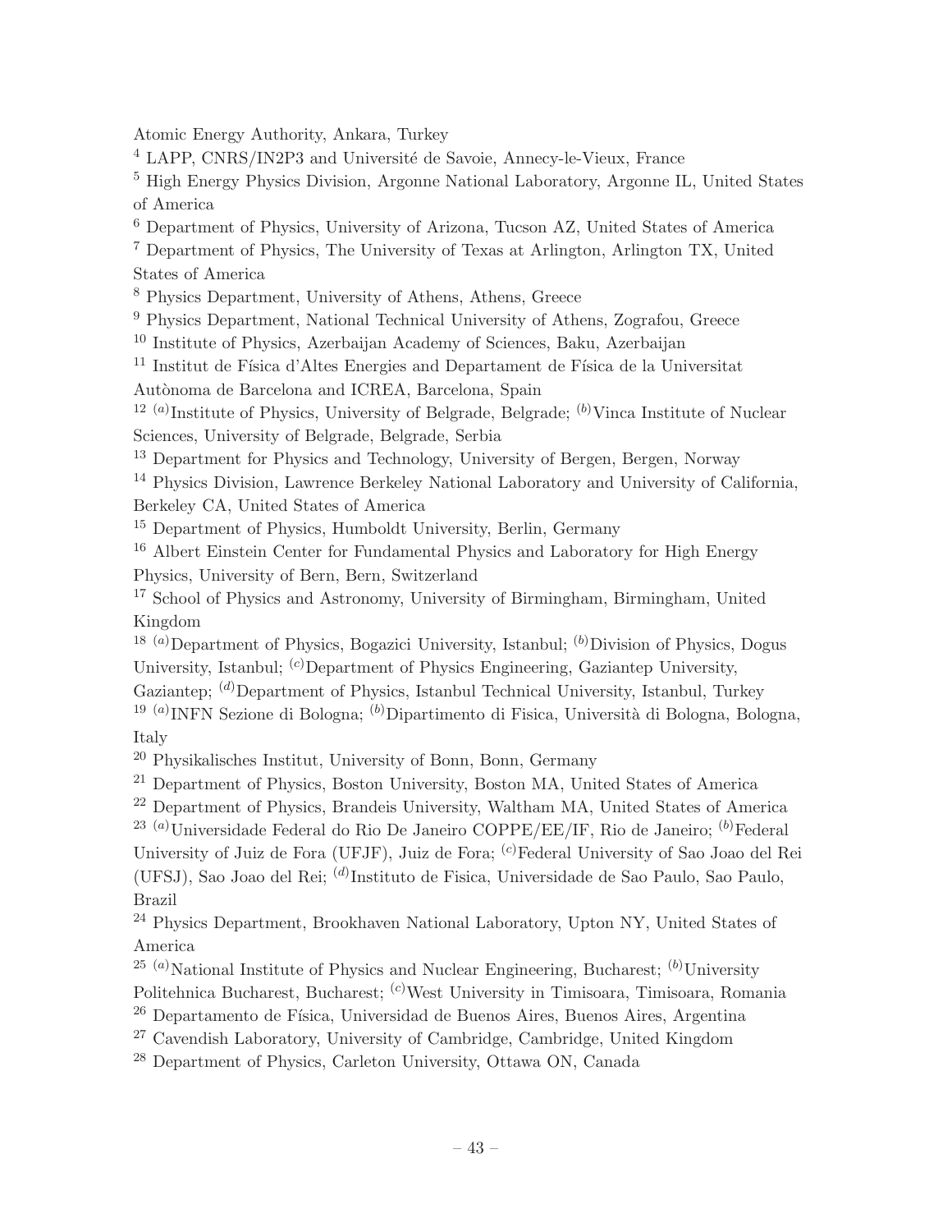Atomic Energy Authority, Ankara, Turkey

[4] LAPP, CNRS/IN2P3 and Université de Savoie, Annecy-le-Vieux, France

[5] High Energy Physics Division, Argonne National Laboratory, Argonne IL, United States of America

[6] Department of Physics, University of Arizona, Tucson AZ, United States of America

[7] Department of Physics, The University of Texas at Arlington, Arlington TX, United States of America

[8] Physics Department, University of Athens, Athens, Greece

[9] Physics Department, National Technical University of Athens, Zografou, Greece

[10] Institute of Physics, Azerbaijan Academy of Sciences, Baku, Azerbaijan

[11] Institut de Física d'Altes Energies and Departament de Física de la Universitat Autònoma de Barcelona and ICREA, Barcelona, Spain

[12] [(a)]Institute of Physics, University of Belgrade, Belgrade; [(b)]Vinca Institute of Nuclear Sciences, University of Belgrade, Belgrade, Serbia

[13] Department for Physics and Technology, University of Bergen, Bergen, Norway

[14] Physics Division, Lawrence Berkeley National Laboratory and University of California, Berkeley CA, United States of America

[15] Department of Physics, Humboldt University, Berlin, Germany

[16] Albert Einstein Center for Fundamental Physics and Laboratory for High Energy Physics, University of Bern, Bern, Switzerland

[17] School of Physics and Astronomy, University of Birmingham, Birmingham, United Kingdom

[18] [(a)]Department of Physics, Bogazici University, Istanbul; [(b)]Division of Physics, Dogus University, Istanbul; [(c)]Department of Physics Engineering, Gaziantep University, Gaziantep; [(d)]Department of Physics, Istanbul Technical University, Istanbul, Turkey

[19] [(a)]INFN Sezione di Bologna; [(b)]Dipartimento di Fisica, Università di Bologna, Bologna, Italy

[20] Physikalisches Institut, University of Bonn, Bonn, Germany

[21] Department of Physics, Boston University, Boston MA, United States of America

[22] Department of Physics, Brandeis University, Waltham MA, United States of America

[23] [(a)]Universidade Federal do Rio De Janeiro COPPE/EE/IF, Rio de Janeiro; [(b)]Federal University of Juiz de Fora (UFJF), Juiz de Fora; [(c)]Federal University of Sao Joao del Rei (UFSJ), Sao Joao del Rei; [(d)]Instituto de Fisica, Universidade de Sao Paulo, Sao Paulo, Brazil

[24] Physics Department, Brookhaven National Laboratory, Upton NY, United States of America

[25] [(a)]National Institute of Physics and Nuclear Engineering, Bucharest; [(b)]University Politehnica Bucharest, Bucharest; [(c)]West University in Timisoara, Timisoara, Romania

[26] Departamento de Física, Universidad de Buenos Aires, Buenos Aires, Argentina

[27] Cavendish Laboratory, University of Cambridge, Cambridge, United Kingdom

[28] Department of Physics, Carleton University, Ottawa ON, Canada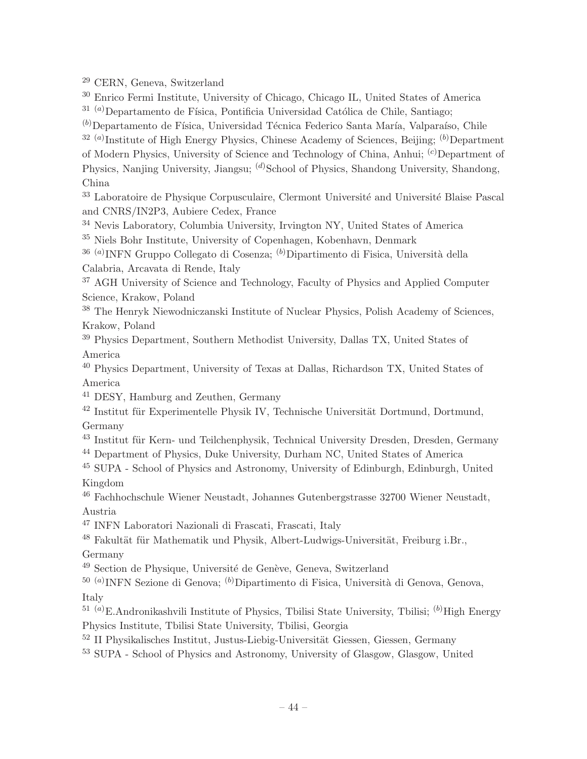[29] CERN, Geneva, Switzerland

[30] Enrico Fermi Institute, University of Chicago, Chicago IL, United States of America

[31] [(a)]Departamento de Física, Pontificia Universidad Católica de Chile, Santiago; [(b)]Departamento de Física, Universidad Técnica Federico Santa María, Valparaíso, Chile

[32] [(a)]Institute of High Energy Physics, Chinese Academy of Sciences, Beijing; [(b)]Department of Modern Physics, University of Science and Technology of China, Anhui; [(c)]Department of Physics, Nanjing University, Jiangsu; [(d)]School of Physics, Shandong University, Shandong, China

[33] Laboratoire de Physique Corpusculaire, Clermont Université and Université Blaise Pascal and CNRS/IN2P3, Aubiere Cedex, France

[34] Nevis Laboratory, Columbia University, Irvington NY, United States of America

[35] Niels Bohr Institute, University of Copenhagen, Kobenhavn, Denmark

[36] [(a)]INFN Gruppo Collegato di Cosenza; [(b)]Dipartimento di Fisica, Università della Calabria, Arcavata di Rende, Italy

[37] AGH University of Science and Technology, Faculty of Physics and Applied Computer Science, Krakow, Poland

[38] The Henryk Niewodniczanski Institute of Nuclear Physics, Polish Academy of Sciences, Krakow, Poland

[39] Physics Department, Southern Methodist University, Dallas TX, United States of America

[40] Physics Department, University of Texas at Dallas, Richardson TX, United States of America

[41] DESY, Hamburg and Zeuthen, Germany

[42] Institut für Experimentelle Physik IV, Technische Universität Dortmund, Dortmund, Germany

[43] Institut für Kern- und Teilchenphysik, Technical University Dresden, Dresden, Germany

[44] Department of Physics, Duke University, Durham NC, United States of America

[45] SUPA - School of Physics and Astronomy, University of Edinburgh, Edinburgh, United Kingdom

[46] Fachhochschule Wiener Neustadt, Johannes Gutenbergstrasse 32700 Wiener Neustadt, Austria

[47] INFN Laboratori Nazionali di Frascati, Frascati, Italy

[48] Fakultät für Mathematik und Physik, Albert-Ludwigs-Universität, Freiburg i.Br., Germany

[49] Section de Physique, Université de Genève, Geneva, Switzerland

[50] [(a)]INFN Sezione di Genova; [(b)]Dipartimento di Fisica, Università di Genova, Genova, Italy

[51] [(a)]E.Andronikashvili Institute of Physics, Tbilisi State University, Tbilisi; [(b)]High Energy Physics Institute, Tbilisi State University, Tbilisi, Georgia

[52] II Physikalisches Institut, Justus-Liebig-Universität Giessen, Giessen, Germany

[53] SUPA - School of Physics and Astronomy, University of Glasgow, Glasgow, United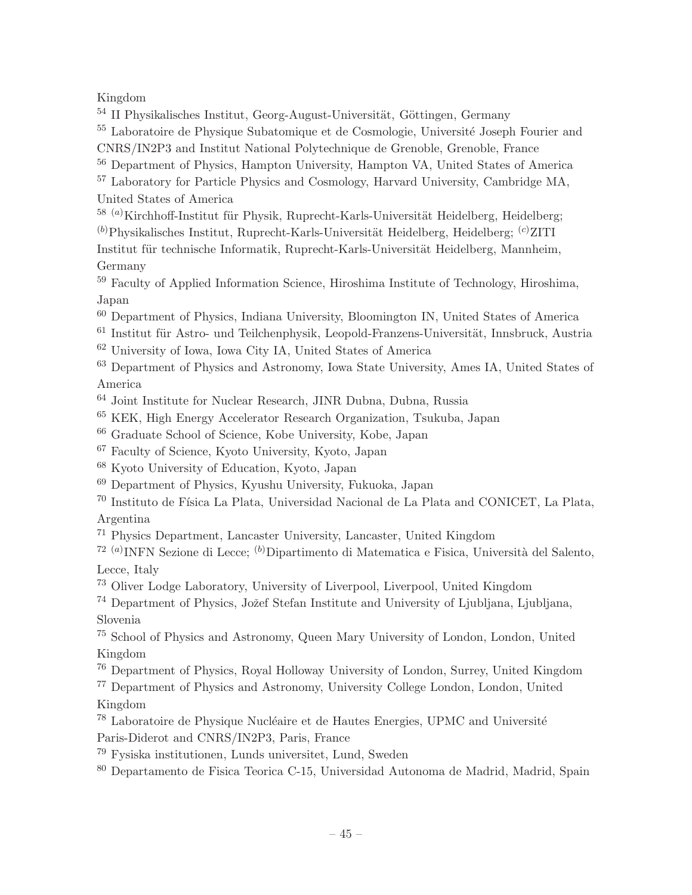Kingdom

[54] II Physikalisches Institut, Georg-August-Universität, Göttingen, Germany

[55] Laboratoire de Physique Subatomique et de Cosmologie, Université Joseph Fourier and CNRS/IN2P3 and Institut National Polytechnique de Grenoble, Grenoble, France

[56] Department of Physics, Hampton University, Hampton VA, United States of America

[57] Laboratory for Particle Physics and Cosmology, Harvard University, Cambridge MA, United States of America

[58] [(a)]Kirchhoff-Institut für Physik, Ruprecht-Karls-Universität Heidelberg, Heidelberg; [(b)]Physikalisches Institut, Ruprecht-Karls-Universität Heidelberg, Heidelberg; [(c)]ZITI Institut für technische Informatik, Ruprecht-Karls-Universität Heidelberg, Mannheim, Germany

[59] Faculty of Applied Information Science, Hiroshima Institute of Technology, Hiroshima, Japan

[60] Department of Physics, Indiana University, Bloomington IN, United States of America

[61] Institut für Astro- und Teilchenphysik, Leopold-Franzens-Universität, Innsbruck, Austria

[62] University of Iowa, Iowa City IA, United States of America

[63] Department of Physics and Astronomy, Iowa State University, Ames IA, United States of America

[64] Joint Institute for Nuclear Research, JINR Dubna, Dubna, Russia

[65] KEK, High Energy Accelerator Research Organization, Tsukuba, Japan

[66] Graduate School of Science, Kobe University, Kobe, Japan

[67] Faculty of Science, Kyoto University, Kyoto, Japan

[68] Kyoto University of Education, Kyoto, Japan

[69] Department of Physics, Kyushu University, Fukuoka, Japan

[70] Instituto de Física La Plata, Universidad Nacional de La Plata and CONICET, La Plata, Argentina

[71] Physics Department, Lancaster University, Lancaster, United Kingdom

[72] [(a)]INFN Sezione di Lecce; [(b)]Dipartimento di Matematica e Fisica, Università del Salento, Lecce, Italy

[73] Oliver Lodge Laboratory, University of Liverpool, Liverpool, United Kingdom

[74] Department of Physics, Jožef Stefan Institute and University of Ljubljana, Ljubljana, Slovenia

[75] School of Physics and Astronomy, Queen Mary University of London, London, United Kingdom

[76] Department of Physics, Royal Holloway University of London, Surrey, United Kingdom

[77] Department of Physics and Astronomy, University College London, London, United Kingdom

[78] Laboratoire de Physique Nucléaire et de Hautes Energies, UPMC and Université Paris-Diderot and CNRS/IN2P3, Paris, France

[79] Fysiska institutionen, Lunds universitet, Lund, Sweden

[80] Departamento de Fisica Teorica C-15, Universidad Autonoma de Madrid, Madrid, Spain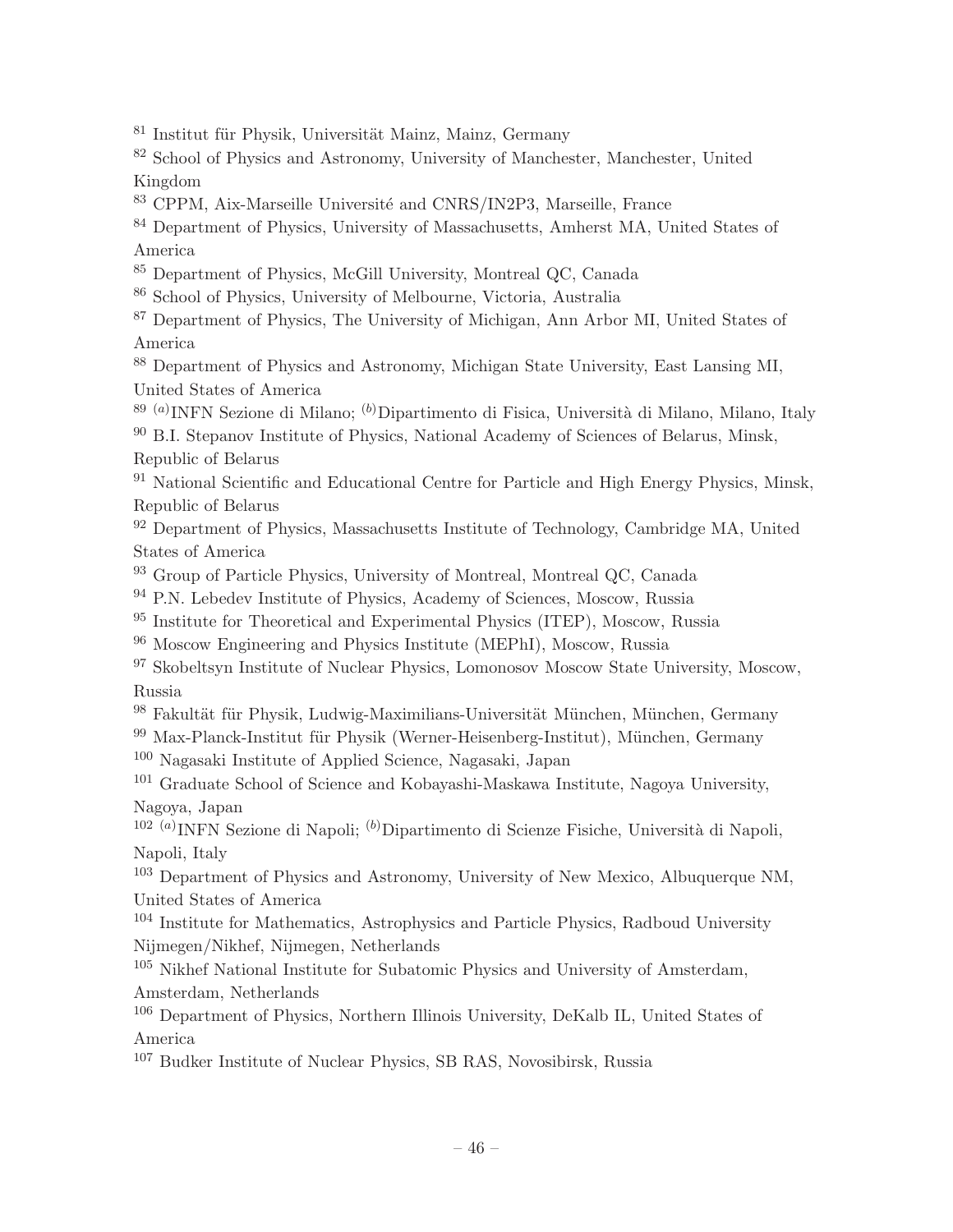[81] Institut für Physik, Universität Mainz, Mainz, Germany
[82] School of Physics and Astronomy, University of Manchester, Manchester, United Kingdom
[83] CPPM, Aix-Marseille Université and CNRS/IN2P3, Marseille, France
[84] Department of Physics, University of Massachusetts, Amherst MA, United States of America
[85] Department of Physics, McGill University, Montreal QC, Canada
[86] School of Physics, University of Melbourne, Victoria, Australia
[87] Department of Physics, The University of Michigan, Ann Arbor MI, United States of America
[88] Department of Physics and Astronomy, Michigan State University, East Lansing MI, United States of America
[89] [(a)]INFN Sezione di Milano; [(b)]Dipartimento di Fisica, Università di Milano, Milano, Italy
[90] B.I. Stepanov Institute of Physics, National Academy of Sciences of Belarus, Minsk, Republic of Belarus
[91] National Scientific and Educational Centre for Particle and High Energy Physics, Minsk, Republic of Belarus
[92] Department of Physics, Massachusetts Institute of Technology, Cambridge MA, United States of America
[93] Group of Particle Physics, University of Montreal, Montreal QC, Canada
[94] P.N. Lebedev Institute of Physics, Academy of Sciences, Moscow, Russia
[95] Institute for Theoretical and Experimental Physics (ITEP), Moscow, Russia
[96] Moscow Engineering and Physics Institute (MEPhI), Moscow, Russia
[97] Skobeltsyn Institute of Nuclear Physics, Lomonosov Moscow State University, Moscow, Russia
[98] Fakultät für Physik, Ludwig-Maximilians-Universität München, München, Germany
[99] Max-Planck-Institut für Physik (Werner-Heisenberg-Institut), München, Germany
[100] Nagasaki Institute of Applied Science, Nagasaki, Japan
[101] Graduate School of Science and Kobayashi-Maskawa Institute, Nagoya University, Nagoya, Japan
[102] [(a)]INFN Sezione di Napoli; [(b)]Dipartimento di Scienze Fisiche, Università di Napoli, Napoli, Italy
[103] Department of Physics and Astronomy, University of New Mexico, Albuquerque NM, United States of America
[104] Institute for Mathematics, Astrophysics and Particle Physics, Radboud University Nijmegen/Nikhef, Nijmegen, Netherlands
[105] Nikhef National Institute for Subatomic Physics and University of Amsterdam, Amsterdam, Netherlands
[106] Department of Physics, Northern Illinois University, DeKalb IL, United States of America
[107] Budker Institute of Nuclear Physics, SB RAS, Novosibirsk, Russia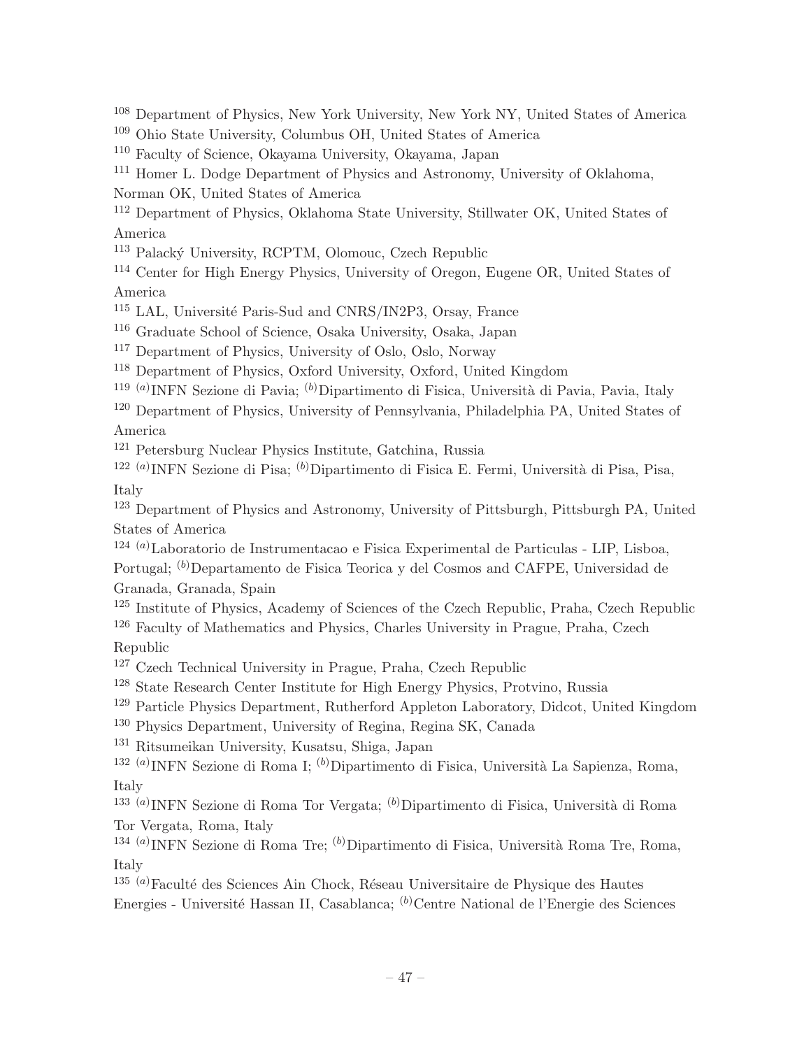[108] Department of Physics, New York University, New York NY, United States of America
[109] Ohio State University, Columbus OH, United States of America
[110] Faculty of Science, Okayama University, Okayama, Japan
[111] Homer L. Dodge Department of Physics and Astronomy, University of Oklahoma, Norman OK, United States of America
[112] Department of Physics, Oklahoma State University, Stillwater OK, United States of America
[113] Palacký University, RCPTM, Olomouc, Czech Republic
[114] Center for High Energy Physics, University of Oregon, Eugene OR, United States of America
[115] LAL, Université Paris-Sud and CNRS/IN2P3, Orsay, France
[116] Graduate School of Science, Osaka University, Osaka, Japan
[117] Department of Physics, University of Oslo, Oslo, Norway
[118] Department of Physics, Oxford University, Oxford, United Kingdom
[119] [(a)]INFN Sezione di Pavia; [(b)]Dipartimento di Fisica, Università di Pavia, Pavia, Italy
[120] Department of Physics, University of Pennsylvania, Philadelphia PA, United States of America
[121] Petersburg Nuclear Physics Institute, Gatchina, Russia
[122] [(a)]INFN Sezione di Pisa; [(b)]Dipartimento di Fisica E. Fermi, Università di Pisa, Pisa, Italy
[123] Department of Physics and Astronomy, University of Pittsburgh, Pittsburgh PA, United States of America
[124] [(a)]Laboratorio de Instrumentacao e Fisica Experimental de Particulas - LIP, Lisboa, Portugal; [(b)]Departamento de Fisica Teorica y del Cosmos and CAFPE, Universidad de Granada, Granada, Spain
[125] Institute of Physics, Academy of Sciences of the Czech Republic, Praha, Czech Republic
[126] Faculty of Mathematics and Physics, Charles University in Prague, Praha, Czech Republic
[127] Czech Technical University in Prague, Praha, Czech Republic
[128] State Research Center Institute for High Energy Physics, Protvino, Russia
[129] Particle Physics Department, Rutherford Appleton Laboratory, Didcot, United Kingdom
[130] Physics Department, University of Regina, Regina SK, Canada
[131] Ritsumeikan University, Kusatsu, Shiga, Japan
[132] [(a)]INFN Sezione di Roma I; [(b)]Dipartimento di Fisica, Università La Sapienza, Roma, Italy
[133] [(a)]INFN Sezione di Roma Tor Vergata; [(b)]Dipartimento di Fisica, Università di Roma Tor Vergata, Roma, Italy
[134] [(a)]INFN Sezione di Roma Tre; [(b)]Dipartimento di Fisica, Università Roma Tre, Roma, Italy
[135] [(a)]Faculté des Sciences Ain Chock, Réseau Universitaire de Physique des Hautes Energies - Université Hassan II, Casablanca; [(b)]Centre National de l'Energie des Sciences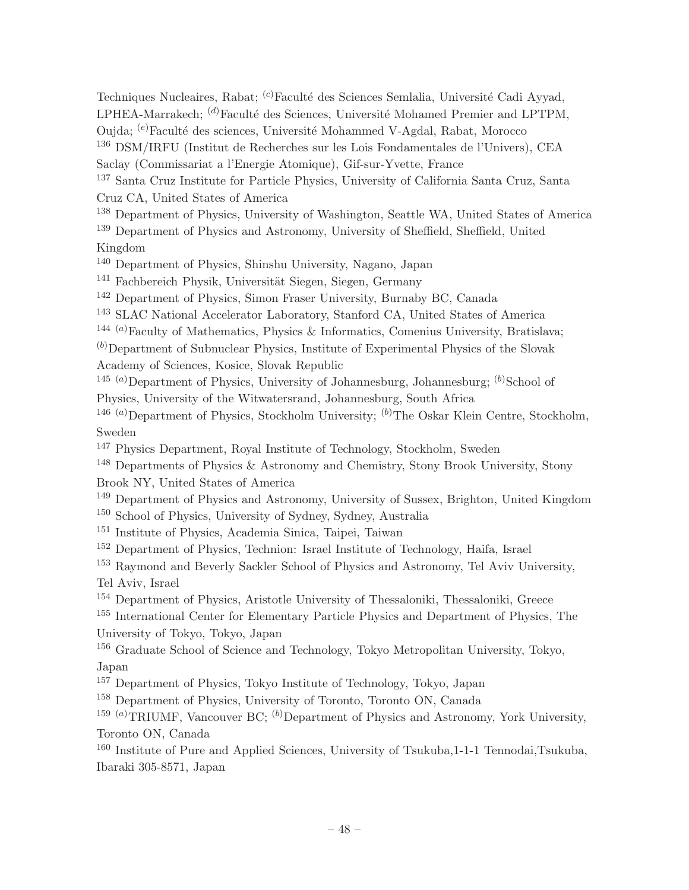Techniques Nucleaires, Rabat; [(c)]Faculté des Sciences Semlalia, Université Cadi Ayyad, LPHEA-Marrakech; [(d)]Faculté des Sciences, Université Mohamed Premier and LPTPM, Oujda; [(e)]Faculté des sciences, Université Mohammed V-Agdal, Rabat, Morocco

[136] DSM/IRFU (Institut de Recherches sur les Lois Fondamentales de l'Univers), CEA Saclay (Commissariat a l'Energie Atomique), Gif-sur-Yvette, France

[137] Santa Cruz Institute for Particle Physics, University of California Santa Cruz, Santa Cruz CA, United States of America

[138] Department of Physics, University of Washington, Seattle WA, United States of America

[139] Department of Physics and Astronomy, University of Sheffield, Sheffield, United Kingdom

[140] Department of Physics, Shinshu University, Nagano, Japan

[141] Fachbereich Physik, Universität Siegen, Siegen, Germany

[142] Department of Physics, Simon Fraser University, Burnaby BC, Canada

[143] SLAC National Accelerator Laboratory, Stanford CA, United States of America

[144] [(a)]Faculty of Mathematics, Physics & Informatics, Comenius University, Bratislava; [(b)]Department of Subnuclear Physics, Institute of Experimental Physics of the Slovak Academy of Sciences, Kosice, Slovak Republic

[145] [(a)]Department of Physics, University of Johannesburg, Johannesburg; [(b)]School of Physics, University of the Witwatersrand, Johannesburg, South Africa

[146] [(a)]Department of Physics, Stockholm University; [(b)]The Oskar Klein Centre, Stockholm, Sweden

[147] Physics Department, Royal Institute of Technology, Stockholm, Sweden

[148] Departments of Physics & Astronomy and Chemistry, Stony Brook University, Stony Brook NY, United States of America

[149] Department of Physics and Astronomy, University of Sussex, Brighton, United Kingdom

[150] School of Physics, University of Sydney, Sydney, Australia

[151] Institute of Physics, Academia Sinica, Taipei, Taiwan

[152] Department of Physics, Technion: Israel Institute of Technology, Haifa, Israel

[153] Raymond and Beverly Sackler School of Physics and Astronomy, Tel Aviv University, Tel Aviv, Israel

[154] Department of Physics, Aristotle University of Thessaloniki, Thessaloniki, Greece

[155] International Center for Elementary Particle Physics and Department of Physics, The University of Tokyo, Tokyo, Japan

[156] Graduate School of Science and Technology, Tokyo Metropolitan University, Tokyo, Japan

[157] Department of Physics, Tokyo Institute of Technology, Tokyo, Japan

[158] Department of Physics, University of Toronto, Toronto ON, Canada

[159] [(a)]TRIUMF, Vancouver BC; [(b)]Department of Physics and Astronomy, York University, Toronto ON, Canada

[160] Institute of Pure and Applied Sciences, University of Tsukuba,1-1-1 Tennodai,Tsukuba, Ibaraki 305-8571, Japan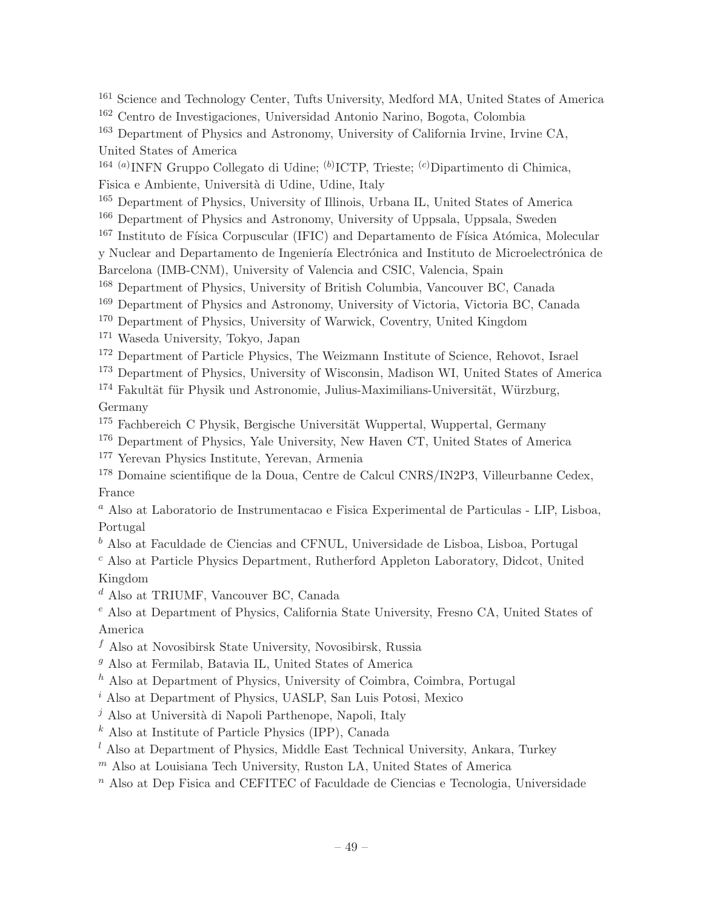[161] Science and Technology Center, Tufts University, Medford MA, United States of America

[162] Centro de Investigaciones, Universidad Antonio Narino, Bogota, Colombia

[163] Department of Physics and Astronomy, University of California Irvine, Irvine CA, United States of America

[164] [(a)]INFN Gruppo Collegato di Udine; [(b)]ICTP, Trieste; [(c)]Dipartimento di Chimica, Fisica e Ambiente, Università di Udine, Udine, Italy

[165] Department of Physics, University of Illinois, Urbana IL, United States of America

[166] Department of Physics and Astronomy, University of Uppsala, Uppsala, Sweden

[167] Instituto de Física Corpuscular (IFIC) and Departamento de Física Atómica, Molecular y Nuclear and Departamento de Ingeniería Electrónica and Instituto de Microelectrónica de Barcelona (IMB-CNM), University of Valencia and CSIC, Valencia, Spain

[168] Department of Physics, University of British Columbia, Vancouver BC, Canada

[169] Department of Physics and Astronomy, University of Victoria, Victoria BC, Canada

[170] Department of Physics, University of Warwick, Coventry, United Kingdom

[171] Waseda University, Tokyo, Japan

[172] Department of Particle Physics, The Weizmann Institute of Science, Rehovot, Israel

[173] Department of Physics, University of Wisconsin, Madison WI, United States of America

[174] Fakultät für Physik und Astronomie, Julius-Maximilians-Universität, Würzburg, Germany

[175] Fachbereich C Physik, Bergische Universität Wuppertal, Wuppertal, Germany

[176] Department of Physics, Yale University, New Haven CT, United States of America

[177] Yerevan Physics Institute, Yerevan, Armenia

[178] Domaine scientifique de la Doua, Centre de Calcul CNRS/IN2P3, Villeurbanne Cedex, France

[a] Also at Laboratorio de Instrumentacao e Fisica Experimental de Particulas - LIP, Lisboa, Portugal

[b] Also at Faculdade de Ciencias and CFNUL, Universidade de Lisboa, Lisboa, Portugal

[c] Also at Particle Physics Department, Rutherford Appleton Laboratory, Didcot, United Kingdom

[d] Also at TRIUMF, Vancouver BC, Canada

[e] Also at Department of Physics, California State University, Fresno CA, United States of America

[f] Also at Novosibirsk State University, Novosibirsk, Russia

[g] Also at Fermilab, Batavia IL, United States of America

[h] Also at Department of Physics, University of Coimbra, Coimbra, Portugal

[i] Also at Department of Physics, UASLP, San Luis Potosi, Mexico

[j] Also at Università di Napoli Parthenope, Napoli, Italy

[k] Also at Institute of Particle Physics (IPP), Canada

[l] Also at Department of Physics, Middle East Technical University, Ankara, Turkey

[m] Also at Louisiana Tech University, Ruston LA, United States of America

[n] Also at Dep Fisica and CEFITEC of Faculdade de Ciencias e Tecnologia, Universidade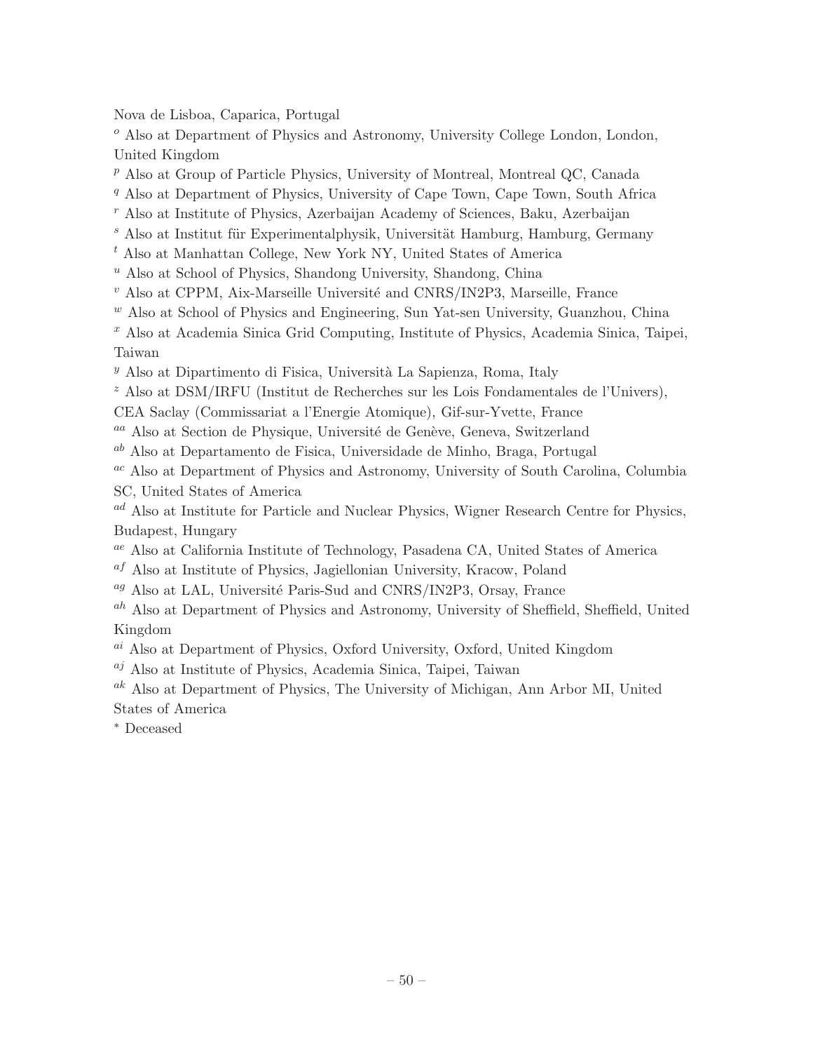Nova de Lisboa, Caparica, Portugal

[o] Also at Department of Physics and Astronomy, University College London, London, United Kingdom

[p] Also at Group of Particle Physics, University of Montreal, Montreal QC, Canada

[q] Also at Department of Physics, University of Cape Town, Cape Town, South Africa

[r] Also at Institute of Physics, Azerbaijan Academy of Sciences, Baku, Azerbaijan

[s] Also at Institut für Experimentalphysik, Universität Hamburg, Hamburg, Germany

[t] Also at Manhattan College, New York NY, United States of America

[u] Also at School of Physics, Shandong University, Shandong, China

[v] Also at CPPM, Aix-Marseille Université and CNRS/IN2P3, Marseille, France

[w] Also at School of Physics and Engineering, Sun Yat-sen University, Guanzhou, China

[x] Also at Academia Sinica Grid Computing, Institute of Physics, Academia Sinica, Taipei, Taiwan

[y] Also at Dipartimento di Fisica, Università La Sapienza, Roma, Italy

[z] Also at DSM/IRFU (Institut de Recherches sur les Lois Fondamentales de l'Univers), CEA Saclay (Commissariat a l'Energie Atomique), Gif-sur-Yvette, France

[aa] Also at Section de Physique, Université de Genève, Geneva, Switzerland

[ab] Also at Departamento de Fisica, Universidade de Minho, Braga, Portugal

[ac] Also at Department of Physics and Astronomy, University of South Carolina, Columbia SC, United States of America

[ad] Also at Institute for Particle and Nuclear Physics, Wigner Research Centre for Physics, Budapest, Hungary

[ae] Also at California Institute of Technology, Pasadena CA, United States of America

[af] Also at Institute of Physics, Jagiellonian University, Kracow, Poland

[ag] Also at LAL, Université Paris-Sud and CNRS/IN2P3, Orsay, France

[ah] Also at Department of Physics and Astronomy, University of Sheffield, Sheffield, United Kingdom

[ai] Also at Department of Physics, Oxford University, Oxford, United Kingdom

[aj] Also at Institute of Physics, Academia Sinica, Taipei, Taiwan

[ak] Also at Department of Physics, The University of Michigan, Ann Arbor MI, United States of America

[*] Deceased